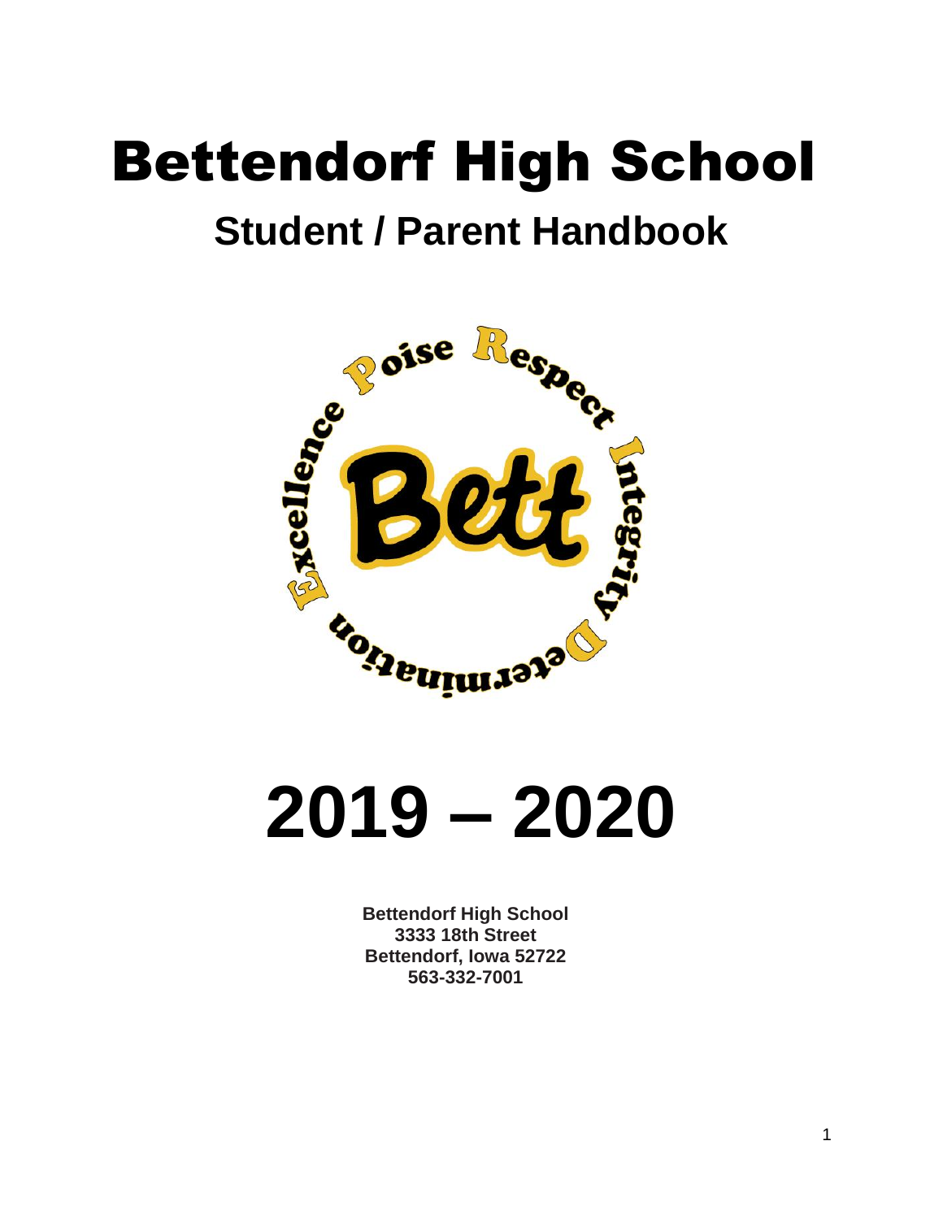# Bettendorf High School

## Student / Parent Handbook

# 2019 – 2020

**Bettendorf High School**
**3333 18th Street**
**Bettendorf, Iowa 52722**
**563-332-7001**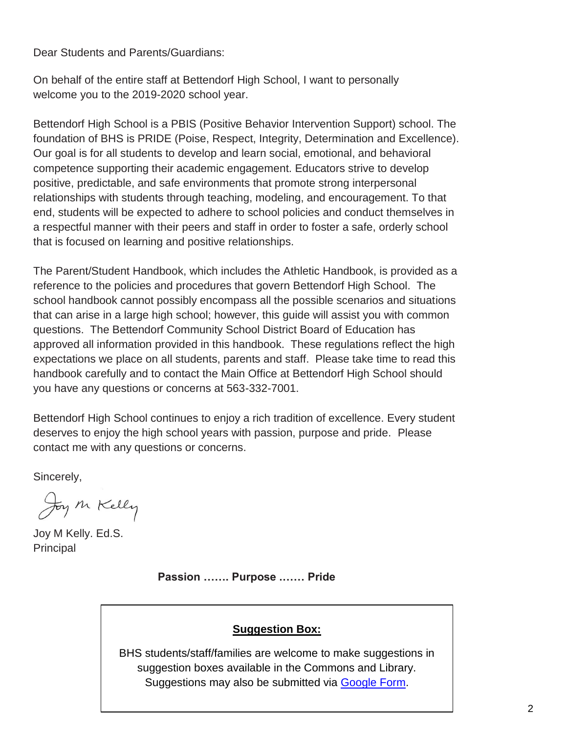Dear Students and Parents/Guardians:

On behalf of the entire staff at Bettendorf High School, I want to personally welcome you to the 2019-2020 school year.

Bettendorf High School is a PBIS (Positive Behavior Intervention Support) school. The foundation of BHS is PRIDE (Poise, Respect, Integrity, Determination and Excellence). Our goal is for all students to develop and learn social, emotional, and behavioral competence supporting their academic engagement. Educators strive to develop positive, predictable, and safe environments that promote strong interpersonal relationships with students through teaching, modeling, and encouragement. To that end, students will be expected to adhere to school policies and conduct themselves in a respectful manner with their peers and staff in order to foster a safe, orderly school that is focused on learning and positive relationships.

The Parent/Student Handbook, which includes the Athletic Handbook, is provided as a reference to the policies and procedures that govern Bettendorf High School. The school handbook cannot possibly encompass all the possible scenarios and situations that can arise in a large high school; however, this guide will assist you with common questions. The Bettendorf Community School District Board of Education has approved all information provided in this handbook. These regulations reflect the high expectations we place on all students, parents and staff. Please take time to read this handbook carefully and to contact the Main Office at Bettendorf High School should you have any questions or concerns at 563-332-7001.

Bettendorf High School continues to enjoy a rich tradition of excellence. Every student deserves to enjoy the high school years with passion, purpose and pride. Please contact me with any questions or concerns.

Sincerely,

Joy M Kelly

Joy M Kelly. Ed.S.
Principal

**Passion ……. Purpose ……. Pride**

**Suggestion Box:**

BHS students/staff/families are welcome to make suggestions in suggestion boxes available in the Commons and Library. Suggestions may also be submitted via Google Form.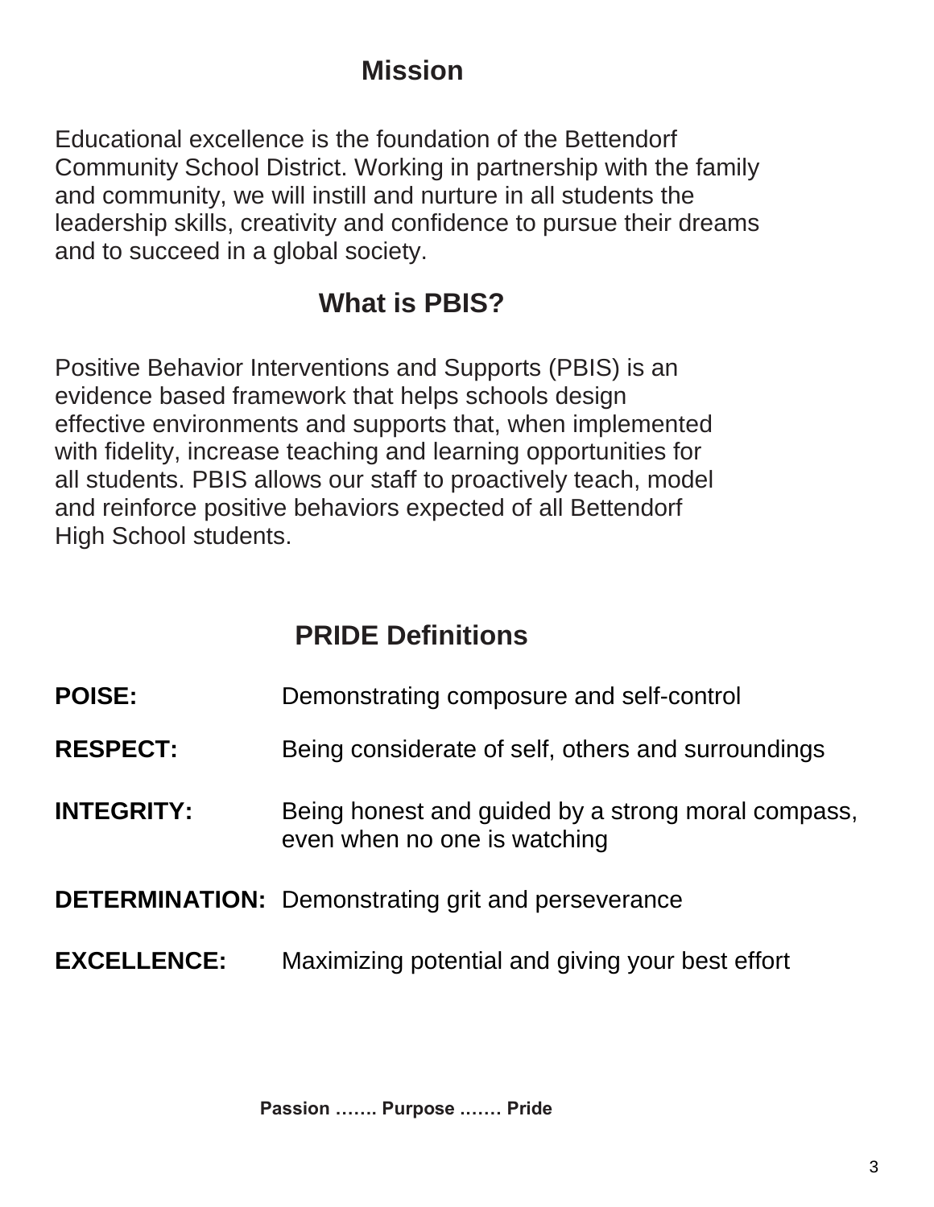## Mission

Educational excellence is the foundation of the Bettendorf Community School District. Working in partnership with the family and community, we will instill and nurture in all students the leadership skills, creativity and confidence to pursue their dreams and to succeed in a global society.

## What is PBIS?

Positive Behavior Interventions and Supports (PBIS) is an evidence based framework that helps schools design effective environments and supports that, when implemented with fidelity, increase teaching and learning opportunities for all students. PBIS allows our staff to proactively teach, model and reinforce positive behaviors expected of all Bettendorf High School students.

## PRIDE Definitions

**POISE:** Demonstrating composure and self-control

**RESPECT:** Being considerate of self, others and surroundings

**INTEGRITY:** Being honest and guided by a strong moral compass, even when no one is watching

**DETERMINATION:** Demonstrating grit and perseverance

**EXCELLENCE:** Maximizing potential and giving your best effort

**Passion ……. Purpose ……. Pride**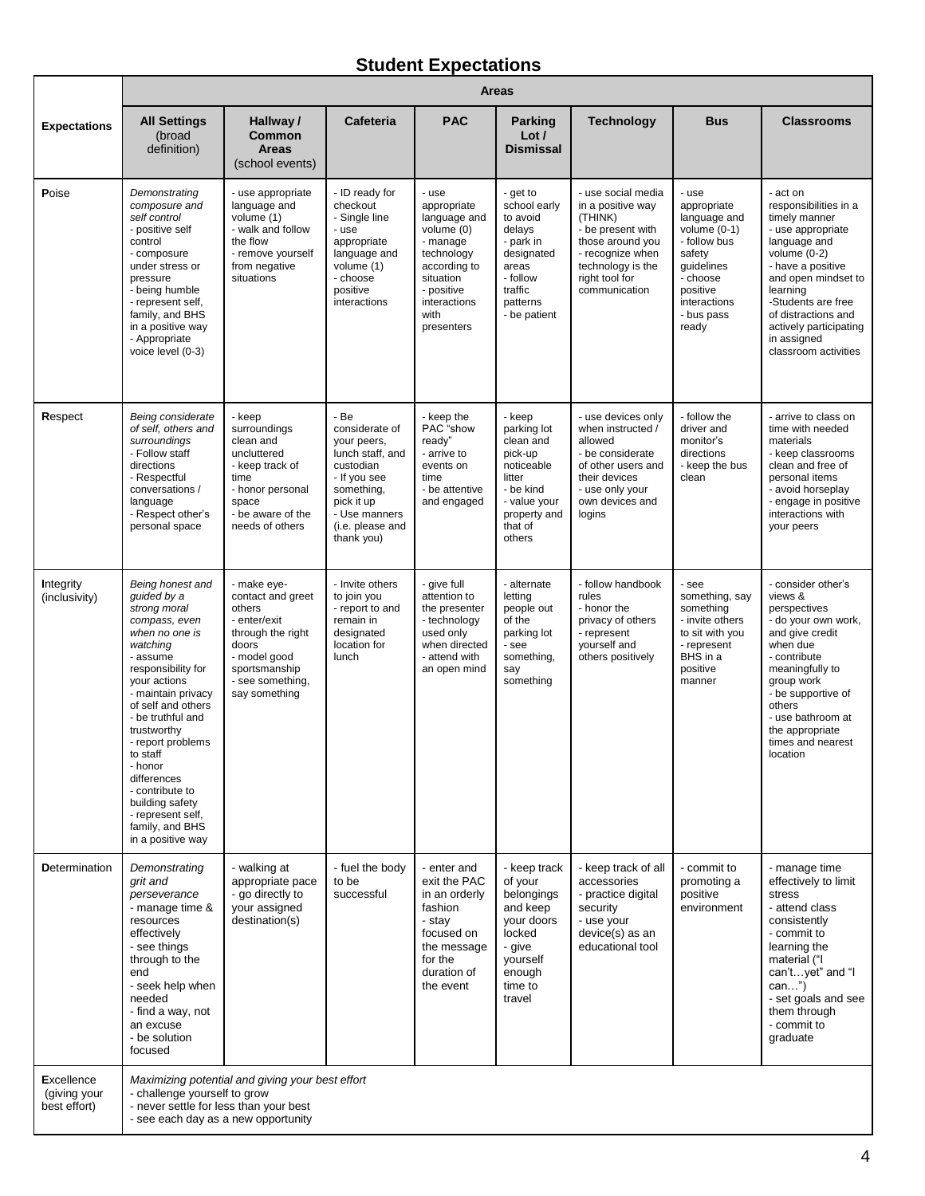# Student Expectations

| Expectations | Areas | | | | | | | |
|---|---|---|---|---|---|---|---|---|
| | **All Settings** (broad definition) | **Hallway / Common Areas** (school events) | **Cafeteria** | **PAC** | **Parking Lot / Dismissal** | **Technology** | **Bus** | **Classrooms** |
| **P**oise | *Demonstrating composure and self control*<br>- positive self control<br>- composure under stress or pressure<br>- being humble<br>- represent self, family, and BHS in a positive way<br>- Appropriate voice level (0-3) | - use appropriate language and volume (1)<br>- walk and follow the flow<br>- remove yourself from negative situations | - ID ready for checkout<br>- Single line<br>- use appropriate language and volume (1)<br>- choose positive interactions | - use appropriate language and volume (0)<br>- manage technology according to situation<br>- positive interactions with presenters | - get to school early to avoid delays<br>- park in designated areas<br>- follow traffic patterns<br>- be patient | - use social media in a positive way (THINK)<br>- be present with those around you<br>- recognize when technology is the right tool for communication | - use appropriate language and volume (0-1)<br>- follow bus safety guidelines<br>- choose positive interactions<br>- bus pass ready | - act on responsibilities in a timely manner<br>- use appropriate language and volume (0-2)<br>- have a positive and open mindset to learning<br>-Students are free of distractions and actively participating in assigned classroom activities |
| **R**espect | *Being considerate of self, others and surroundings*<br>- Follow staff directions<br>- Respectful conversations / language<br>- Respect other's personal space | - keep surroundings clean and uncluttered<br>- keep track of time<br>- honor personal space<br>- be aware of the needs of others | - Be considerate of your peers, lunch staff, and custodian<br>- If you see something, pick it up<br>- Use manners (i.e. please and thank you) | - keep the PAC "show ready"<br>- arrive to events on time<br>- be attentive and engaged | - keep parking lot clean and pick-up noticeable litter<br>- be kind<br>- value your property and that of others | - use devices only when instructed / allowed<br>- be considerate of other users and their devices<br>- use only your own devices and logins | - follow the driver and monitor's directions<br>- keep the bus clean | - arrive to class on time with needed materials<br>- keep classrooms clean and free of personal items<br>- avoid horseplay<br>- engage in positive interactions with your peers |
| **I**ntegrity (inclusivity) | *Being honest and guided by a strong moral compass, even when no one is watching*<br>- assume responsibility for your actions<br>- maintain privacy of self and others<br>- be truthful and trustworthy<br>- report problems to staff<br>- honor differences<br>- contribute to building safety<br>- represent self, family, and BHS in a positive way | - make eye-contact and greet others<br>- enter/exit through the right doors<br>- model good sportsmanship<br>- see something, say something | - Invite others to join you<br>- report to and remain in designated location for lunch | - give full attention to the presenter<br>- technology used only when directed<br>- attend with an open mind | - alternate letting people out of the parking lot<br>- see something, say something | - follow handbook rules<br>- honor the privacy of others<br>- represent yourself and others positively | - see something, say something<br>- invite others to sit with you<br>- represent BHS in a positive manner | - consider other's views & perspectives<br>- do your own work, and give credit when due<br>- contribute meaningfully to group work<br>- be supportive of others<br>- use bathroom at the appropriate times and nearest location |
| **D**etermination | *Demonstrating grit and perseverance*<br>- manage time & resources effectively<br>- see things through to the end<br>- seek help when needed<br>- find a way, not an excuse<br>- be solution focused | - walking at appropriate pace<br>- go directly to your assigned destination(s) | - fuel the body to be successful | - enter and exit the PAC in an orderly fashion<br>- stay focused on the message for the duration of the event | - keep track of your belongings and keep your doors locked<br>- give yourself enough time to travel | - keep track of all accessories<br>- practice digital security<br>- use your device(s) as an educational tool | - commit to promoting a positive environment | - manage time effectively to limit stress<br>- attend class consistently<br>- commit to learning the material ("I can't…yet" and "I can…")<br>- set goals and see them through<br>- commit to graduate |
| **E**xcellence (giving your best effort) | *Maximizing potential and giving your best effort*<br>- challenge yourself to grow<br>- never settle for less than your best<br>- see each day as a new opportunity | | | | | | | |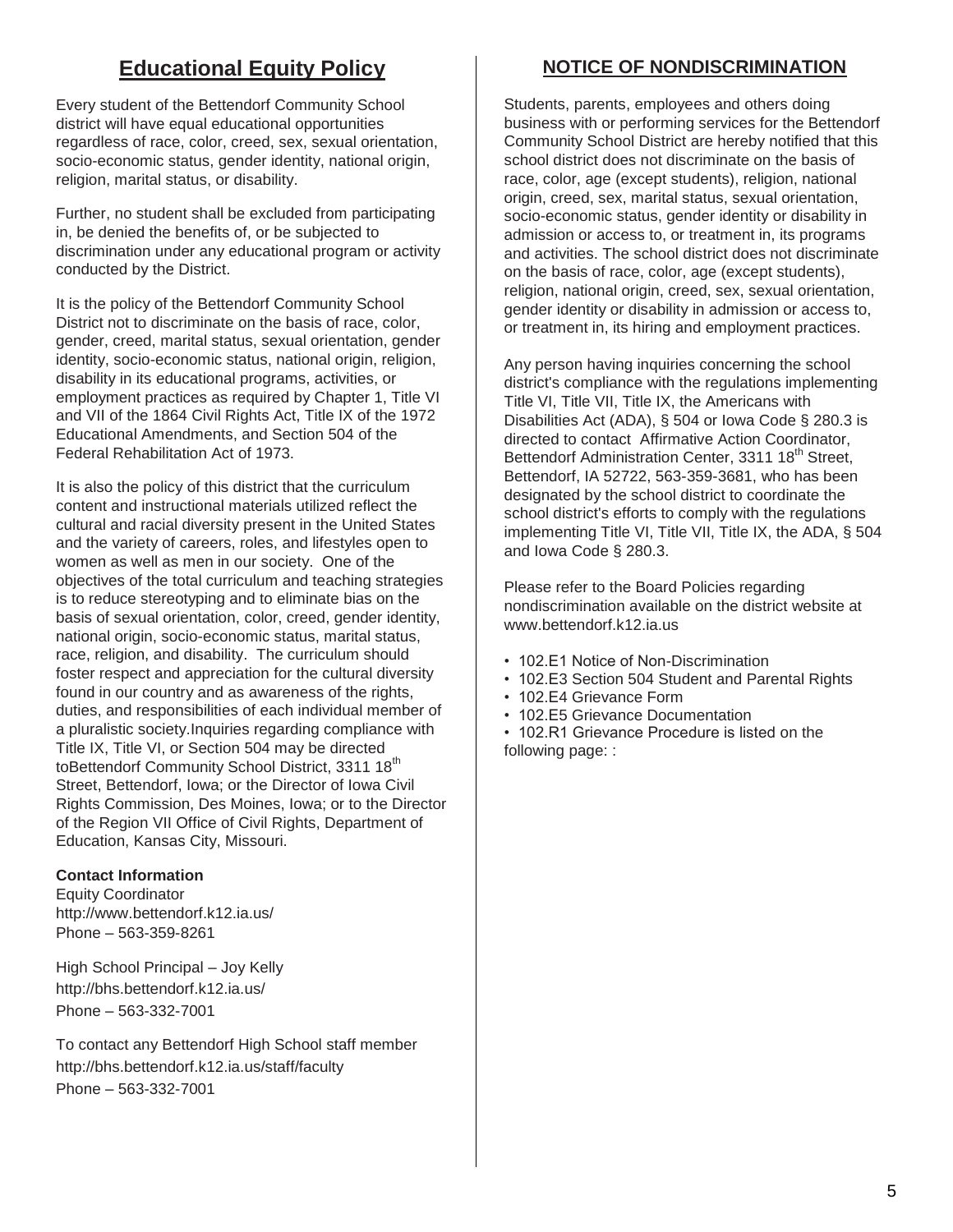## Educational Equity Policy

Every student of the Bettendorf Community School district will have equal educational opportunities regardless of race, color, creed, sex, sexual orientation, socio-economic status, gender identity, national origin, religion, marital status, or disability.

Further, no student shall be excluded from participating in, be denied the benefits of, or be subjected to discrimination under any educational program or activity conducted by the District.

It is the policy of the Bettendorf Community School District not to discriminate on the basis of race, color, gender, creed, marital status, sexual orientation, gender identity, socio-economic status, national origin, religion, disability in its educational programs, activities, or employment practices as required by Chapter 1, Title VI and VII of the 1864 Civil Rights Act, Title IX of the 1972 Educational Amendments, and Section 504 of the Federal Rehabilitation Act of 1973.

It is also the policy of this district that the curriculum content and instructional materials utilized reflect the cultural and racial diversity present in the United States and the variety of careers, roles, and lifestyles open to women as well as men in our society. One of the objectives of the total curriculum and teaching strategies is to reduce stereotyping and to eliminate bias on the basis of sexual orientation, color, creed, gender identity, national origin, socio-economic status, marital status, race, religion, and disability. The curriculum should foster respect and appreciation for the cultural diversity found in our country and as awareness of the rights, duties, and responsibilities of each individual member of a pluralistic society.Inquiries regarding compliance with Title IX, Title VI, or Section 504 may be directed toBettendorf Community School District, 3311 18th Street, Bettendorf, Iowa; or the Director of Iowa Civil Rights Commission, Des Moines, Iowa; or to the Director of the Region VII Office of Civil Rights, Department of Education, Kansas City, Missouri.

**Contact Information**
Equity Coordinator
http://www.bettendorf.k12.ia.us/
Phone – 563-359-8261

High School Principal – Joy Kelly
http://bhs.bettendorf.k12.ia.us/
Phone – 563-332-7001

To contact any Bettendorf High School staff member
http://bhs.bettendorf.k12.ia.us/staff/faculty
Phone – 563-332-7001

## NOTICE OF NONDISCRIMINATION

Students, parents, employees and others doing business with or performing services for the Bettendorf Community School District are hereby notified that this school district does not discriminate on the basis of race, color, age (except students), religion, national origin, creed, sex, marital status, sexual orientation, socio-economic status, gender identity or disability in admission or access to, or treatment in, its programs and activities. The school district does not discriminate on the basis of race, color, age (except students), religion, national origin, creed, sex, sexual orientation, gender identity or disability in admission or access to, or treatment in, its hiring and employment practices.

Any person having inquiries concerning the school district's compliance with the regulations implementing Title VI, Title VII, Title IX, the Americans with Disabilities Act (ADA), § 504 or Iowa Code § 280.3 is directed to contact Affirmative Action Coordinator, Bettendorf Administration Center, 3311 18th Street, Bettendorf, IA 52722, 563-359-3681, who has been designated by the school district to coordinate the school district's efforts to comply with the regulations implementing Title VI, Title VII, Title IX, the ADA, § 504 and Iowa Code § 280.3.

Please refer to the Board Policies regarding nondiscrimination available on the district website at www.bettendorf.k12.ia.us

- 102.E1 Notice of Non-Discrimination
- 102.E3 Section 504 Student and Parental Rights
- 102.E4 Grievance Form
- 102.E5 Grievance Documentation
- 102.R1 Grievance Procedure is listed on the following page: :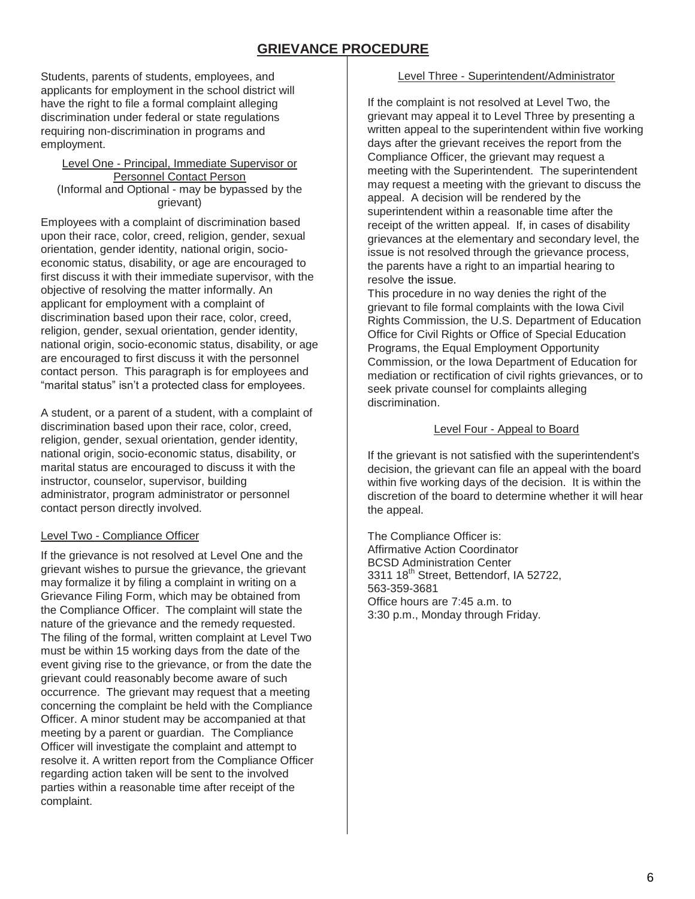# GRIEVANCE PROCEDURE

Students, parents of students, employees, and applicants for employment in the school district will have the right to file a formal complaint alleging discrimination under federal or state regulations requiring non-discrimination in programs and employment.

### Level One - Principal, Immediate Supervisor or Personnel Contact Person
(Informal and Optional - may be bypassed by the grievant)

Employees with a complaint of discrimination based upon their race, color, creed, religion, gender, sexual orientation, gender identity, national origin, socio-economic status, disability, or age are encouraged to first discuss it with their immediate supervisor, with the objective of resolving the matter informally. An applicant for employment with a complaint of discrimination based upon their race, color, creed, religion, gender, sexual orientation, gender identity, national origin, socio-economic status, disability, or age are encouraged to first discuss it with the personnel contact person. This paragraph is for employees and "marital status" isn't a protected class for employees.

A student, or a parent of a student, with a complaint of discrimination based upon their race, color, creed, religion, gender, sexual orientation, gender identity, national origin, socio-economic status, disability, or marital status are encouraged to discuss it with the instructor, counselor, supervisor, building administrator, program administrator or personnel contact person directly involved.

### Level Two - Compliance Officer

If the grievance is not resolved at Level One and the grievant wishes to pursue the grievance, the grievant may formalize it by filing a complaint in writing on a Grievance Filing Form, which may be obtained from the Compliance Officer. The complaint will state the nature of the grievance and the remedy requested. The filing of the formal, written complaint at Level Two must be within 15 working days from the date of the event giving rise to the grievance, or from the date the grievant could reasonably become aware of such occurrence. The grievant may request that a meeting concerning the complaint be held with the Compliance Officer. A minor student may be accompanied at that meeting by a parent or guardian. The Compliance Officer will investigate the complaint and attempt to resolve it. A written report from the Compliance Officer regarding action taken will be sent to the involved parties within a reasonable time after receipt of the complaint.

### Level Three - Superintendent/Administrator

If the complaint is not resolved at Level Two, the grievant may appeal it to Level Three by presenting a written appeal to the superintendent within five working days after the grievant receives the report from the Compliance Officer, the grievant may request a meeting with the Superintendent. The superintendent may request a meeting with the grievant to discuss the appeal. A decision will be rendered by the superintendent within a reasonable time after the receipt of the written appeal. If, in cases of disability grievances at the elementary and secondary level, the issue is not resolved through the grievance process, the parents have a right to an impartial hearing to resolve the issue.

This procedure in no way denies the right of the grievant to file formal complaints with the Iowa Civil Rights Commission, the U.S. Department of Education Office for Civil Rights or Office of Special Education Programs, the Equal Employment Opportunity Commission, or the Iowa Department of Education for mediation or rectification of civil rights grievances, or to seek private counsel for complaints alleging discrimination.

### Level Four - Appeal to Board

If the grievant is not satisfied with the superintendent's decision, the grievant can file an appeal with the board within five working days of the decision. It is within the discretion of the board to determine whether it will hear the appeal.

The Compliance Officer is:
Affirmative Action Coordinator
BCSD Administration Center
3311 18th Street, Bettendorf, IA 52722,
563-359-3681
Office hours are 7:45 a.m. to
3:30 p.m., Monday through Friday.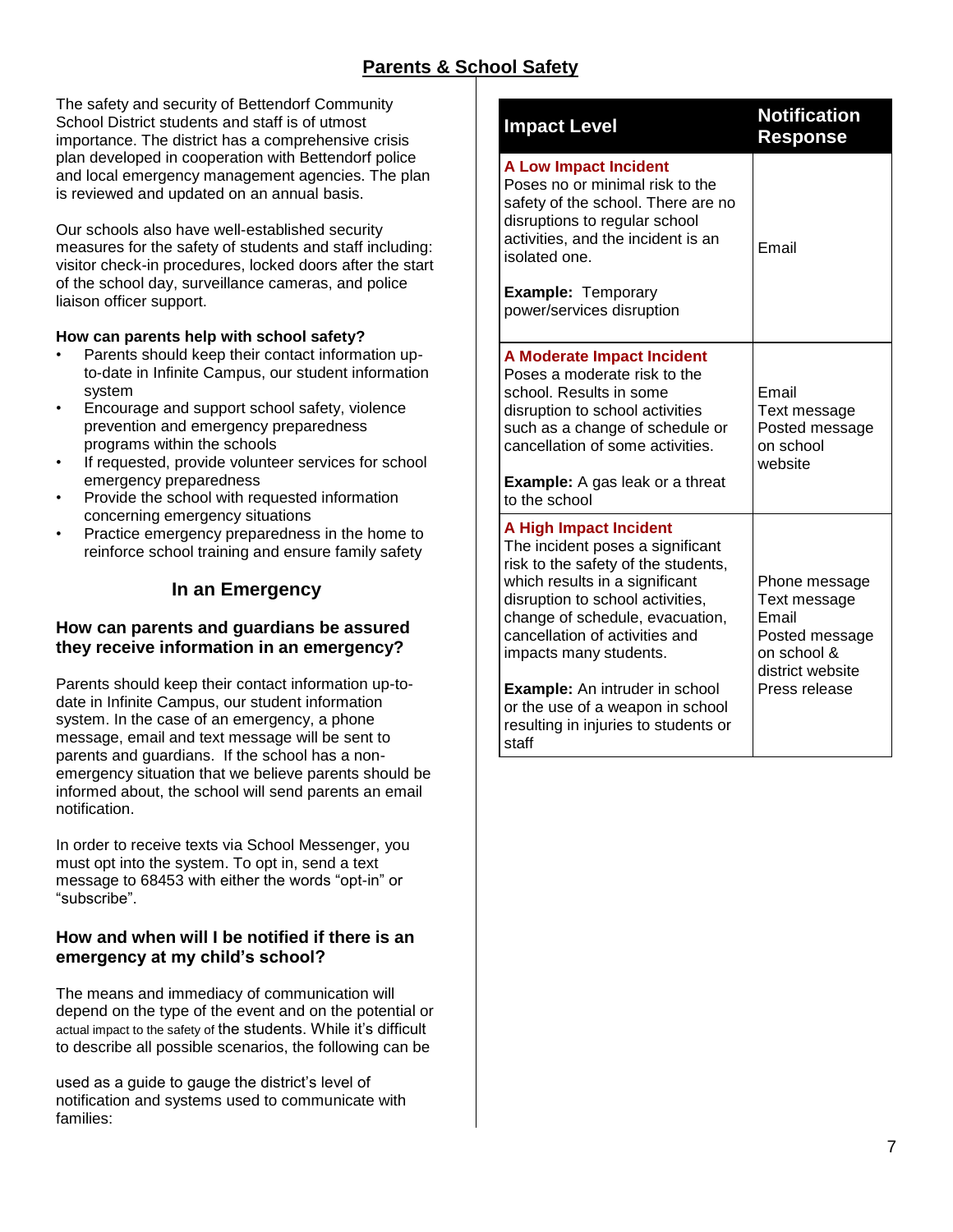## Parents & School Safety

The safety and security of Bettendorf Community School District students and staff is of utmost importance. The district has a comprehensive crisis plan developed in cooperation with Bettendorf police and local emergency management agencies. The plan is reviewed and updated on an annual basis.

Our schools also have well-established security measures for the safety of students and staff including: visitor check-in procedures, locked doors after the start of the school day, surveillance cameras, and police liaison officer support.

**How can parents help with school safety?**

- Parents should keep their contact information up-to-date in Infinite Campus, our student information system
- Encourage and support school safety, violence prevention and emergency preparedness programs within the schools
- If requested, provide volunteer services for school emergency preparedness
- Provide the school with requested information concerning emergency situations
- Practice emergency preparedness in the home to reinforce school training and ensure family safety

### In an Emergency

#### How can parents and guardians be assured they receive information in an emergency?

Parents should keep their contact information up-to-date in Infinite Campus, our student information system. In the case of an emergency, a phone message, email and text message will be sent to parents and guardians. If the school has a non-emergency situation that we believe parents should be informed about, the school will send parents an email notification.

In order to receive texts via School Messenger, you must opt into the system. To opt in, send a text message to 68453 with either the words "opt-in" or "subscribe".

#### How and when will I be notified if there is an emergency at my child's school?

The means and immediacy of communication will depend on the type of the event and on the potential or actual impact to the safety of the students. While it's difficult to describe all possible scenarios, the following can be used as a guide to gauge the district's level of notification and systems used to communicate with families:

| Impact Level | Notification Response |
|---|---|
| **A Low Impact Incident**<br>Poses no or minimal risk to the safety of the school. There are no disruptions to regular school activities, and the incident is an isolated one.<br><br>**Example:** Temporary power/services disruption | Email |
| **A Moderate Impact Incident**<br>Poses a moderate risk to the school. Results in some disruption to school activities such as a change of schedule or cancellation of some activities.<br><br>**Example:** A gas leak or a threat to the school | Email<br>Text message<br>Posted message on school website |
| **A High Impact Incident**<br>The incident poses a significant risk to the safety of the students, which results in a significant disruption to school activities, change of schedule, evacuation, cancellation of activities and impacts many students.<br><br>**Example:** An intruder in school or the use of a weapon in school resulting in injuries to students or staff | Phone message<br>Text message<br>Email<br>Posted message on school & district website<br>Press release |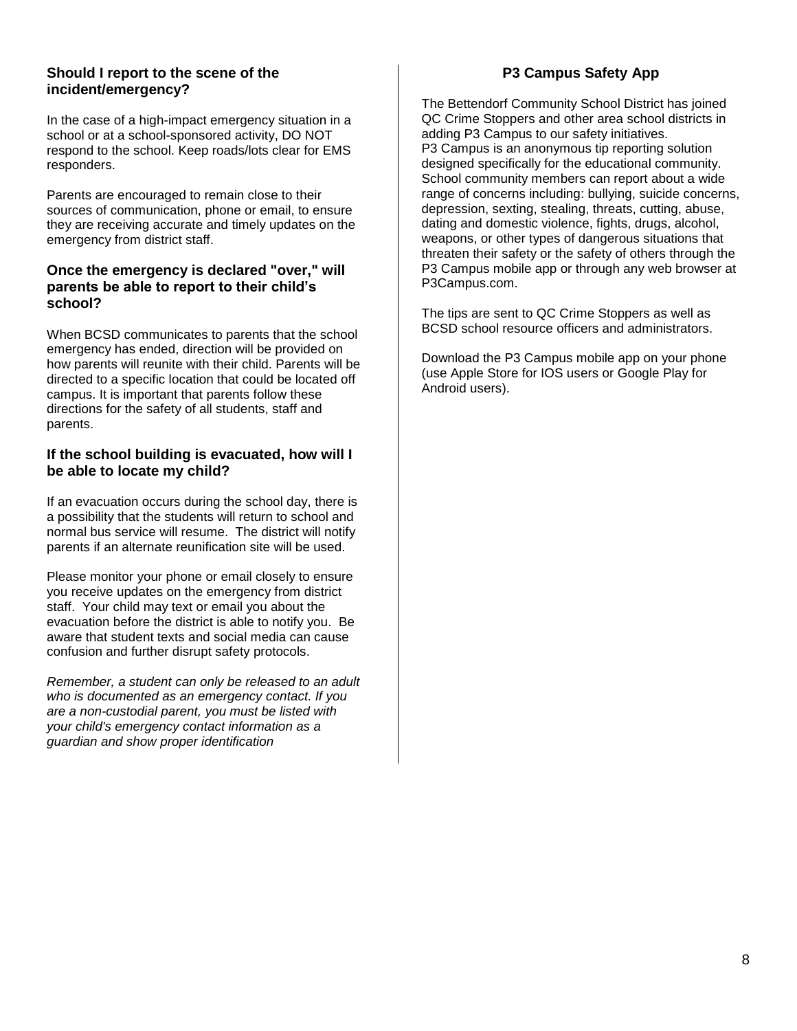### Should I report to the scene of the incident/emergency?

In the case of a high-impact emergency situation in a school or at a school-sponsored activity, DO NOT respond to the school. Keep roads/lots clear for EMS responders.

Parents are encouraged to remain close to their sources of communication, phone or email, to ensure they are receiving accurate and timely updates on the emergency from district staff.

### Once the emergency is declared "over," will parents be able to report to their child's school?

When BCSD communicates to parents that the school emergency has ended, direction will be provided on how parents will reunite with their child. Parents will be directed to a specific location that could be located off campus. It is important that parents follow these directions for the safety of all students, staff and parents.

### If the school building is evacuated, how will I be able to locate my child?

If an evacuation occurs during the school day, there is a possibility that the students will return to school and normal bus service will resume. The district will notify parents if an alternate reunification site will be used.

Please monitor your phone or email closely to ensure you receive updates on the emergency from district staff. Your child may text or email you about the evacuation before the district is able to notify you. Be aware that student texts and social media can cause confusion and further disrupt safety protocols.

*Remember, a student can only be released to an adult who is documented as an emergency contact. If you are a non-custodial parent, you must be listed with your child's emergency contact information as a guardian and show proper identification*

## P3 Campus Safety App

The Bettendorf Community School District has joined QC Crime Stoppers and other area school districts in adding P3 Campus to our safety initiatives.
P3 Campus is an anonymous tip reporting solution designed specifically for the educational community. School community members can report about a wide range of concerns including: bullying, suicide concerns, depression, sexting, stealing, threats, cutting, abuse, dating and domestic violence, fights, drugs, alcohol, weapons, or other types of dangerous situations that threaten their safety or the safety of others through the P3 Campus mobile app or through any web browser at P3Campus.com.

The tips are sent to QC Crime Stoppers as well as BCSD school resource officers and administrators.

Download the P3 Campus mobile app on your phone (use Apple Store for IOS users or Google Play for Android users).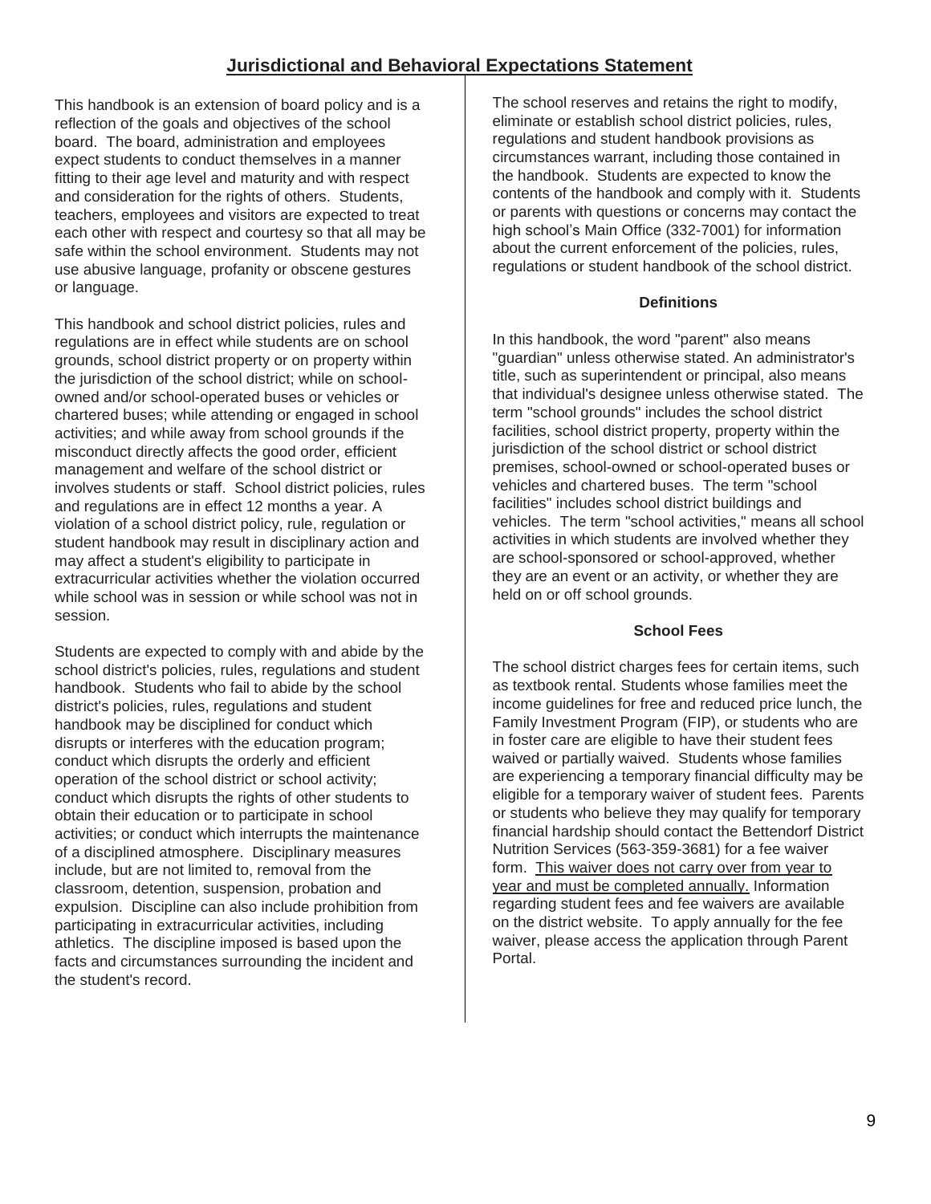## Jurisdictional and Behavioral Expectations Statement

This handbook is an extension of board policy and is a reflection of the goals and objectives of the school board. The board, administration and employees expect students to conduct themselves in a manner fitting to their age level and maturity and with respect and consideration for the rights of others. Students, teachers, employees and visitors are expected to treat each other with respect and courtesy so that all may be safe within the school environment. Students may not use abusive language, profanity or obscene gestures or language.

This handbook and school district policies, rules and regulations are in effect while students are on school grounds, school district property or on property within the jurisdiction of the school district; while on school-owned and/or school-operated buses or vehicles or chartered buses; while attending or engaged in school activities; and while away from school grounds if the misconduct directly affects the good order, efficient management and welfare of the school district or involves students or staff. School district policies, rules and regulations are in effect 12 months a year. A violation of a school district policy, rule, regulation or student handbook may result in disciplinary action and may affect a student's eligibility to participate in extracurricular activities whether the violation occurred while school was in session or while school was not in session.

Students are expected to comply with and abide by the school district's policies, rules, regulations and student handbook. Students who fail to abide by the school district's policies, rules, regulations and student handbook may be disciplined for conduct which disrupts or interferes with the education program; conduct which disrupts the orderly and efficient operation of the school district or school activity; conduct which disrupts the rights of other students to obtain their education or to participate in school activities; or conduct which interrupts the maintenance of a disciplined atmosphere. Disciplinary measures include, but are not limited to, removal from the classroom, detention, suspension, probation and expulsion. Discipline can also include prohibition from participating in extracurricular activities, including athletics. The discipline imposed is based upon the facts and circumstances surrounding the incident and the student's record.

The school reserves and retains the right to modify, eliminate or establish school district policies, rules, regulations and student handbook provisions as circumstances warrant, including those contained in the handbook. Students are expected to know the contents of the handbook and comply with it. Students or parents with questions or concerns may contact the high school's Main Office (332-7001) for information about the current enforcement of the policies, rules, regulations or student handbook of the school district.

### Definitions

In this handbook, the word "parent" also means "guardian" unless otherwise stated. An administrator's title, such as superintendent or principal, also means that individual's designee unless otherwise stated. The term "school grounds" includes the school district facilities, school district property, property within the jurisdiction of the school district or school district premises, school-owned or school-operated buses or vehicles and chartered buses. The term "school facilities" includes school district buildings and vehicles. The term "school activities," means all school activities in which students are involved whether they are school-sponsored or school-approved, whether they are an event or an activity, or whether they are held on or off school grounds.

### School Fees

The school district charges fees for certain items, such as textbook rental. Students whose families meet the income guidelines for free and reduced price lunch, the Family Investment Program (FIP), or students who are in foster care are eligible to have their student fees waived or partially waived. Students whose families are experiencing a temporary financial difficulty may be eligible for a temporary waiver of student fees. Parents or students who believe they may qualify for temporary financial hardship should contact the Bettendorf District Nutrition Services (563-359-3681) for a fee waiver form. <u>This waiver does not carry over from year to year and must be completed annually.</u> Information regarding student fees and fee waivers are available on the district website. To apply annually for the fee waiver, please access the application through Parent Portal.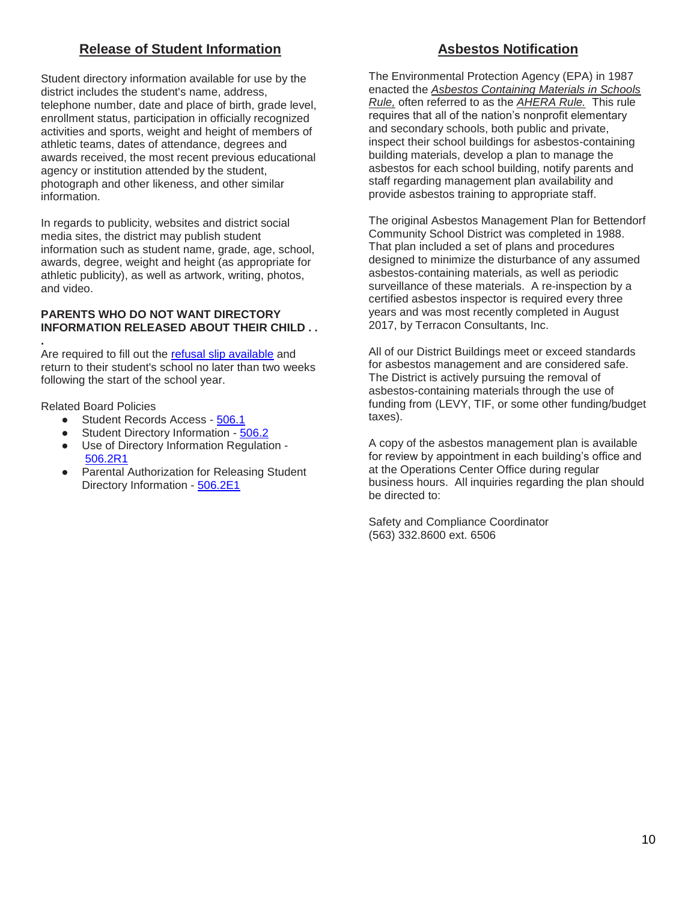## Release of Student Information

Student directory information available for use by the district includes the student's name, address, telephone number, date and place of birth, grade level, enrollment status, participation in officially recognized activities and sports, weight and height of members of athletic teams, dates of attendance, degrees and awards received, the most recent previous educational agency or institution attended by the student, photograph and other likeness, and other similar information.

In regards to publicity, websites and district social media sites, the district may publish student information such as student name, grade, age, school, awards, degree, weight and height (as appropriate for athletic publicity), as well as artwork, writing, photos, and video.

**PARENTS WHO DO NOT WANT DIRECTORY INFORMATION RELEASED ABOUT THEIR CHILD . . .**

Are required to fill out the refusal slip available and return to their student's school no later than two weeks following the start of the school year.

Related Board Policies

- Student Records Access - 506.1
- Student Directory Information - 506.2
- Use of Directory Information Regulation - 506.2R1
- Parental Authorization for Releasing Student Directory Information - 506.2E1

## Asbestos Notification

The Environmental Protection Agency (EPA) in 1987 enacted the *Asbestos Containing Materials in Schools Rule,* often referred to as the *AHERA Rule.* This rule requires that all of the nation's nonprofit elementary and secondary schools, both public and private, inspect their school buildings for asbestos-containing building materials, develop a plan to manage the asbestos for each school building, notify parents and staff regarding management plan availability and provide asbestos training to appropriate staff.

The original Asbestos Management Plan for Bettendorf Community School District was completed in 1988. That plan included a set of plans and procedures designed to minimize the disturbance of any assumed asbestos-containing materials, as well as periodic surveillance of these materials. A re-inspection by a certified asbestos inspector is required every three years and was most recently completed in August 2017, by Terracon Consultants, Inc.

All of our District Buildings meet or exceed standards for asbestos management and are considered safe. The District is actively pursuing the removal of asbestos-containing materials through the use of funding from (LEVY, TIF, or some other funding/budget taxes).

A copy of the asbestos management plan is available for review by appointment in each building's office and at the Operations Center Office during regular business hours. All inquiries regarding the plan should be directed to:

Safety and Compliance Coordinator
(563) 332.8600 ext. 6506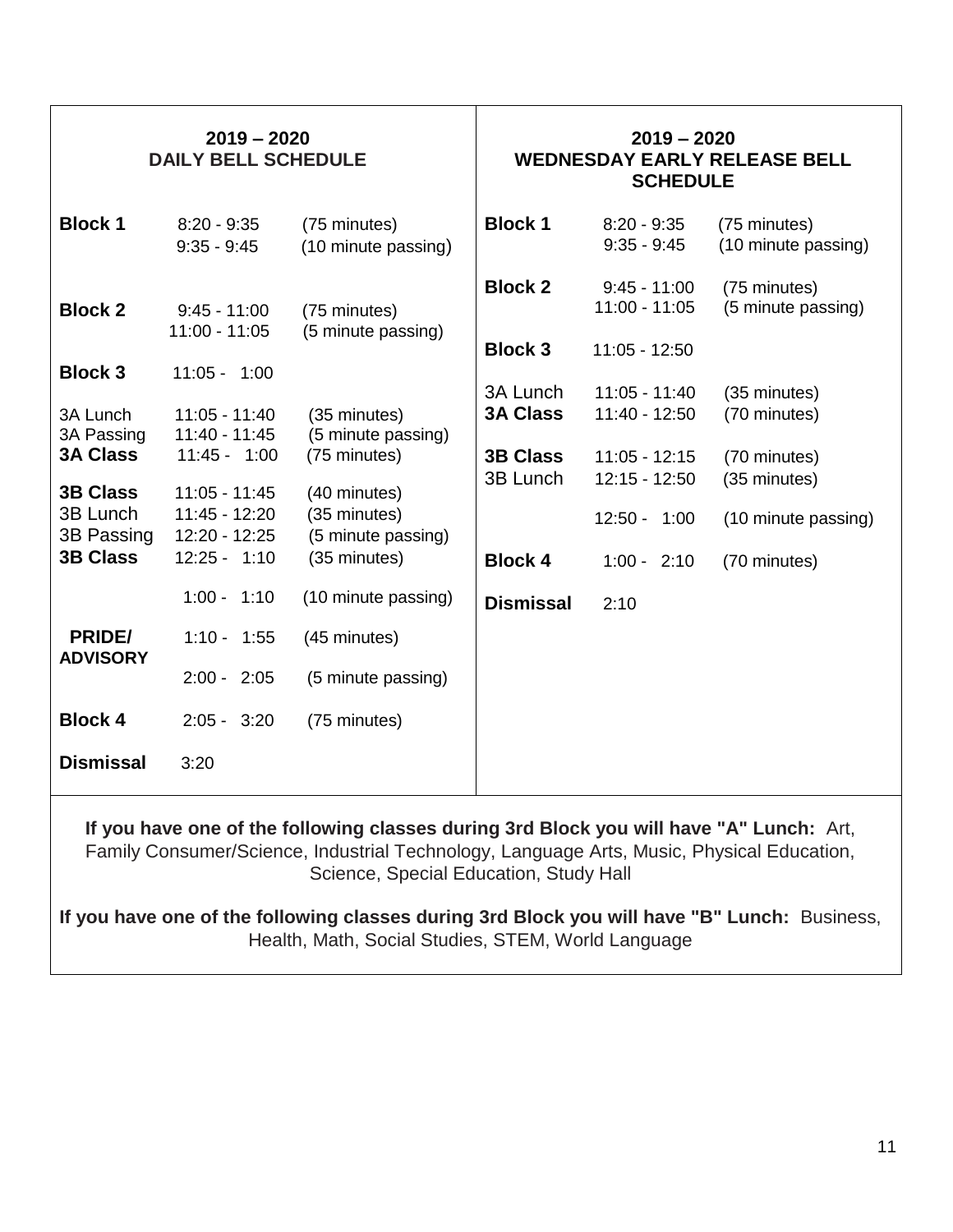## 2019 – 2020 DAILY BELL SCHEDULE

| | | |
|---|---|---|
| **Block 1** | 8:20 - 9:35 | (75 minutes) |
| | 9:35 - 9:45 | (10 minute passing) |
| **Block 2** | 9:45 - 11:00 | (75 minutes) |
| | 11:00 - 11:05 | (5 minute passing) |
| **Block 3** | 11:05 - 1:00 | |
| 3A Lunch | 11:05 - 11:40 | (35 minutes) |
| 3A Passing | 11:40 - 11:45 | (5 minute passing) |
| **3A Class** | 11:45 - 1:00 | (75 minutes) |
| **3B Class** | 11:05 - 11:45 | (40 minutes) |
| 3B Lunch | 11:45 - 12:20 | (35 minutes) |
| 3B Passing | 12:20 - 12:25 | (5 minute passing) |
| **3B Class** | 12:25 - 1:10 | (35 minutes) |
| | 1:00 - 1:10 | (10 minute passing) |
| **PRIDE/ ADVISORY** | 1:10 - 1:55 | (45 minutes) |
| | 2:00 - 2:05 | (5 minute passing) |
| **Block 4** | 2:05 - 3:20 | (75 minutes) |
| **Dismissal** | 3:20 | |

## 2019 – 2020 WEDNESDAY EARLY RELEASE BELL SCHEDULE

| | | |
|---|---|---|
| **Block 1** | 8:20 - 9:35 | (75 minutes) |
| | 9:35 - 9:45 | (10 minute passing) |
| **Block 2** | 9:45 - 11:00 | (75 minutes) |
| | 11:00 - 11:05 | (5 minute passing) |
| **Block 3** | 11:05 - 12:50 | |
| 3A Lunch | 11:05 - 11:40 | (35 minutes) |
| **3A Class** | 11:40 - 12:50 | (70 minutes) |
| **3B Class** | 11:05 - 12:15 | (70 minutes) |
| 3B Lunch | 12:15 - 12:50 | (35 minutes) |
| | 12:50 - 1:00 | (10 minute passing) |
| **Block 4** | 1:00 - 2:10 | (70 minutes) |
| **Dismissal** | 2:10 | |

**If you have one of the following classes during 3rd Block you will have "A" Lunch:** Art, Family Consumer/Science, Industrial Technology, Language Arts, Music, Physical Education, Science, Special Education, Study Hall

**If you have one of the following classes during 3rd Block you will have "B" Lunch:** Business, Health, Math, Social Studies, STEM, World Language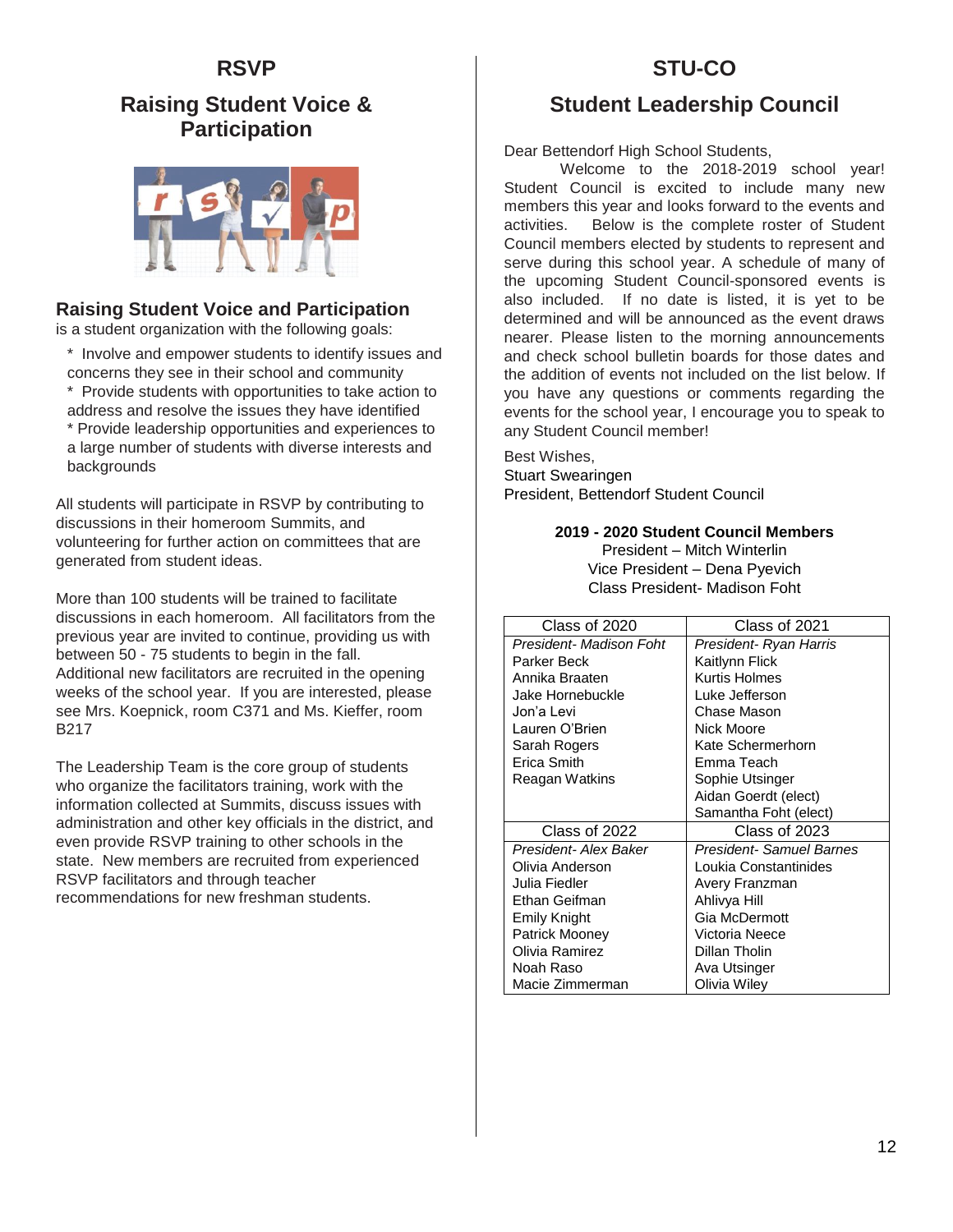# RSVP

## Raising Student Voice & Participation

### Raising Student Voice and Participation

is a student organization with the following goals:

- Involve and empower students to identify issues and concerns they see in their school and community
- Provide students with opportunities to take action to address and resolve the issues they have identified
- Provide leadership opportunities and experiences to a large number of students with diverse interests and backgrounds

All students will participate in RSVP by contributing to discussions in their homeroom Summits, and volunteering for further action on committees that are generated from student ideas.

More than 100 students will be trained to facilitate discussions in each homeroom. All facilitators from the previous year are invited to continue, providing us with between 50 - 75 students to begin in the fall. Additional new facilitators are recruited in the opening weeks of the school year. If you are interested, please see Mrs. Koepnick, room C371 and Ms. Kieffer, room B217

The Leadership Team is the core group of students who organize the facilitators training, work with the information collected at Summits, discuss issues with administration and other key officials in the district, and even provide RSVP training to other schools in the state. New members are recruited from experienced RSVP facilitators and through teacher recommendations for new freshman students.

# STU-CO

## Student Leadership Council

Dear Bettendorf High School Students,

Welcome to the 2018-2019 school year! Student Council is excited to include many new members this year and looks forward to the events and activities. Below is the complete roster of Student Council members elected by students to represent and serve during this school year. A schedule of many of the upcoming Student Council-sponsored events is also included. If no date is listed, it is yet to be determined and will be announced as the event draws nearer. Please listen to the morning announcements and check school bulletin boards for those dates and the addition of events not included on the list below. If you have any questions or comments regarding the events for the school year, I encourage you to speak to any Student Council member!

Best Wishes,
Stuart Swearingen
President, Bettendorf Student Council

**2019 - 2020 Student Council Members**
President – Mitch Winterlin
Vice President – Dena Pyevich
Class President- Madison Foht

| Class of 2020 | Class of 2021 |
|---|---|
| *President- Madison Foht* | *President- Ryan Harris* |
| Parker Beck | Kaitlynn Flick |
| Annika Braaten | Kurtis Holmes |
| Jake Hornebuckle | Luke Jefferson |
| Jon'a Levi | Chase Mason |
| Lauren O'Brien | Nick Moore |
| Sarah Rogers | Kate Schermerhorn |
| Erica Smith | Emma Teach |
| Reagan Watkins | Sophie Utsinger |
| | Aidan Goerdt (elect) |
| | Samantha Foht (elect) |
| **Class of 2022** | **Class of 2023** |
| *President- Alex Baker* | *President- Samuel Barnes* |
| Olivia Anderson | Loukia Constantinides |
| Julia Fiedler | Avery Franzman |
| Ethan Geifman | Ahlivya Hill |
| Emily Knight | Gia McDermott |
| Patrick Mooney | Victoria Neece |
| Olivia Ramirez | Dillan Tholin |
| Noah Raso | Ava Utsinger |
| Macie Zimmerman | Olivia Wiley |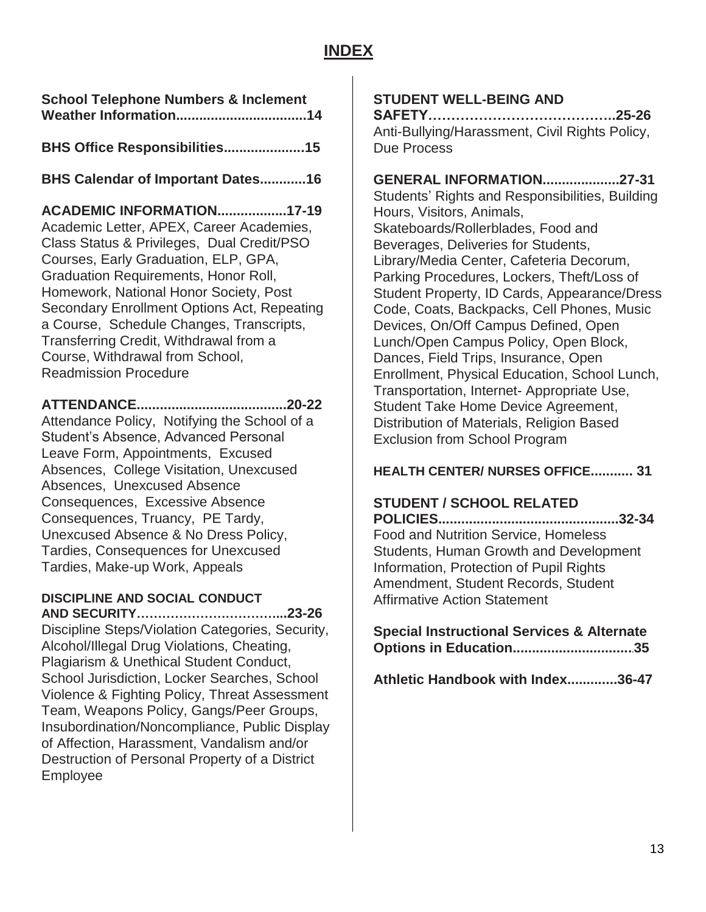# INDEX

**School Telephone Numbers & Inclement Weather Information..................................14**

**BHS Office Responsibilities.....................15**

**BHS Calendar of Important Dates............16**

**ACADEMIC INFORMATION..................17-19**
Academic Letter, APEX, Career Academies, Class Status & Privileges, Dual Credit/PSO Courses, Early Graduation, ELP, GPA, Graduation Requirements, Honor Roll, Homework, National Honor Society, Post Secondary Enrollment Options Act, Repeating a Course, Schedule Changes, Transcripts, Transferring Credit, Withdrawal from a Course, Withdrawal from School, Readmission Procedure

**ATTENDANCE.......................................20-22**
Attendance Policy, Notifying the School of a Student's Absence, Advanced Personal Leave Form, Appointments, Excused Absences, College Visitation, Unexcused Absences, Unexcused Absence Consequences, Excessive Absence Consequences, Truancy, PE Tardy, Unexcused Absence & No Dress Policy, Tardies, Consequences for Unexcused Tardies, Make-up Work, Appeals

**DISCIPLINE AND SOCIAL CONDUCT AND SECURITY……………………………...23-26**
Discipline Steps/Violation Categories, Security, Alcohol/Illegal Drug Violations, Cheating, Plagiarism & Unethical Student Conduct, School Jurisdiction, Locker Searches, School Violence & Fighting Policy, Threat Assessment Team, Weapons Policy, Gangs/Peer Groups, Insubordination/Noncompliance, Public Display of Affection, Harassment, Vandalism and/or Destruction of Personal Property of a District Employee

**STUDENT WELL-BEING AND SAFETY…………………………………..25-26**
Anti-Bullying/Harassment, Civil Rights Policy, Due Process

**GENERAL INFORMATION....................27-31**
Students' Rights and Responsibilities, Building Hours, Visitors, Animals, Skateboards/Rollerblades, Food and Beverages, Deliveries for Students, Library/Media Center, Cafeteria Decorum, Parking Procedures, Lockers, Theft/Loss of Student Property, ID Cards, Appearance/Dress Code, Coats, Backpacks, Cell Phones, Music Devices, On/Off Campus Defined, Open Lunch/Open Campus Policy, Open Block, Dances, Field Trips, Insurance, Open Enrollment, Physical Education, School Lunch, Transportation, Internet- Appropriate Use, Student Take Home Device Agreement, Distribution of Materials, Religion Based Exclusion from School Program

**HEALTH CENTER/ NURSES OFFICE........... 31**

**STUDENT / SCHOOL RELATED POLICIES..............................................32-34**
Food and Nutrition Service, Homeless Students, Human Growth and Development Information, Protection of Pupil Rights Amendment, Student Records, Student Affirmative Action Statement

**Special Instructional Services & Alternate Options in Education...............................35**

**Athletic Handbook with Index.............36-47**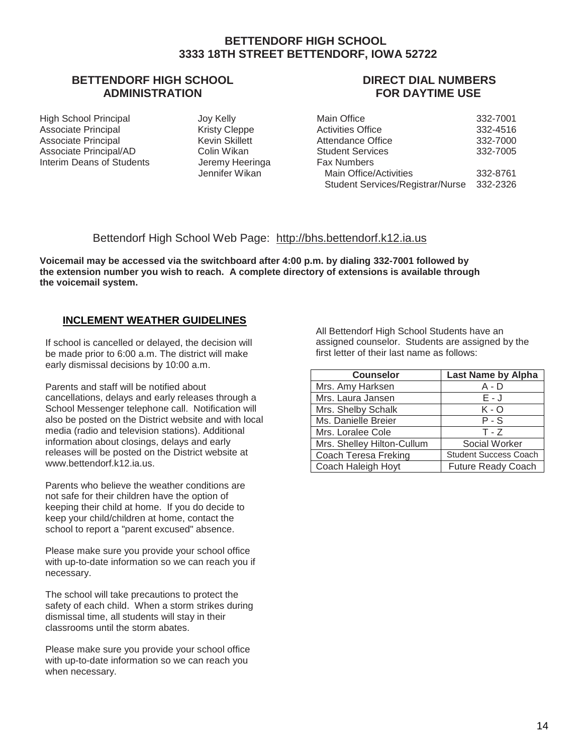# BETTENDORF HIGH SCHOOL
# 3333 18TH STREET BETTENDORF, IOWA 52722

## BETTENDORF HIGH SCHOOL ADMINISTRATION

| | |
|---|---|
| High School Principal | Joy Kelly |
| Associate Principal | Kristy Cleppe |
| Associate Principal | Kevin Skillett |
| Associate Principal/AD | Colin Wikan |
| Interim Deans of Students | Jeremy Heeringa |
| | Jennifer Wikan |

## DIRECT DIAL NUMBERS FOR DAYTIME USE

| | |
|---|---|
| Main Office | 332-7001 |
| Activities Office | 332-4516 |
| Attendance Office | 332-7000 |
| Student Services | 332-7005 |
| Fax Numbers | |
| Main Office/Activities | 332-8761 |
| Student Services/Registrar/Nurse | 332-2326 |

Bettendorf High School Web Page: http://bhs.bettendorf.k12.ia.us

**Voicemail may be accessed via the switchboard after 4:00 p.m. by dialing 332-7001 followed by the extension number you wish to reach. A complete directory of extensions is available through the voicemail system.**

## INCLEMENT WEATHER GUIDELINES

If school is cancelled or delayed, the decision will be made prior to 6:00 a.m. The district will make early dismissal decisions by 10:00 a.m.

Parents and staff will be notified about cancellations, delays and early releases through a School Messenger telephone call. Notification will also be posted on the District website and with local media (radio and television stations). Additional information about closings, delays and early releases will be posted on the District website at www.bettendorf.k12.ia.us.

Parents who believe the weather conditions are not safe for their children have the option of keeping their child at home. If you do decide to keep your child/children at home, contact the school to report a "parent excused" absence.

Please make sure you provide your school office with up-to-date information so we can reach you if necessary.

The school will take precautions to protect the safety of each child. When a storm strikes during dismissal time, all students will stay in their classrooms until the storm abates.

Please make sure you provide your school office with up-to-date information so we can reach you when necessary.

All Bettendorf High School Students have an assigned counselor. Students are assigned by the first letter of their last name as follows:

| Counselor | Last Name by Alpha |
|---|---|
| Mrs. Amy Harksen | A - D |
| Mrs. Laura Jansen | E - J |
| Mrs. Shelby Schalk | K - O |
| Ms. Danielle Breier | P - S |
| Mrs. Loralee Cole | T - Z |
| Mrs. Shelley Hilton-Cullum | Social Worker |
| Coach Teresa Freking | Student Success Coach |
| Coach Haleigh Hoyt | Future Ready Coach |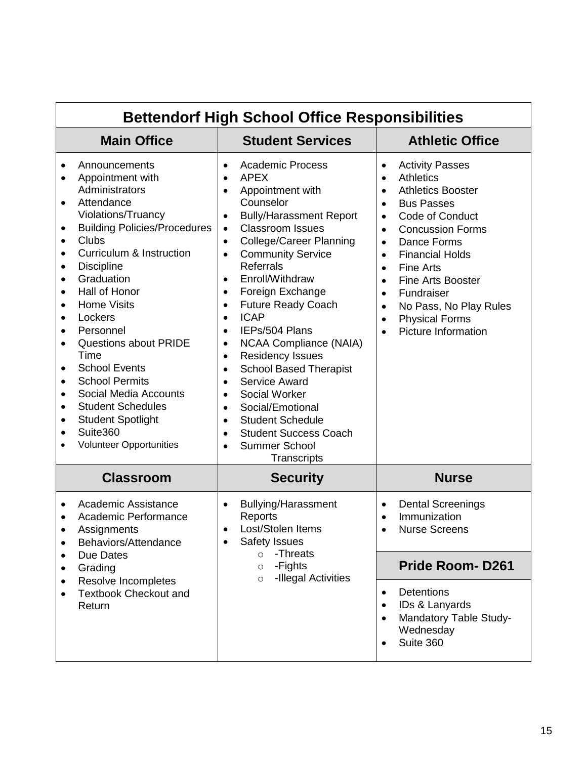## Bettendorf High School Office Responsibilities

| Main Office | Student Services | Athletic Office |
|---|---|---|
| • Announcements<br>• Appointment with Administrators<br>• Attendance Violations/Truancy<br>• Building Policies/Procedures<br>• Clubs<br>• Curriculum & Instruction<br>• Discipline<br>• Graduation<br>• Hall of Honor<br>• Home Visits<br>• Lockers<br>• Personnel<br>• Questions about PRIDE Time<br>• School Events<br>• School Permits<br>• Social Media Accounts<br>• Student Schedules<br>• Student Spotlight<br>• Suite360<br>• Volunteer Opportunities | • Academic Process<br>• APEX<br>• Appointment with Counselor<br>• Bully/Harassment Report<br>• Classroom Issues<br>• College/Career Planning<br>• Community Service Referrals<br>• Enroll/Withdraw<br>• Foreign Exchange<br>• Future Ready Coach<br>• ICAP<br>• IEPs/504 Plans<br>• NCAA Compliance (NAIA)<br>• Residency Issues<br>• School Based Therapist<br>• Service Award<br>• Social Worker<br>• Social/Emotional<br>• Student Schedule<br>• Student Success Coach<br>• Summer School<br>Transcripts | • Activity Passes<br>• Athletics<br>• Athletics Booster<br>• Bus Passes<br>• Code of Conduct<br>• Concussion Forms<br>• Dance Forms<br>• Financial Holds<br>• Fine Arts<br>• Fine Arts Booster<br>• Fundraiser<br>• No Pass, No Play Rules<br>• Physical Forms<br>• Picture Information |
| **Classroom** | **Security** | **Nurse** |
| • Academic Assistance<br>• Academic Performance<br>• Assignments<br>• Behaviors/Attendance<br>• Due Dates<br>• Grading<br>• Resolve Incompletes<br>• Textbook Checkout and Return | • Bullying/Harassment Reports<br>• Lost/Stolen Items<br>• Safety Issues<br>  ○ -Threats<br>  ○ -Fights<br>  ○ -Illegal Activities | • Dental Screenings<br>• Immunization<br>• Nurse Screens<br><br>**Pride Room- D261**<br><br>• Detentions<br>• IDs & Lanyards<br>• Mandatory Table Study-Wednesday<br>• Suite 360 |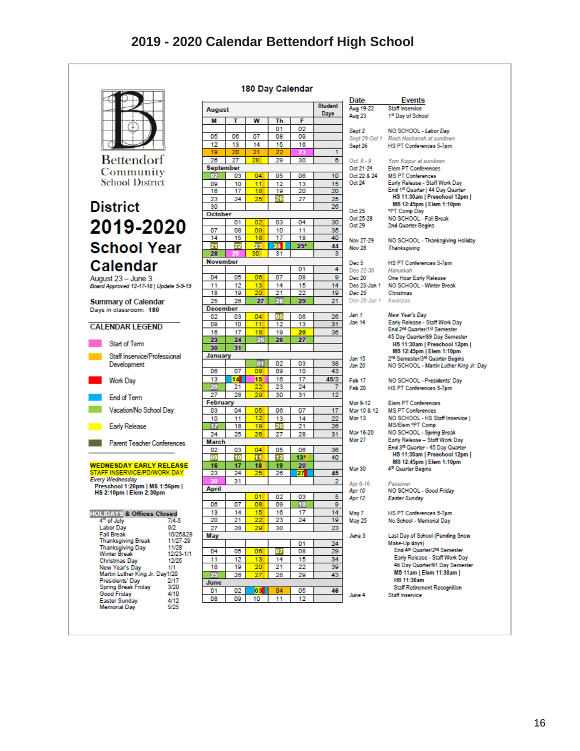# 2019 - 2020 Calendar Bettendorf High School

Bettendorf Community School District

## District 2019-2020 School Year Calendar

August 23 – June 3

*Board Approved 12-17-18 | Update 5-9-19*

**Summary of Calendar**

Days in classroom: **180**

### CALENDAR LEGEND

- Start of Term
- Staff Inservice/Professional Development
- Work Day
- End of Term
- Vacation/No School Day
- Early Release
- Parent Teacher Conferences

**WEDNESDAY EARLY RELEASE**
**STAFF INSERVICE/PD/WORK DAY**
*Every Wednesday*
**Preschool 1:20pm | MS 1:56pm | HS 2:10pm | Elem 2:30pm**

**HOLIDAYS & Offices Closed**

| Holiday | Date |
|---|---|
| 4th of July | 7/4-5 |
| Labor Day | 9/2 |
| Fall Break | 10/25&28 |
| Thanksgiving Break | 11/27-29 |
| Thanksgiving Day | 11/28 |
| Winter Break | 12/23-1/1 |
| Christmas Day | 12/25 |
| New Year's Day | 1/1 |
| Martin Luther King Jr. Day | 1/20 |
| Presidents' Day | 2/17 |
| Spring Break Friday | 3/20 |
| Good Friday | 4/10 |
| Easter Sunday | 4/12 |
| Memorial Day | 5/25 |

### 180 Day Calendar

| M | T | W | Th | F | Student Days |
|---|---|---|---|---|---|
| **August** | | | | | |
| | | | 01 | 02 | |
| 05 | 06 | 07 | 08 | 09 | |
| 12 | 13 | 14 | 15 | 16 | |
| 19 | 20 | 21 | 22 | 23 | 1 |
| 26 | 27 | 28 | 29 | 30 | 6 |
| **September** | | | | | |
| 02 | 03 | 04 | 05 | 06 | 10 |
| 09 | 10 | 11 | 12 | 13 | 15 |
| 16 | 17 | 18 | 19 | 20 | 20 |
| 23 | 24 | 25 | 26 | 27 | 25 |
| 30 | | | | | 26 |
| **October** | | | | | |
| | 01 | 02 | 03 | 04 | 30 |
| 07 | 08 | 09 | 10 | 11 | 35 |
| 14 | 15 | 16 | 17 | 18 | 40 |
| 21 | 22 | 23 | 24 | 25* | 44 |
| 28 | 29 | 30 | 31 | | 3 |
| **November** | | | | | |
| | | | | 01 | 4 |
| 04 | 05 | 06 | 07 | 08 | 9 |
| 11 | 12 | 13 | 14 | 15 | 14 |
| 18 | 19 | 20 | 21 | 22 | 19 |
| 25 | 26 | 27 | 28 | 29 | 21 |
| **December** | | | | | |
| 02 | 03 | 04 | 05 | 06 | 26 |
| 09 | 10 | 11 | 12 | 13 | 31 |
| 16 | 17 | 18 | 19 | 20 | 36 |
| 23 | 24 | 25 | 26 | 27 | |
| 30 | 31 | | | | |
| **January** | | | | | |
| | | 01 | 02 | 03 | 38 |
| 06 | 07 | 08 | 09 | 10 | 43 |
| 13 | 14 | 15 | 16 | 17 | 45/3 |
| 20 | 21 | 22 | 23 | 24 | 7 |
| 27 | 28 | 29 | 30 | 31 | 12 |
| **February** | | | | | |
| 03 | 04 | 05 | 06 | 07 | 17 |
| 10 | 11 | 12 | 13 | 14 | 22 |
| 17 | 18 | 19 | 20 | 21 | 26 |
| 24 | 25 | 26 | 27 | 28 | 31 |
| **March** | | | | | |
| 02 | 03 | 04 | 05 | 06 | 36 |
| 09 | 10 | 11 | 12 | 13* | 40 |
| 16 | 17 | 18 | 19 | 20 | |
| 23 | 24 | 25 | 26 | 27 | 45 |
| 30 | 31 | | | | 2 |
| **April** | | | | | |
| | | 01 | 02 | 03 | 5 |
| 06 | 07 | 08 | 09 | 10 | 9 |
| 13 | 14 | 15 | 16 | 17 | 14 |
| 20 | 21 | 22 | 23 | 24 | 19 |
| 27 | 28 | 29 | 30 | | 23 |
| **May** | | | | | |
| | | | | 01 | 24 |
| 04 | 05 | 06 | 07 | 08 | 29 |
| 11 | 12 | 13 | 14 | 15 | 34 |
| 18 | 19 | 20 | 21 | 22 | 39 |
| 25 | 26 | 27 | 28 | 29 | 43 |
| **June** | | | | | |
| 01 | 02 | 03 | 04 | 05 | 46 |
| 08 | 09 | 10 | 11 | 12 | |

### Events

| Date | Events |
|---|---|
| Aug 19-22 | Staff Inservice |
| Aug 23 | 1st Day of School |
| Sept 2 | NO SCHOOL - *Labor Day* |
| *Sept 29-Oct 1* | *Rosh Hashanah at sundown* |
| Sept 26 | HS PT Conferences 5-7pm |
| *Oct. 8 - 9* | *Yom Kippur at sundown* |
| Oct 21-24 | Elem PT Conferences |
| Oct 22 & 24 | MS PT Conferences |
| Oct 24 | Early Release - Staff Work Day<br>End 1st Quarter \| 44 Day Quarter<br>**HS 11:30am \| Preschool 12pm \| MS 12:45pm \| Elem 1:10pm** |
| Oct 25 | *PT Comp Day |
| Oct 25-28 | NO SCHOOL - Fall Break |
| Oct 29 | 2nd Quarter Begins |
| Nov 27-29 | NO SCHOOL - Thanksgiving Holiday |
| *Nov 28* | *Thanksgiving* |
| Dec 5 | HS PT Conferences 5-7pm |
| *Dec 22-30* | *Hanukkah* |
| Dec 20 | One Hour Early Release |
| Dec 23-Jan 1 | NO SCHOOL - Winter Break |
| *Dec 25* | *Christmas* |
| *Dec 26-Jan 1* | *Kwanzaa* |
| *Jan 1* | *New Year's Day* |
| Jan 14 | Early Release - Staff Work Day<br>End 2nd Quarter/1st Semester<br>45 Day Quarter/89 Day Semester<br>**HS 11:30am \| Preschool 12pm \| MS 12:45pm \| Elem 1:10pm** |
| Jan 15 | 2nd Semester/3rd Quarter Begins |
| Jan 20 | NO SCHOOL - *Martin Luther King Jr. Day* |
| Feb 17 | NO SCHOOL - Presidents' Day |
| Feb 20 | HS PT Conferences 5-7pm |
| Mar 9-12 | Elem PT Conferences |
| Mar 10 & 12 | MS PT Conferences |
| Mar 13 | NO SCHOOL - HS Staff Inservice \| MS/Elem *PT Comp |
| Mar 16-20 | NO SCHOOL - Spring Break |
| Mar 27 | Early Release – Staff Work Day<br>End 3rd Quarter - 45 Day Quarter<br>**HS 11:30am \| Preschool 12pm \| MS 12:45pm \| Elem 1:10pm** |
| Mar 30 | 4th Quarter Begins |
| *Apr 8-16* | *Passover* |
| *Apr 10* | *NO SCHOOL - Good Friday* |
| *Apr 12* | *Easter Sunday* |
| May 7 | HS PT Conferences 5-7pm |
| May 25 | No School - Memorial Day |
| June 3 | Last Day of School (Pending Snow Make-Up days)<br>End 4th Quarter/2nd Semester<br>Early Release - Staff Work Day<br>46 Day Quarter/91 Day Semester<br>**MS 11am \| Elem 11:30am \| HS 11:30am**<br>Staff Retirement Recognition |
| June 4 | Staff Inservice |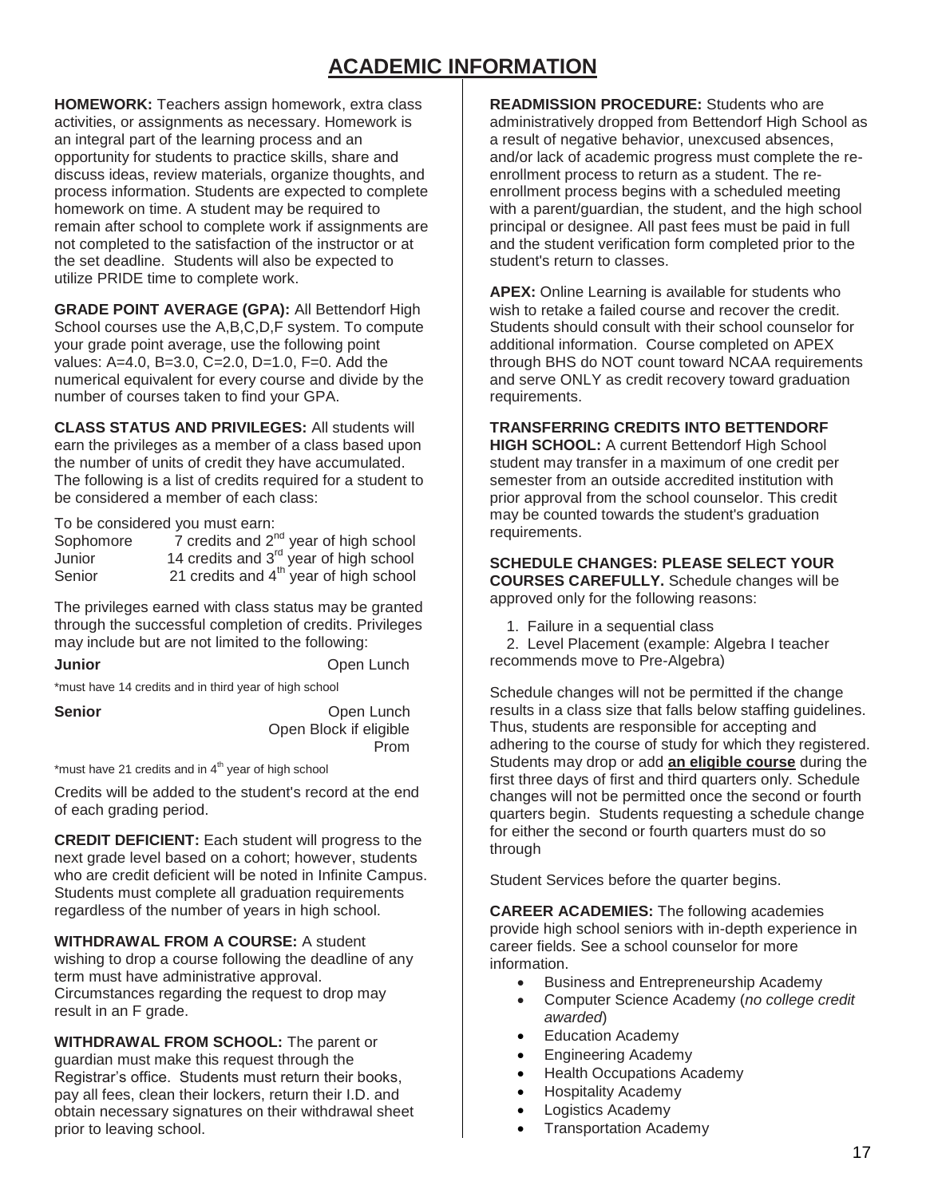# ACADEMIC INFORMATION

**HOMEWORK:** Teachers assign homework, extra class activities, or assignments as necessary. Homework is an integral part of the learning process and an opportunity for students to practice skills, share and discuss ideas, review materials, organize thoughts, and process information. Students are expected to complete homework on time. A student may be required to remain after school to complete work if assignments are not completed to the satisfaction of the instructor or at the set deadline. Students will also be expected to utilize PRIDE time to complete work.

**GRADE POINT AVERAGE (GPA):** All Bettendorf High School courses use the A,B,C,D,F system. To compute your grade point average, use the following point values: A=4.0, B=3.0, C=2.0, D=1.0, F=0. Add the numerical equivalent for every course and divide by the number of courses taken to find your GPA.

**CLASS STATUS AND PRIVILEGES:** All students will earn the privileges as a member of a class based upon the number of units of credit they have accumulated. The following is a list of credits required for a student to be considered a member of each class:

To be considered you must earn:

| | |
|---|---|
| Sophomore | 7 credits and 2nd year of high school |
| Junior | 14 credits and 3rd year of high school |
| Senior | 21 credits and 4th year of high school |

The privileges earned with class status may be granted through the successful completion of credits. Privileges may include but are not limited to the following:

**Junior** — Open Lunch

*must have 14 credits and in third year of high school

**Senior** — Open Lunch, Open Block if eligible, Prom

*must have 21 credits and in 4th year of high school

Credits will be added to the student's record at the end of each grading period.

**CREDIT DEFICIENT:** Each student will progress to the next grade level based on a cohort; however, students who are credit deficient will be noted in Infinite Campus. Students must complete all graduation requirements regardless of the number of years in high school.

**WITHDRAWAL FROM A COURSE:** A student wishing to drop a course following the deadline of any term must have administrative approval. Circumstances regarding the request to drop may result in an F grade.

**WITHDRAWAL FROM SCHOOL:** The parent or guardian must make this request through the Registrar's office. Students must return their books, pay all fees, clean their lockers, return their I.D. and obtain necessary signatures on their withdrawal sheet prior to leaving school.

**READMISSION PROCEDURE:** Students who are administratively dropped from Bettendorf High School as a result of negative behavior, unexcused absences, and/or lack of academic progress must complete the re-enrollment process to return as a student. The re-enrollment process begins with a scheduled meeting with a parent/guardian, the student, and the high school principal or designee. All past fees must be paid in full and the student verification form completed prior to the student's return to classes.

**APEX:** Online Learning is available for students who wish to retake a failed course and recover the credit. Students should consult with their school counselor for additional information. Course completed on APEX through BHS do NOT count toward NCAA requirements and serve ONLY as credit recovery toward graduation requirements.

**TRANSFERRING CREDITS INTO BETTENDORF HIGH SCHOOL:** A current Bettendorf High School student may transfer in a maximum of one credit per semester from an outside accredited institution with prior approval from the school counselor. This credit may be counted towards the student's graduation requirements.

**SCHEDULE CHANGES: PLEASE SELECT YOUR COURSES CAREFULLY.** Schedule changes will be approved only for the following reasons:

1. Failure in a sequential class
2. Level Placement (example: Algebra I teacher recommends move to Pre-Algebra)

Schedule changes will not be permitted if the change results in a class size that falls below staffing guidelines. Thus, students are responsible for accepting and adhering to the course of study for which they registered. Students may drop or add **an eligible course** during the first three days of first and third quarters only. Schedule changes will not be permitted once the second or fourth quarters begin. Students requesting a schedule change for either the second or fourth quarters must do so through

Student Services before the quarter begins.

**CAREER ACADEMIES:** The following academies provide high school seniors with in-depth experience in career fields. See a school counselor for more information.

- Business and Entrepreneurship Academy
- Computer Science Academy (*no college credit awarded*)
- Education Academy
- Engineering Academy
- Health Occupations Academy
- Hospitality Academy
- Logistics Academy
- Transportation Academy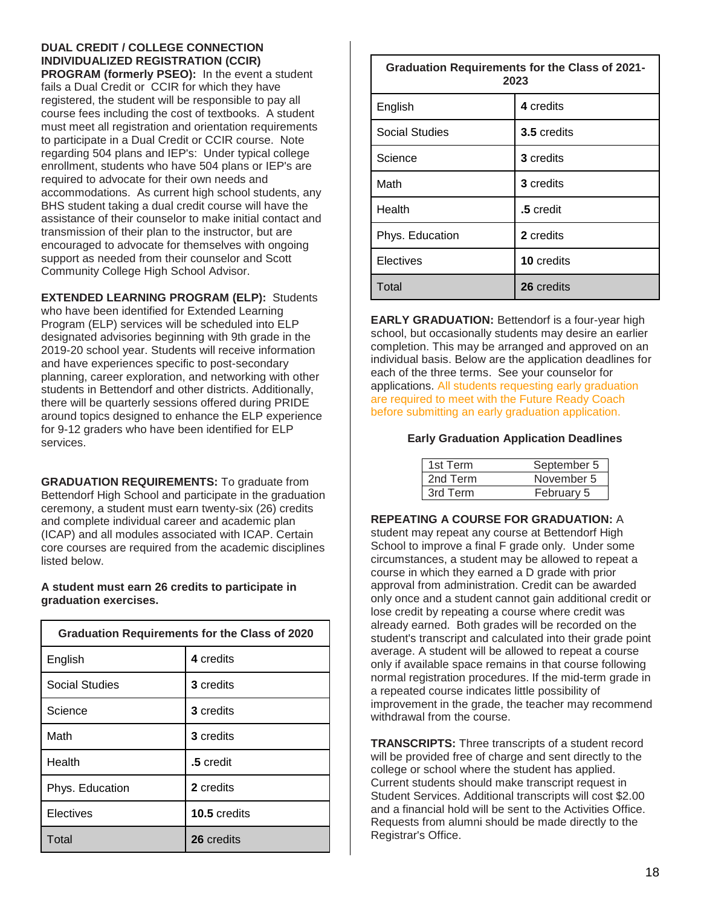**DUAL CREDIT / COLLEGE CONNECTION INDIVIDUALIZED REGISTRATION (CCIR) PROGRAM (formerly PSEO):** In the event a student fails a Dual Credit or CCIR for which they have registered, the student will be responsible to pay all course fees including the cost of textbooks. A student must meet all registration and orientation requirements to participate in a Dual Credit or CCIR course. Note regarding 504 plans and IEP's: Under typical college enrollment, students who have 504 plans or IEP's are required to advocate for their own needs and accommodations. As current high school students, any BHS student taking a dual credit course will have the assistance of their counselor to make initial contact and transmission of their plan to the instructor, but are encouraged to advocate for themselves with ongoing support as needed from their counselor and Scott Community College High School Advisor.

**EXTENDED LEARNING PROGRAM (ELP):** Students who have been identified for Extended Learning Program (ELP) services will be scheduled into ELP designated advisories beginning with 9th grade in the 2019-20 school year. Students will receive information and have experiences specific to post-secondary planning, career exploration, and networking with other students in Bettendorf and other districts. Additionally, there will be quarterly sessions offered during PRIDE around topics designed to enhance the ELP experience for 9-12 graders who have been identified for ELP services.

**GRADUATION REQUIREMENTS:** To graduate from Bettendorf High School and participate in the graduation ceremony, a student must earn twenty-six (26) credits and complete individual career and academic plan (ICAP) and all modules associated with ICAP. Certain core courses are required from the academic disciplines listed below.

**A student must earn 26 credits to participate in graduation exercises.**

| Graduation Requirements for the Class of 2020 | |
|---|---|
| English | **4** credits |
| Social Studies | **3** credits |
| Science | **3** credits |
| Math | **3** credits |
| Health | **.5** credit |
| Phys. Education | **2** credits |
| Electives | **10.5** credits |
| Total | **26** credits |

| Graduation Requirements for the Class of 2021-2023 | |
|---|---|
| English | **4** credits |
| Social Studies | **3.5** credits |
| Science | **3** credits |
| Math | **3** credits |
| Health | **.5** credit |
| Phys. Education | **2** credits |
| Electives | **10** credits |
| Total | **26** credits |

**EARLY GRADUATION:** Bettendorf is a four-year high school, but occasionally students may desire an earlier completion. This may be arranged and approved on an individual basis. Below are the application deadlines for each of the three terms. See your counselor for applications. All students requesting early graduation are required to meet with the Future Ready Coach before submitting an early graduation application.

**Early Graduation Application Deadlines**

| | |
|---|---|
| 1st Term | September 5 |
| 2nd Term | November 5 |
| 3rd Term | February 5 |

**REPEATING A COURSE FOR GRADUATION:** A student may repeat any course at Bettendorf High School to improve a final F grade only. Under some circumstances, a student may be allowed to repeat a course in which they earned a D grade with prior approval from administration. Credit can be awarded only once and a student cannot gain additional credit or lose credit by repeating a course where credit was already earned. Both grades will be recorded on the student's transcript and calculated into their grade point average. A student will be allowed to repeat a course only if available space remains in that course following normal registration procedures. If the mid-term grade in a repeated course indicates little possibility of improvement in the grade, the teacher may recommend withdrawal from the course.

**TRANSCRIPTS:** Three transcripts of a student record will be provided free of charge and sent directly to the college or school where the student has applied. Current students should make transcript request in Student Services. Additional transcripts will cost $2.00 and a financial hold will be sent to the Activities Office. Requests from alumni should be made directly to the Registrar's Office.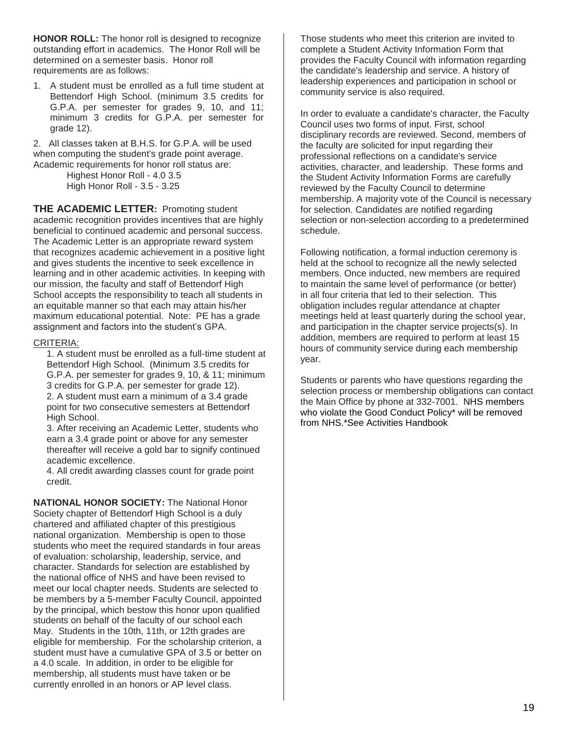**HONOR ROLL:** The honor roll is designed to recognize outstanding effort in academics. The Honor Roll will be determined on a semester basis. Honor roll requirements are as follows:

1. A student must be enrolled as a full time student at Bettendorf High School. (minimum 3.5 credits for G.P.A. per semester for grades 9, 10, and 11; minimum 3 credits for G.P.A. per semester for grade 12).

2. All classes taken at B.H.S. for G.P.A. will be used when computing the student's grade point average. Academic requirements for honor roll status are:

Highest Honor Roll - 4.0 3.5
High Honor Roll - 3.5 - 3.25

**THE ACADEMIC LETTER:** Promoting student academic recognition provides incentives that are highly beneficial to continued academic and personal success. The Academic Letter is an appropriate reward system that recognizes academic achievement in a positive light and gives students the incentive to seek excellence in learning and in other academic activities. In keeping with our mission, the faculty and staff of Bettendorf High School accepts the responsibility to teach all students in an equitable manner so that each may attain his/her maximum educational potential. Note: PE has a grade assignment and factors into the student's GPA.

CRITERIA:

1. A student must be enrolled as a full-time student at Bettendorf High School. (Minimum 3.5 credits for G.P.A. per semester for grades 9, 10, & 11; minimum 3 credits for G.P.A. per semester for grade 12).
2. A student must earn a minimum of a 3.4 grade point for two consecutive semesters at Bettendorf High School.
3. After receiving an Academic Letter, students who earn a 3.4 grade point or above for any semester thereafter will receive a gold bar to signify continued academic excellence.
4. All credit awarding classes count for grade point credit.

**NATIONAL HONOR SOCIETY:** The National Honor Society chapter of Bettendorf High School is a duly chartered and affiliated chapter of this prestigious national organization. Membership is open to those students who meet the required standards in four areas of evaluation: scholarship, leadership, service, and character. Standards for selection are established by the national office of NHS and have been revised to meet our local chapter needs. Students are selected to be members by a 5-member Faculty Council, appointed by the principal, which bestow this honor upon qualified students on behalf of the faculty of our school each May. Students in the 10th, 11th, or 12th grades are eligible for membership. For the scholarship criterion, a student must have a cumulative GPA of 3.5 or better on a 4.0 scale. In addition, in order to be eligible for membership, all students must have taken or be currently enrolled in an honors or AP level class.

Those students who meet this criterion are invited to complete a Student Activity Information Form that provides the Faculty Council with information regarding the candidate's leadership and service. A history of leadership experiences and participation in school or community service is also required.

In order to evaluate a candidate's character, the Faculty Council uses two forms of input. First, school disciplinary records are reviewed. Second, members of the faculty are solicited for input regarding their professional reflections on a candidate's service activities, character, and leadership. These forms and the Student Activity Information Forms are carefully reviewed by the Faculty Council to determine membership. A majority vote of the Council is necessary for selection. Candidates are notified regarding selection or non-selection according to a predetermined schedule.

Following notification, a formal induction ceremony is held at the school to recognize all the newly selected members. Once inducted, new members are required to maintain the same level of performance (or better) in all four criteria that led to their selection. This obligation includes regular attendance at chapter meetings held at least quarterly during the school year, and participation in the chapter service projects(s). In addition, members are required to perform at least 15 hours of community service during each membership year.

Students or parents who have questions regarding the selection process or membership obligations can contact the Main Office by phone at 332-7001. NHS members who violate the Good Conduct Policy* will be removed from NHS.*See Activities Handbook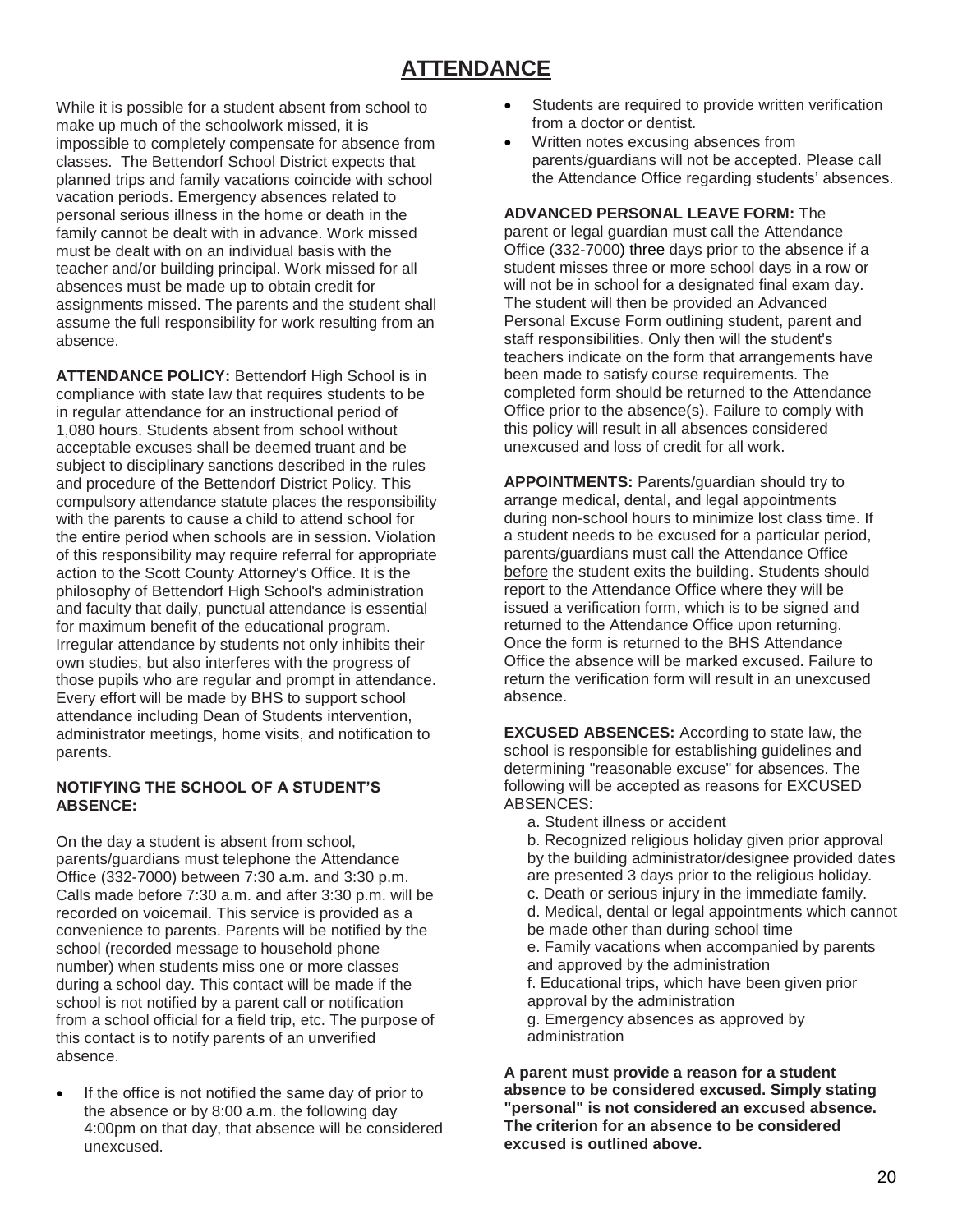# ATTENDANCE

While it is possible for a student absent from school to make up much of the schoolwork missed, it is impossible to completely compensate for absence from classes. The Bettendorf School District expects that planned trips and family vacations coincide with school vacation periods. Emergency absences related to personal serious illness in the home or death in the family cannot be dealt with in advance. Work missed must be dealt with on an individual basis with the teacher and/or building principal. Work missed for all absences must be made up to obtain credit for assignments missed. The parents and the student shall assume the full responsibility for work resulting from an absence.

**ATTENDANCE POLICY:** Bettendorf High School is in compliance with state law that requires students to be in regular attendance for an instructional period of 1,080 hours. Students absent from school without acceptable excuses shall be deemed truant and be subject to disciplinary sanctions described in the rules and procedure of the Bettendorf District Policy. This compulsory attendance statute places the responsibility with the parents to cause a child to attend school for the entire period when schools are in session. Violation of this responsibility may require referral for appropriate action to the Scott County Attorney's Office. It is the philosophy of Bettendorf High School's administration and faculty that daily, punctual attendance is essential for maximum benefit of the educational program. Irregular attendance by students not only inhibits their own studies, but also interferes with the progress of those pupils who are regular and prompt in attendance. Every effort will be made by BHS to support school attendance including Dean of Students intervention, administrator meetings, home visits, and notification to parents.

**NOTIFYING THE SCHOOL OF A STUDENT'S ABSENCE:**

On the day a student is absent from school, parents/guardians must telephone the Attendance Office (332-7000) between 7:30 a.m. and 3:30 p.m. Calls made before 7:30 a.m. and after 3:30 p.m. will be recorded on voicemail. This service is provided as a convenience to parents. Parents will be notified by the school (recorded message to household phone number) when students miss one or more classes during a school day. This contact will be made if the school is not notified by a parent call or notification from a school official for a field trip, etc. The purpose of this contact is to notify parents of an unverified absence.

- If the office is not notified the same day of prior to the absence or by 8:00 a.m. the following day 4:00pm on that day, that absence will be considered unexcused.
- Students are required to provide written verification from a doctor or dentist.
- Written notes excusing absences from parents/guardians will not be accepted. Please call the Attendance Office regarding students' absences.

**ADVANCED PERSONAL LEAVE FORM:** The parent or legal guardian must call the Attendance Office (332-7000) three days prior to the absence if a student misses three or more school days in a row or will not be in school for a designated final exam day. The student will then be provided an Advanced Personal Excuse Form outlining student, parent and staff responsibilities. Only then will the student's teachers indicate on the form that arrangements have been made to satisfy course requirements. The completed form should be returned to the Attendance Office prior to the absence(s). Failure to comply with this policy will result in all absences considered unexcused and loss of credit for all work.

**APPOINTMENTS:** Parents/guardian should try to arrange medical, dental, and legal appointments during non-school hours to minimize lost class time. If a student needs to be excused for a particular period, parents/guardians must call the Attendance Office before the student exits the building. Students should report to the Attendance Office where they will be issued a verification form, which is to be signed and returned to the Attendance Office upon returning. Once the form is returned to the BHS Attendance Office the absence will be marked excused. Failure to return the verification form will result in an unexcused absence.

**EXCUSED ABSENCES:** According to state law, the school is responsible for establishing guidelines and determining "reasonable excuse" for absences. The following will be accepted as reasons for EXCUSED ABSENCES:

a. Student illness or accident
b. Recognized religious holiday given prior approval by the building administrator/designee provided dates are presented 3 days prior to the religious holiday.
c. Death or serious injury in the immediate family.
d. Medical, dental or legal appointments which cannot be made other than during school time
e. Family vacations when accompanied by parents and approved by the administration
f. Educational trips, which have been given prior approval by the administration
g. Emergency absences as approved by administration

**A parent must provide a reason for a student absence to be considered excused. Simply stating "personal" is not considered an excused absence. The criterion for an absence to be considered excused is outlined above.**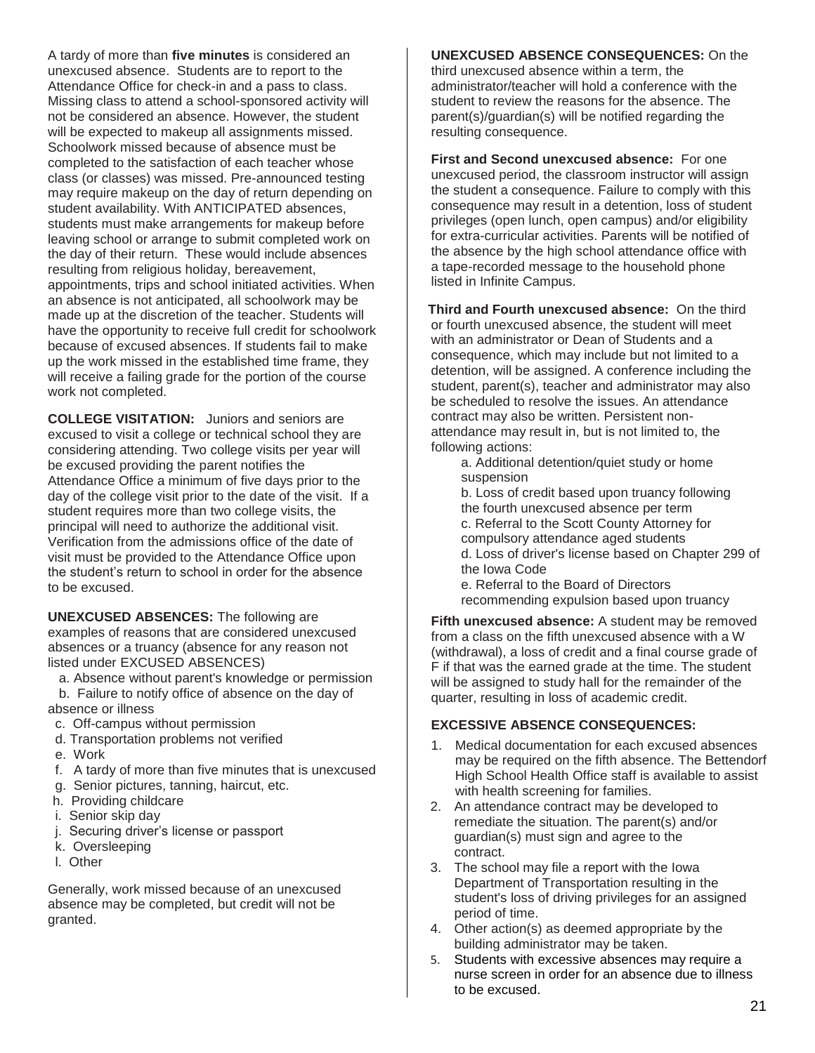A tardy of more than **five minutes** is considered an unexcused absence. Students are to report to the Attendance Office for check-in and a pass to class. Missing class to attend a school-sponsored activity will not be considered an absence. However, the student will be expected to makeup all assignments missed. Schoolwork missed because of absence must be completed to the satisfaction of each teacher whose class (or classes) was missed. Pre-announced testing may require makeup on the day of return depending on student availability. With ANTICIPATED absences, students must make arrangements for makeup before leaving school or arrange to submit completed work on the day of their return. These would include absences resulting from religious holiday, bereavement, appointments, trips and school initiated activities. When an absence is not anticipated, all schoolwork may be made up at the discretion of the teacher. Students will have the opportunity to receive full credit for schoolwork because of excused absences. If students fail to make up the work missed in the established time frame, they will receive a failing grade for the portion of the course work not completed.

**COLLEGE VISITATION:** Juniors and seniors are excused to visit a college or technical school they are considering attending. Two college visits per year will be excused providing the parent notifies the Attendance Office a minimum of five days prior to the day of the college visit prior to the date of the visit. If a student requires more than two college visits, the principal will need to authorize the additional visit. Verification from the admissions office of the date of visit must be provided to the Attendance Office upon the student's return to school in order for the absence to be excused.

**UNEXCUSED ABSENCES:** The following are examples of reasons that are considered unexcused absences or a truancy (absence for any reason not listed under EXCUSED ABSENCES)

a. Absence without parent's knowledge or permission
b. Failure to notify office of absence on the day of absence or illness
c. Off-campus without permission
d. Transportation problems not verified
e. Work
f. A tardy of more than five minutes that is unexcused
g. Senior pictures, tanning, haircut, etc.
h. Providing childcare
i. Senior skip day
j. Securing driver's license or passport
k. Oversleeping
l. Other

Generally, work missed because of an unexcused absence may be completed, but credit will not be granted.

**UNEXCUSED ABSENCE CONSEQUENCES:** On the third unexcused absence within a term, the administrator/teacher will hold a conference with the student to review the reasons for the absence. The parent(s)/guardian(s) will be notified regarding the resulting consequence.

**First and Second unexcused absence:** For one unexcused period, the classroom instructor will assign the student a consequence. Failure to comply with this consequence may result in a detention, loss of student privileges (open lunch, open campus) and/or eligibility for extra-curricular activities. Parents will be notified of the absence by the high school attendance office with a tape-recorded message to the household phone listed in Infinite Campus.

**Third and Fourth unexcused absence:** On the third or fourth unexcused absence, the student will meet with an administrator or Dean of Students and a consequence, which may include but not limited to a detention, will be assigned. A conference including the student, parent(s), teacher and administrator may also be scheduled to resolve the issues. An attendance contract may also be written. Persistent non-attendance may result in, but is not limited to, the following actions:

a. Additional detention/quiet study or home suspension
b. Loss of credit based upon truancy following the fourth unexcused absence per term
c. Referral to the Scott County Attorney for compulsory attendance aged students
d. Loss of driver's license based on Chapter 299 of the Iowa Code
e. Referral to the Board of Directors recommending expulsion based upon truancy

**Fifth unexcused absence:** A student may be removed from a class on the fifth unexcused absence with a W (withdrawal), a loss of credit and a final course grade of F if that was the earned grade at the time. The student will be assigned to study hall for the remainder of the quarter, resulting in loss of academic credit.

**EXCESSIVE ABSENCE CONSEQUENCES:**

1. Medical documentation for each excused absences may be required on the fifth absence. The Bettendorf High School Health Office staff is available to assist with health screening for families.
2. An attendance contract may be developed to remediate the situation. The parent(s) and/or guardian(s) must sign and agree to the contract.
3. The school may file a report with the Iowa Department of Transportation resulting in the student's loss of driving privileges for an assigned period of time.
4. Other action(s) as deemed appropriate by the building administrator may be taken.
5. Students with excessive absences may require a nurse screen in order for an absence due to illness to be excused.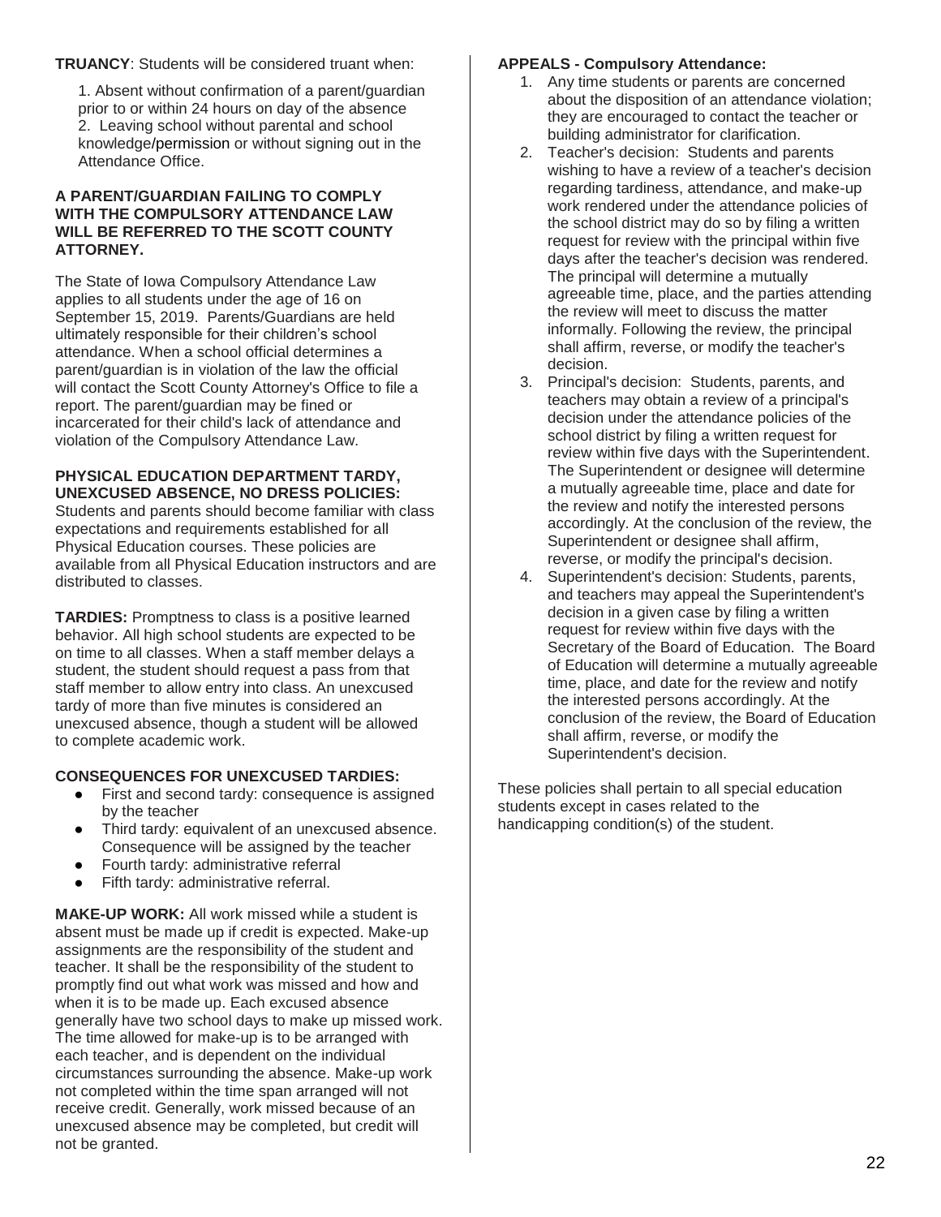**TRUANCY**: Students will be considered truant when:

1. Absent without confirmation of a parent/guardian prior to or within 24 hours on day of the absence
2. Leaving school without parental and school knowledge/permission or without signing out in the Attendance Office.

**A PARENT/GUARDIAN FAILING TO COMPLY WITH THE COMPULSORY ATTENDANCE LAW WILL BE REFERRED TO THE SCOTT COUNTY ATTORNEY.**

The State of Iowa Compulsory Attendance Law applies to all students under the age of 16 on September 15, 2019. Parents/Guardians are held ultimately responsible for their children's school attendance. When a school official determines a parent/guardian is in violation of the law the official will contact the Scott County Attorney's Office to file a report. The parent/guardian may be fined or incarcerated for their child's lack of attendance and violation of the Compulsory Attendance Law.

**PHYSICAL EDUCATION DEPARTMENT TARDY, UNEXCUSED ABSENCE, NO DRESS POLICIES:**
Students and parents should become familiar with class expectations and requirements established for all Physical Education courses. These policies are available from all Physical Education instructors and are distributed to classes.

**TARDIES:** Promptness to class is a positive learned behavior. All high school students are expected to be on time to all classes. When a staff member delays a student, the student should request a pass from that staff member to allow entry into class. An unexcused tardy of more than five minutes is considered an unexcused absence, though a student will be allowed to complete academic work.

**CONSEQUENCES FOR UNEXCUSED TARDIES:**

- First and second tardy: consequence is assigned by the teacher
- Third tardy: equivalent of an unexcused absence. Consequence will be assigned by the teacher
- Fourth tardy: administrative referral
- Fifth tardy: administrative referral.

**MAKE-UP WORK:** All work missed while a student is absent must be made up if credit is expected. Make-up assignments are the responsibility of the student and teacher. It shall be the responsibility of the student to promptly find out what work was missed and how and when it is to be made up. Each excused absence generally have two school days to make up missed work. The time allowed for make-up is to be arranged with each teacher, and is dependent on the individual circumstances surrounding the absence. Make-up work not completed within the time span arranged will not receive credit. Generally, work missed because of an unexcused absence may be completed, but credit will not be granted.

**APPEALS - Compulsory Attendance:**

1. Any time students or parents are concerned about the disposition of an attendance violation; they are encouraged to contact the teacher or building administrator for clarification.
2. Teacher's decision: Students and parents wishing to have a review of a teacher's decision regarding tardiness, attendance, and make-up work rendered under the attendance policies of the school district may do so by filing a written request for review with the principal within five days after the teacher's decision was rendered. The principal will determine a mutually agreeable time, place, and the parties attending the review will meet to discuss the matter informally. Following the review, the principal shall affirm, reverse, or modify the teacher's decision.
3. Principal's decision: Students, parents, and teachers may obtain a review of a principal's decision under the attendance policies of the school district by filing a written request for review within five days with the Superintendent. The Superintendent or designee will determine a mutually agreeable time, place and date for the review and notify the interested persons accordingly. At the conclusion of the review, the Superintendent or designee shall affirm, reverse, or modify the principal's decision.
4. Superintendent's decision: Students, parents, and teachers may appeal the Superintendent's decision in a given case by filing a written request for review within five days with the Secretary of the Board of Education. The Board of Education will determine a mutually agreeable time, place, and date for the review and notify the interested persons accordingly. At the conclusion of the review, the Board of Education shall affirm, reverse, or modify the Superintendent's decision.

These policies shall pertain to all special education students except in cases related to the handicapping condition(s) of the student.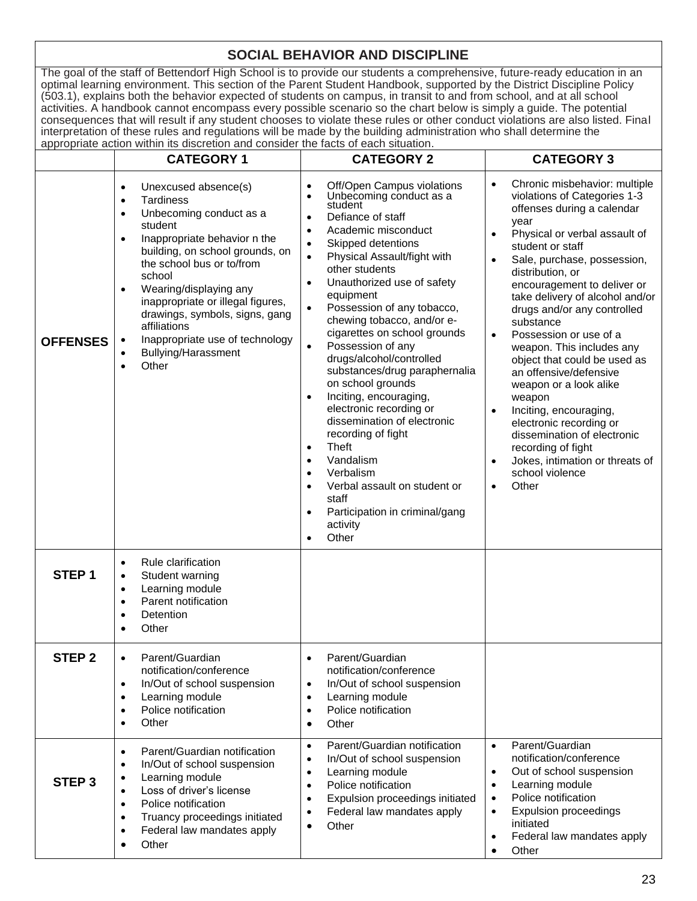## SOCIAL BEHAVIOR AND DISCIPLINE

The goal of the staff of Bettendorf High School is to provide our students a comprehensive, future-ready education in an optimal learning environment. This section of the Parent Student Handbook, supported by the District Discipline Policy (503.1), explains both the behavior expected of students on campus, in transit to and from school, and at all school activities. A handbook cannot encompass every possible scenario so the chart below is simply a guide. The potential consequences that will result if any student chooses to violate these rules or other conduct violations are also listed. Final interpretation of these rules and regulations will be made by the building administration who shall determine the appropriate action within its discretion and consider the facts of each situation.

| | CATEGORY 1 | CATEGORY 2 | CATEGORY 3 |
|---|---|---|---|
| **OFFENSES** | • Unexcused absence(s)<br>• Tardiness<br>• Unbecoming conduct as a student<br>• Inappropriate behavior n the building, on school grounds, on the school bus or to/from school<br>• Wearing/displaying any inappropriate or illegal figures, drawings, symbols, signs, gang affiliations<br>• Inappropriate use of technology<br>• Bullying/Harassment<br>• Other | • Off/Open Campus violations<br>• Unbecoming conduct as a student<br>• Defiance of staff<br>• Academic misconduct<br>• Skipped detentions<br>• Physical Assault/fight with other students<br>• Unauthorized use of safety equipment<br>• Possession of any tobacco, chewing tobacco, and/or e-cigarettes on school grounds<br>• Possession of any drugs/alcohol/controlled substances/drug paraphernalia on school grounds<br>• Inciting, encouraging, electronic recording or dissemination of electronic recording of fight<br>• Theft<br>• Vandalism<br>• Verbalism<br>• Verbal assault on student or staff<br>• Participation in criminal/gang activity<br>• Other | • Chronic misbehavior: multiple violations of Categories 1-3 offenses during a calendar year<br>• Physical or verbal assault of student or staff<br>• Sale, purchase, possession, distribution, or encouragement to deliver or take delivery of alcohol and/or drugs and/or any controlled substance<br>• Possession or use of a weapon. This includes any object that could be used as an offensive/defensive weapon or a look alike weapon<br>• Inciting, encouraging, electronic recording or dissemination of electronic recording of fight<br>• Jokes, intimation or threats of school violence<br>• Other |
| **STEP 1** | • Rule clarification<br>• Student warning<br>• Learning module<br>• Parent notification<br>• Detention<br>• Other | | |
| **STEP 2** | • Parent/Guardian notification/conference<br>• In/Out of school suspension<br>• Learning module<br>• Police notification<br>• Other | • Parent/Guardian notification/conference<br>• In/Out of school suspension<br>• Learning module<br>• Police notification<br>• Other | |
| **STEP 3** | • Parent/Guardian notification<br>• In/Out of school suspension<br>• Learning module<br>• Loss of driver's license<br>• Police notification<br>• Truancy proceedings initiated<br>• Federal law mandates apply<br>• Other | • Parent/Guardian notification<br>• In/Out of school suspension<br>• Learning module<br>• Police notification<br>• Expulsion proceedings initiated<br>• Federal law mandates apply<br>• Other | • Parent/Guardian notification/conference<br>• Out of school suspension<br>• Learning module<br>• Police notification<br>• Expulsion proceedings initiated<br>• Federal law mandates apply<br>• Other |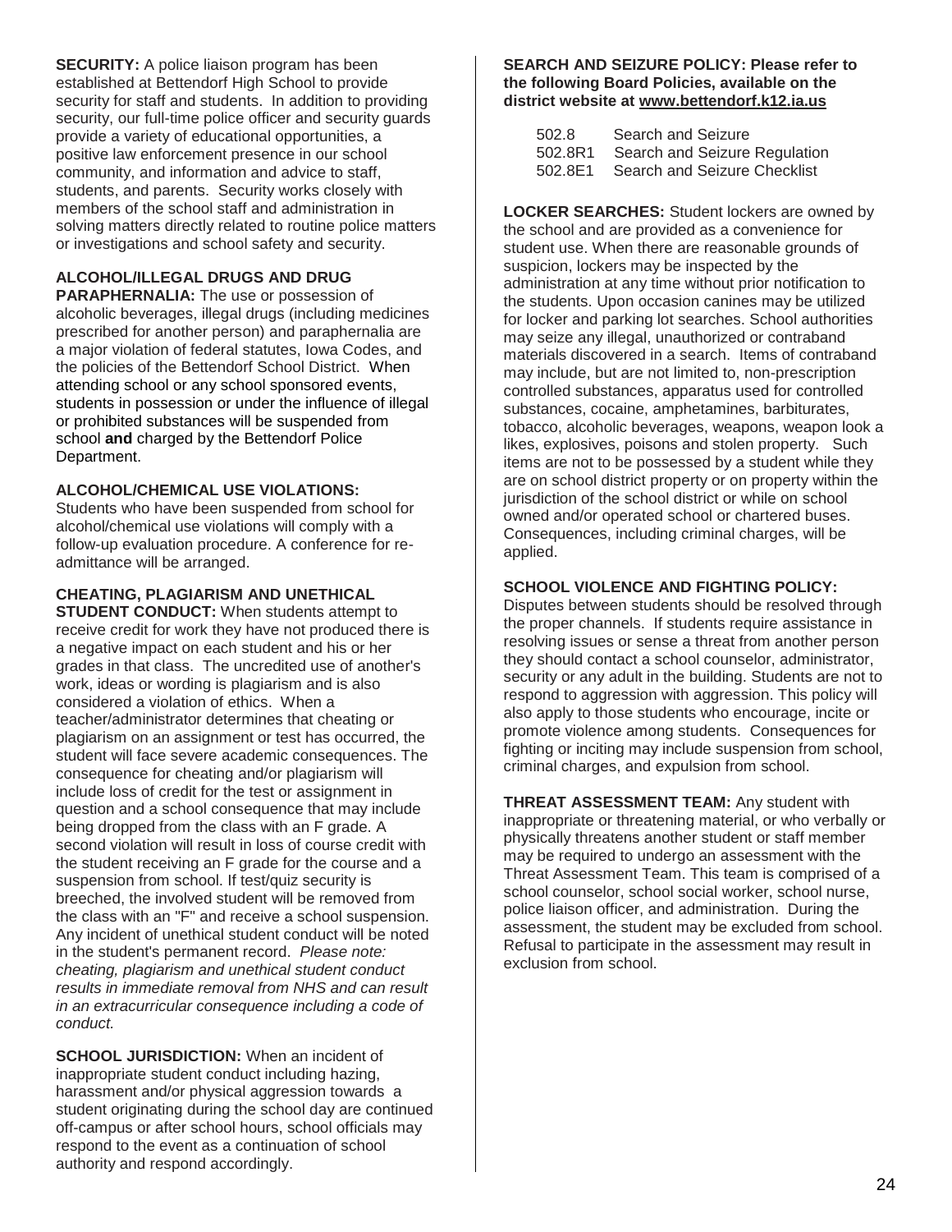**SECURITY:** A police liaison program has been established at Bettendorf High School to provide security for staff and students. In addition to providing security, our full-time police officer and security guards provide a variety of educational opportunities, a positive law enforcement presence in our school community, and information and advice to staff, students, and parents. Security works closely with members of the school staff and administration in solving matters directly related to routine police matters or investigations and school safety and security.

**ALCOHOL/ILLEGAL DRUGS AND DRUG PARAPHERNALIA:** The use or possession of alcoholic beverages, illegal drugs (including medicines prescribed for another person) and paraphernalia are a major violation of federal statutes, Iowa Codes, and the policies of the Bettendorf School District. When attending school or any school sponsored events, students in possession or under the influence of illegal or prohibited substances will be suspended from school **and** charged by the Bettendorf Police Department.

**ALCOHOL/CHEMICAL USE VIOLATIONS:** Students who have been suspended from school for alcohol/chemical use violations will comply with a follow-up evaluation procedure. A conference for re-admittance will be arranged.

**CHEATING, PLAGIARISM AND UNETHICAL STUDENT CONDUCT:** When students attempt to receive credit for work they have not produced there is a negative impact on each student and his or her grades in that class. The uncredited use of another's work, ideas or wording is plagiarism and is also considered a violation of ethics. When a teacher/administrator determines that cheating or plagiarism on an assignment or test has occurred, the student will face severe academic consequences. The consequence for cheating and/or plagiarism will include loss of credit for the test or assignment in question and a school consequence that may include being dropped from the class with an F grade. A second violation will result in loss of course credit with the student receiving an F grade for the course and a suspension from school. If test/quiz security is breeched, the involved student will be removed from the class with an "F" and receive a school suspension. Any incident of unethical student conduct will be noted in the student's permanent record. *Please note: cheating, plagiarism and unethical student conduct results in immediate removal from NHS and can result in an extracurricular consequence including a code of conduct.*

**SCHOOL JURISDICTION:** When an incident of inappropriate student conduct including hazing, harassment and/or physical aggression towards a student originating during the school day are continued off-campus or after school hours, school officials may respond to the event as a continuation of school authority and respond accordingly.

**SEARCH AND SEIZURE POLICY: Please refer to the following Board Policies, available on the district website at www.bettendorf.k12.ia.us**

| | |
|---|---|
| 502.8 | Search and Seizure |
| 502.8R1 | Search and Seizure Regulation |
| 502.8E1 | Search and Seizure Checklist |

**LOCKER SEARCHES:** Student lockers are owned by the school and are provided as a convenience for student use. When there are reasonable grounds of suspicion, lockers may be inspected by the administration at any time without prior notification to the students. Upon occasion canines may be utilized for locker and parking lot searches. School authorities may seize any illegal, unauthorized or contraband materials discovered in a search. Items of contraband may include, but are not limited to, non-prescription controlled substances, apparatus used for controlled substances, cocaine, amphetamines, barbiturates, tobacco, alcoholic beverages, weapons, weapon look a likes, explosives, poisons and stolen property. Such items are not to be possessed by a student while they are on school district property or on property within the jurisdiction of the school district or while on school owned and/or operated school or chartered buses. Consequences, including criminal charges, will be applied.

**SCHOOL VIOLENCE AND FIGHTING POLICY:** Disputes between students should be resolved through the proper channels. If students require assistance in resolving issues or sense a threat from another person they should contact a school counselor, administrator, security or any adult in the building. Students are not to respond to aggression with aggression. This policy will also apply to those students who encourage, incite or promote violence among students. Consequences for fighting or inciting may include suspension from school, criminal charges, and expulsion from school.

**THREAT ASSESSMENT TEAM:** Any student with inappropriate or threatening material, or who verbally or physically threatens another student or staff member may be required to undergo an assessment with the Threat Assessment Team. This team is comprised of a school counselor, school social worker, school nurse, police liaison officer, and administration. During the assessment, the student may be excluded from school. Refusal to participate in the assessment may result in exclusion from school.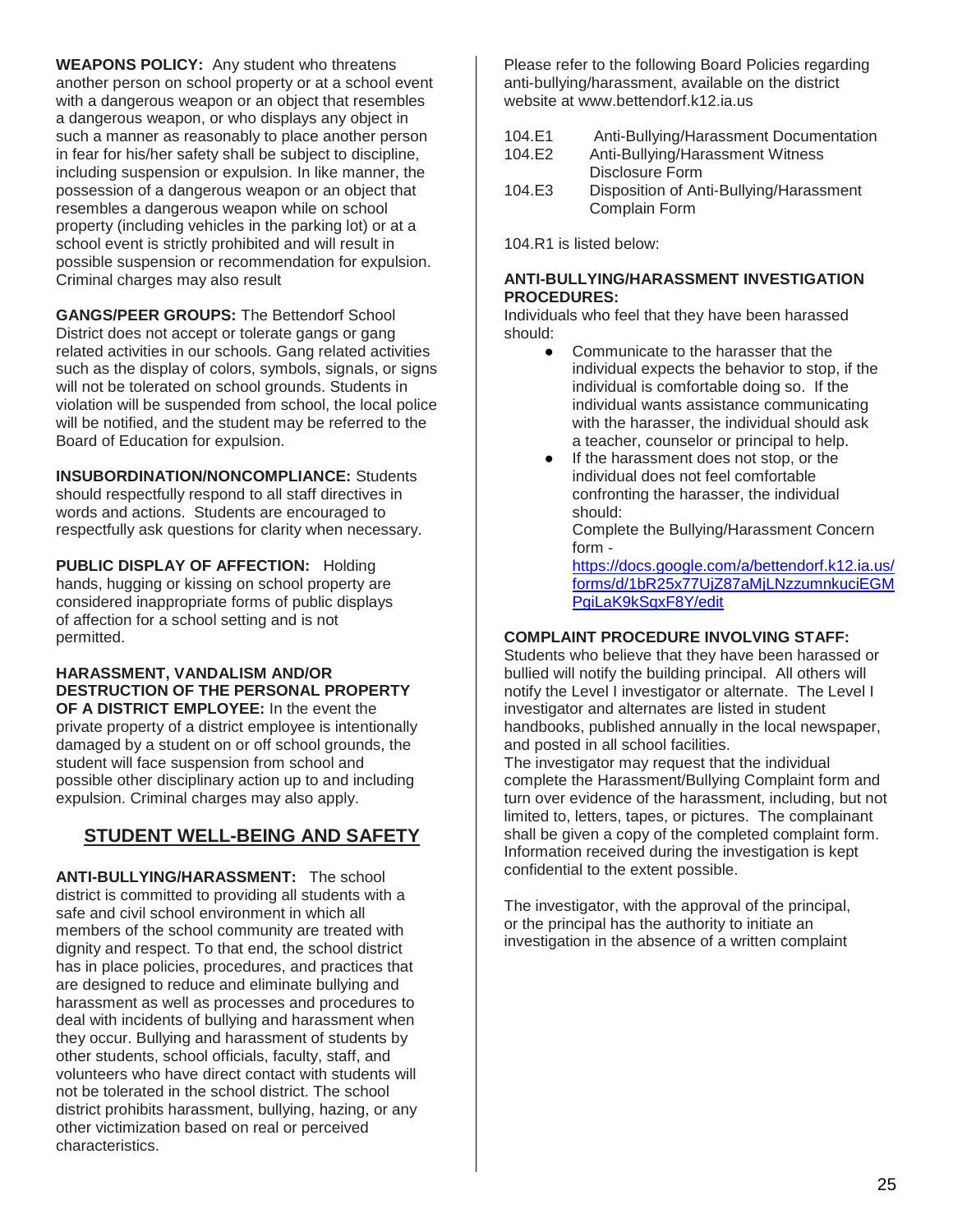**WEAPONS POLICY:** Any student who threatens another person on school property or at a school event with a dangerous weapon or an object that resembles a dangerous weapon, or who displays any object in such a manner as reasonably to place another person in fear for his/her safety shall be subject to discipline, including suspension or expulsion. In like manner, the possession of a dangerous weapon or an object that resembles a dangerous weapon while on school property (including vehicles in the parking lot) or at a school event is strictly prohibited and will result in possible suspension or recommendation for expulsion. Criminal charges may also result

**GANGS/PEER GROUPS:** The Bettendorf School District does not accept or tolerate gangs or gang related activities in our schools. Gang related activities such as the display of colors, symbols, signals, or signs will not be tolerated on school grounds. Students in violation will be suspended from school, the local police will be notified, and the student may be referred to the Board of Education for expulsion.

**INSUBORDINATION/NONCOMPLIANCE:** Students should respectfully respond to all staff directives in words and actions. Students are encouraged to respectfully ask questions for clarity when necessary.

**PUBLIC DISPLAY OF AFFECTION:** Holding hands, hugging or kissing on school property are considered inappropriate forms of public displays of affection for a school setting and is not permitted.

**HARASSMENT, VANDALISM AND/OR DESTRUCTION OF THE PERSONAL PROPERTY OF A DISTRICT EMPLOYEE:** In the event the private property of a district employee is intentionally damaged by a student on or off school grounds, the student will face suspension from school and possible other disciplinary action up to and including expulsion. Criminal charges may also apply.

## STUDENT WELL-BEING AND SAFETY

**ANTI-BULLYING/HARASSMENT:** The school district is committed to providing all students with a safe and civil school environment in which all members of the school community are treated with dignity and respect. To that end, the school district has in place policies, procedures, and practices that are designed to reduce and eliminate bullying and harassment as well as processes and procedures to deal with incidents of bullying and harassment when they occur. Bullying and harassment of students by other students, school officials, faculty, staff, and volunteers who have direct contact with students will not be tolerated in the school district. The school district prohibits harassment, bullying, hazing, or any other victimization based on real or perceived characteristics.

Please refer to the following Board Policies regarding anti-bullying/harassment, available on the district website at www.bettendorf.k12.ia.us

- 104.E1 Anti-Bullying/Harassment Documentation
- 104.E2 Anti-Bullying/Harassment Witness Disclosure Form
- 104.E3 Disposition of Anti-Bullying/Harassment Complain Form

104.R1 is listed below:

**ANTI-BULLYING/HARASSMENT INVESTIGATION PROCEDURES:**
Individuals who feel that they have been harassed should:

- Communicate to the harasser that the individual expects the behavior to stop, if the individual is comfortable doing so. If the individual wants assistance communicating with the harasser, the individual should ask a teacher, counselor or principal to help.
- If the harassment does not stop, or the individual does not feel comfortable confronting the harasser, the individual should:
  Complete the Bullying/Harassment Concern form - https://docs.google.com/a/bettendorf.k12.ia.us/forms/d/1bR25x77UjZ87aMjLNzzumnkuciEGMPgiLaK9kSqxF8Y/edit

**COMPLAINT PROCEDURE INVOLVING STAFF:**
Students who believe that they have been harassed or bullied will notify the building principal. All others will notify the Level I investigator or alternate. The Level I investigator and alternates are listed in student handbooks, published annually in the local newspaper, and posted in all school facilities.
The investigator may request that the individual complete the Harassment/Bullying Complaint form and turn over evidence of the harassment, including, but not limited to, letters, tapes, or pictures. The complainant shall be given a copy of the completed complaint form. Information received during the investigation is kept confidential to the extent possible.

The investigator, with the approval of the principal, or the principal has the authority to initiate an investigation in the absence of a written complaint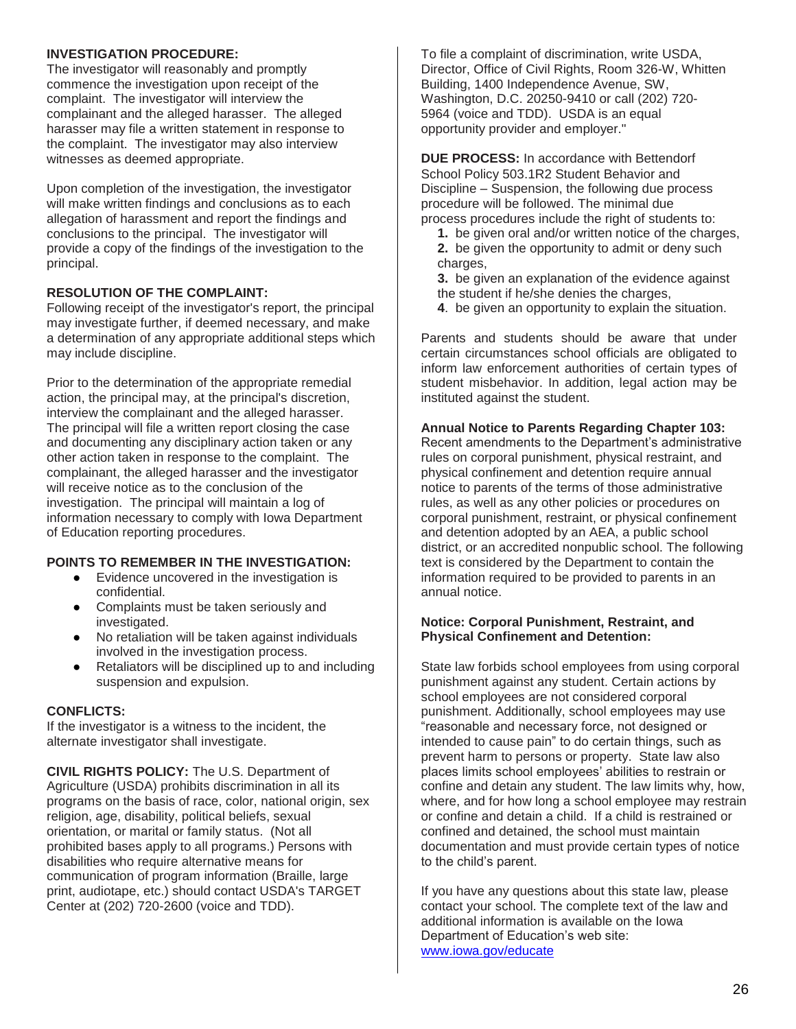**INVESTIGATION PROCEDURE:**
The investigator will reasonably and promptly commence the investigation upon receipt of the complaint. The investigator will interview the complainant and the alleged harasser. The alleged harasser may file a written statement in response to the complaint. The investigator may also interview witnesses as deemed appropriate.

Upon completion of the investigation, the investigator will make written findings and conclusions as to each allegation of harassment and report the findings and conclusions to the principal. The investigator will provide a copy of the findings of the investigation to the principal.

**RESOLUTION OF THE COMPLAINT:**
Following receipt of the investigator's report, the principal may investigate further, if deemed necessary, and make a determination of any appropriate additional steps which may include discipline.

Prior to the determination of the appropriate remedial action, the principal may, at the principal's discretion, interview the complainant and the alleged harasser. The principal will file a written report closing the case and documenting any disciplinary action taken or any other action taken in response to the complaint. The complainant, the alleged harasser and the investigator will receive notice as to the conclusion of the investigation. The principal will maintain a log of information necessary to comply with Iowa Department of Education reporting procedures.

**POINTS TO REMEMBER IN THE INVESTIGATION:**

- Evidence uncovered in the investigation is confidential.
- Complaints must be taken seriously and investigated.
- No retaliation will be taken against individuals involved in the investigation process.
- Retaliators will be disciplined up to and including suspension and expulsion.

**CONFLICTS:**
If the investigator is a witness to the incident, the alternate investigator shall investigate.

**CIVIL RIGHTS POLICY:** The U.S. Department of Agriculture (USDA) prohibits discrimination in all its programs on the basis of race, color, national origin, sex religion, age, disability, political beliefs, sexual orientation, or marital or family status. (Not all prohibited bases apply to all programs.) Persons with disabilities who require alternative means for communication of program information (Braille, large print, audiotape, etc.) should contact USDA's TARGET Center at (202) 720-2600 (voice and TDD).

To file a complaint of discrimination, write USDA, Director, Office of Civil Rights, Room 326-W, Whitten Building, 1400 Independence Avenue, SW, Washington, D.C. 20250-9410 or call (202) 720-5964 (voice and TDD). USDA is an equal opportunity provider and employer."

**DUE PROCESS:** In accordance with Bettendorf School Policy 503.1R2 Student Behavior and Discipline – Suspension, the following due process procedure will be followed. The minimal due process procedures include the right of students to:

1. be given oral and/or written notice of the charges,
2. be given the opportunity to admit or deny such charges,
3. be given an explanation of the evidence against the student if he/she denies the charges,
4. be given an opportunity to explain the situation.

Parents and students should be aware that under certain circumstances school officials are obligated to inform law enforcement authorities of certain types of student misbehavior. In addition, legal action may be instituted against the student.

**Annual Notice to Parents Regarding Chapter 103:**
Recent amendments to the Department's administrative rules on corporal punishment, physical restraint, and physical confinement and detention require annual notice to parents of the terms of those administrative rules, as well as any other policies or procedures on corporal punishment, restraint, or physical confinement and detention adopted by an AEA, a public school district, or an accredited nonpublic school. The following text is considered by the Department to contain the information required to be provided to parents in an annual notice.

**Notice: Corporal Punishment, Restraint, and Physical Confinement and Detention:**

State law forbids school employees from using corporal punishment against any student. Certain actions by school employees are not considered corporal punishment. Additionally, school employees may use "reasonable and necessary force, not designed or intended to cause pain" to do certain things, such as prevent harm to persons or property. State law also places limits school employees' abilities to restrain or confine and detain any student. The law limits why, how, where, and for how long a school employee may restrain or confine and detain a child. If a child is restrained or confined and detained, the school must maintain documentation and must provide certain types of notice to the child's parent.

If you have any questions about this state law, please contact your school. The complete text of the law and additional information is available on the Iowa Department of Education's web site: www.iowa.gov/educate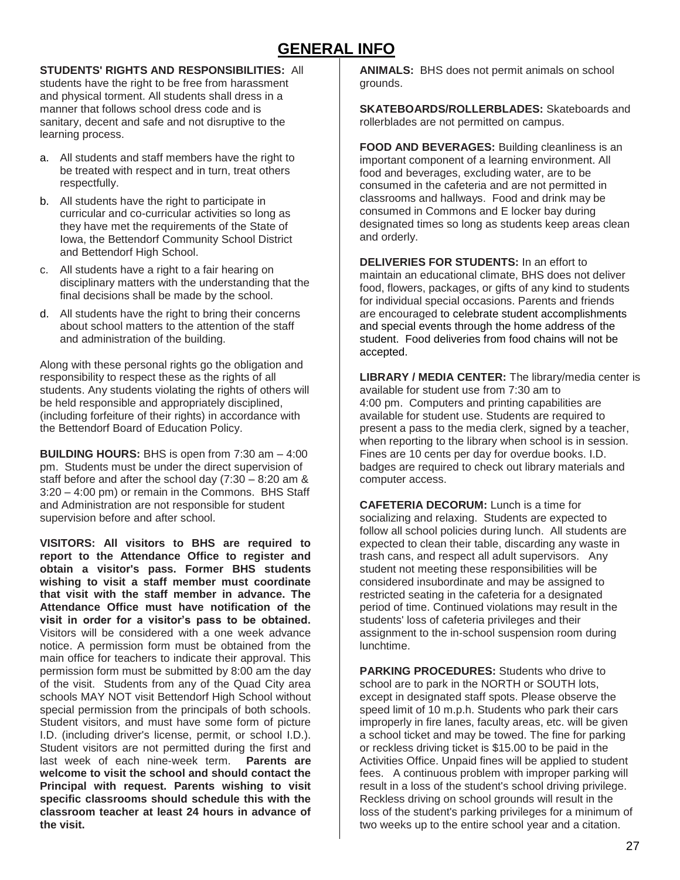# GENERAL INFO

**STUDENTS' RIGHTS AND RESPONSIBILITIES:** All students have the right to be free from harassment and physical torment. All students shall dress in a manner that follows school dress code and is sanitary, decent and safe and not disruptive to the learning process.

a. All students and staff members have the right to be treated with respect and in turn, treat others respectfully.
b. All students have the right to participate in curricular and co-curricular activities so long as they have met the requirements of the State of Iowa, the Bettendorf Community School District and Bettendorf High School.
c. All students have a right to a fair hearing on disciplinary matters with the understanding that the final decisions shall be made by the school.
d. All students have the right to bring their concerns about school matters to the attention of the staff and administration of the building.

Along with these personal rights go the obligation and responsibility to respect these as the rights of all students. Any students violating the rights of others will be held responsible and appropriately disciplined, (including forfeiture of their rights) in accordance with the Bettendorf Board of Education Policy.

**BUILDING HOURS:** BHS is open from 7:30 am – 4:00 pm. Students must be under the direct supervision of staff before and after the school day (7:30 – 8:20 am & 3:20 – 4:00 pm) or remain in the Commons. BHS Staff and Administration are not responsible for student supervision before and after school.

**VISITORS: All visitors to BHS are required to report to the Attendance Office to register and obtain a visitor's pass. Former BHS students wishing to visit a staff member must coordinate that visit with the staff member in advance. The Attendance Office must have notification of the visit in order for a visitor's pass to be obtained.** Visitors will be considered with a one week advance notice. A permission form must be obtained from the main office for teachers to indicate their approval. This permission form must be submitted by 8:00 am the day of the visit. Students from any of the Quad City area schools MAY NOT visit Bettendorf High School without special permission from the principals of both schools. Student visitors, and must have some form of picture I.D. (including driver's license, permit, or school I.D.). Student visitors are not permitted during the first and last week of each nine-week term. **Parents are welcome to visit the school and should contact the Principal with request. Parents wishing to visit specific classrooms should schedule this with the classroom teacher at least 24 hours in advance of the visit.**

**ANIMALS:** BHS does not permit animals on school grounds.

**SKATEBOARDS/ROLLERBLADES:** Skateboards and rollerblades are not permitted on campus.

**FOOD AND BEVERAGES:** Building cleanliness is an important component of a learning environment. All food and beverages, excluding water, are to be consumed in the cafeteria and are not permitted in classrooms and hallways. Food and drink may be consumed in Commons and E locker bay during designated times so long as students keep areas clean and orderly.

**DELIVERIES FOR STUDENTS:** In an effort to maintain an educational climate, BHS does not deliver food, flowers, packages, or gifts of any kind to students for individual special occasions. Parents and friends are encouraged to celebrate student accomplishments and special events through the home address of the student. Food deliveries from food chains will not be accepted.

**LIBRARY / MEDIA CENTER:** The library/media center is available for student use from 7:30 am to 4:00 pm. Computers and printing capabilities are available for student use. Students are required to present a pass to the media clerk, signed by a teacher, when reporting to the library when school is in session. Fines are 10 cents per day for overdue books. I.D. badges are required to check out library materials and computer access.

**CAFETERIA DECORUM:** Lunch is a time for socializing and relaxing. Students are expected to follow all school policies during lunch. All students are expected to clean their table, discarding any waste in trash cans, and respect all adult supervisors. Any student not meeting these responsibilities will be considered insubordinate and may be assigned to restricted seating in the cafeteria for a designated period of time. Continued violations may result in the students' loss of cafeteria privileges and their assignment to the in-school suspension room during lunchtime.

**PARKING PROCEDURES:** Students who drive to school are to park in the NORTH or SOUTH lots, except in designated staff spots. Please observe the speed limit of 10 m.p.h. Students who park their cars improperly in fire lanes, faculty areas, etc. will be given a school ticket and may be towed. The fine for parking or reckless driving ticket is $15.00 to be paid in the Activities Office. Unpaid fines will be applied to student fees. A continuous problem with improper parking will result in a loss of the student's school driving privilege. Reckless driving on school grounds will result in the loss of the student's parking privileges for a minimum of two weeks up to the entire school year and a citation.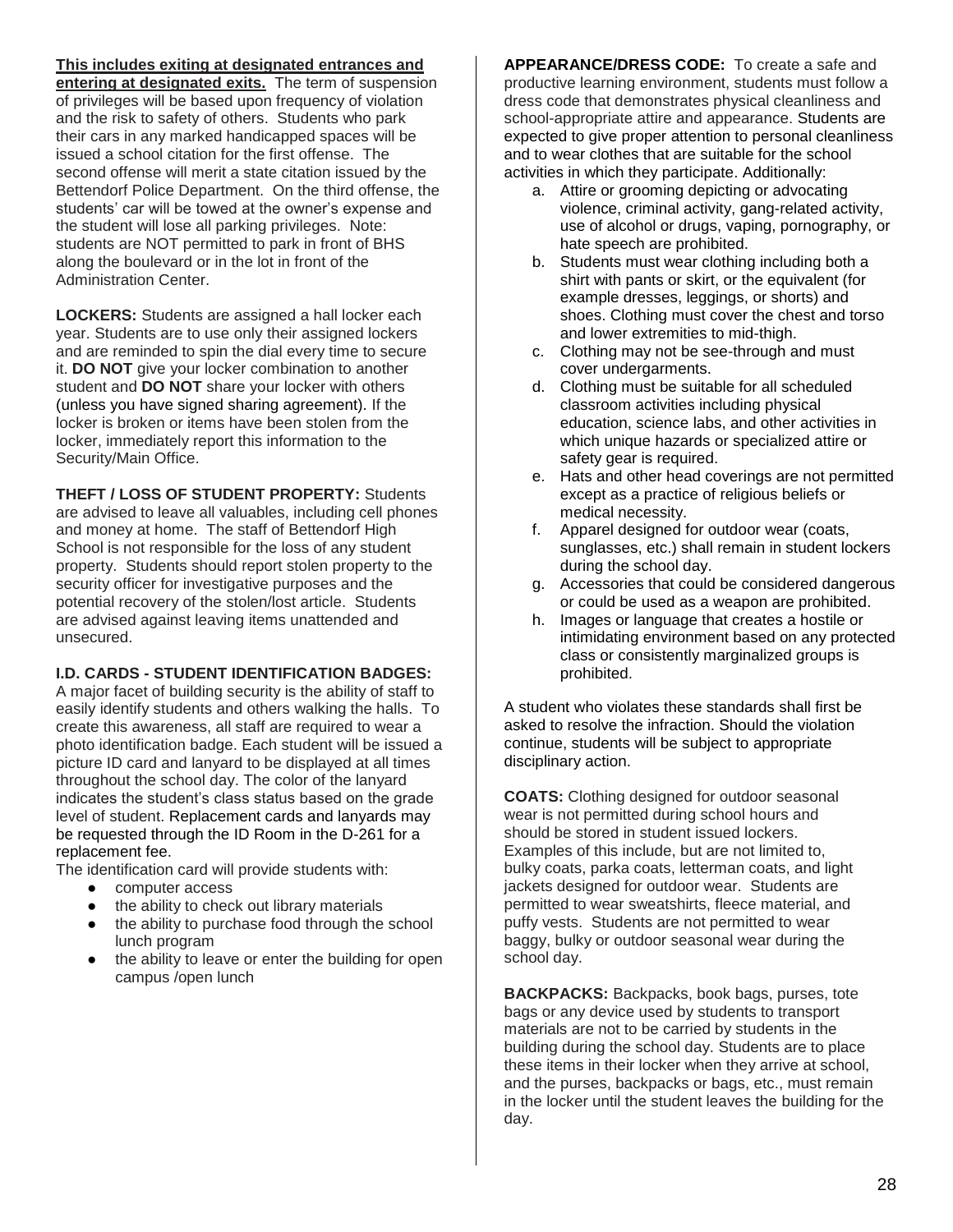**<u>This includes exiting at designated entrances and entering at designated exits.</u>** The term of suspension of privileges will be based upon frequency of violation and the risk to safety of others. Students who park their cars in any marked handicapped spaces will be issued a school citation for the first offense. The second offense will merit a state citation issued by the Bettendorf Police Department. On the third offense, the students' car will be towed at the owner's expense and the student will lose all parking privileges. Note: students are NOT permitted to park in front of BHS along the boulevard or in the lot in front of the Administration Center.

**LOCKERS:** Students are assigned a hall locker each year. Students are to use only their assigned lockers and are reminded to spin the dial every time to secure it. **DO NOT** give your locker combination to another student and **DO NOT** share your locker with others (unless you have signed sharing agreement). If the locker is broken or items have been stolen from the locker, immediately report this information to the Security/Main Office.

**THEFT / LOSS OF STUDENT PROPERTY:** Students are advised to leave all valuables, including cell phones and money at home. The staff of Bettendorf High School is not responsible for the loss of any student property. Students should report stolen property to the security officer for investigative purposes and the potential recovery of the stolen/lost article. Students are advised against leaving items unattended and unsecured.

**I.D. CARDS - STUDENT IDENTIFICATION BADGES:** A major facet of building security is the ability of staff to easily identify students and others walking the halls. To create this awareness, all staff are required to wear a photo identification badge. Each student will be issued a picture ID card and lanyard to be displayed at all times throughout the school day. The color of the lanyard indicates the student's class status based on the grade level of student. Replacement cards and lanyards may be requested through the ID Room in the D-261 for a replacement fee.

The identification card will provide students with:

- computer access
- the ability to check out library materials
- the ability to purchase food through the school lunch program
- the ability to leave or enter the building for open campus /open lunch

**APPEARANCE/DRESS CODE:** To create a safe and productive learning environment, students must follow a dress code that demonstrates physical cleanliness and school-appropriate attire and appearance. Students are expected to give proper attention to personal cleanliness and to wear clothes that are suitable for the school activities in which they participate. Additionally:

a. Attire or grooming depicting or advocating violence, criminal activity, gang-related activity, use of alcohol or drugs, vaping, pornography, or hate speech are prohibited.
b. Students must wear clothing including both a shirt with pants or skirt, or the equivalent (for example dresses, leggings, or shorts) and shoes. Clothing must cover the chest and torso and lower extremities to mid-thigh.
c. Clothing may not be see-through and must cover undergarments.
d. Clothing must be suitable for all scheduled classroom activities including physical education, science labs, and other activities in which unique hazards or specialized attire or safety gear is required.
e. Hats and other head coverings are not permitted except as a practice of religious beliefs or medical necessity.
f. Apparel designed for outdoor wear (coats, sunglasses, etc.) shall remain in student lockers during the school day.
g. Accessories that could be considered dangerous or could be used as a weapon are prohibited.
h. Images or language that creates a hostile or intimidating environment based on any protected class or consistently marginalized groups is prohibited.

A student who violates these standards shall first be asked to resolve the infraction. Should the violation continue, students will be subject to appropriate disciplinary action.

**COATS:** Clothing designed for outdoor seasonal wear is not permitted during school hours and should be stored in student issued lockers. Examples of this include, but are not limited to, bulky coats, parka coats, letterman coats, and light jackets designed for outdoor wear. Students are permitted to wear sweatshirts, fleece material, and puffy vests. Students are not permitted to wear baggy, bulky or outdoor seasonal wear during the school day.

**BACKPACKS:** Backpacks, book bags, purses, tote bags or any device used by students to transport materials are not to be carried by students in the building during the school day. Students are to place these items in their locker when they arrive at school, and the purses, backpacks or bags, etc., must remain in the locker until the student leaves the building for the day.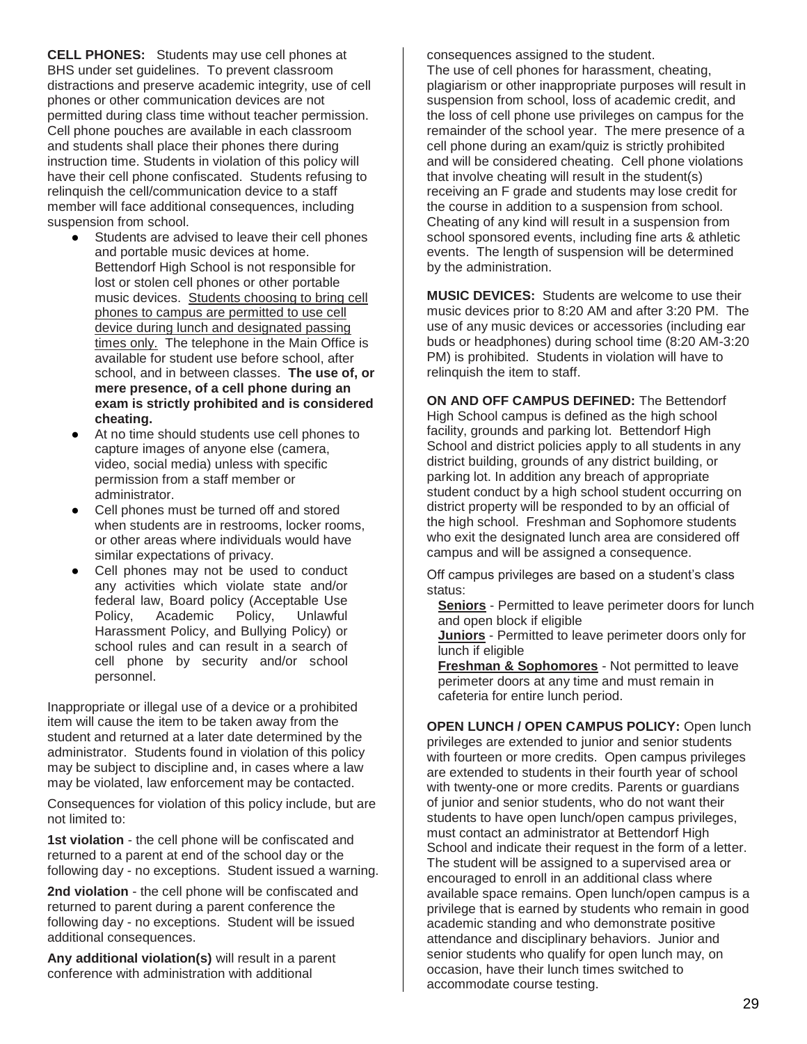**CELL PHONES:** Students may use cell phones at BHS under set guidelines. To prevent classroom distractions and preserve academic integrity, use of cell phones or other communication devices are not permitted during class time without teacher permission. Cell phone pouches are available in each classroom and students shall place their phones there during instruction time. Students in violation of this policy will have their cell phone confiscated. Students refusing to relinquish the cell/communication device to a staff member will face additional consequences, including suspension from school.

- Students are advised to leave their cell phones and portable music devices at home. Bettendorf High School is not responsible for lost or stolen cell phones or other portable music devices. <u>Students choosing to bring cell phones to campus are permitted to use cell device during lunch and designated passing times only.</u> The telephone in the Main Office is available for student use before school, after school, and in between classes. **The use of, or mere presence, of a cell phone during an exam is strictly prohibited and is considered cheating.**
- At no time should students use cell phones to capture images of anyone else (camera, video, social media) unless with specific permission from a staff member or administrator.
- Cell phones must be turned off and stored when students are in restrooms, locker rooms, or other areas where individuals would have similar expectations of privacy.
- Cell phones may not be used to conduct any activities which violate state and/or federal law, Board policy (Acceptable Use Policy, Academic Policy, Unlawful Harassment Policy, and Bullying Policy) or school rules and can result in a search of cell phone by security and/or school personnel.

Inappropriate or illegal use of a device or a prohibited item will cause the item to be taken away from the student and returned at a later date determined by the administrator. Students found in violation of this policy may be subject to discipline and, in cases where a law may be violated, law enforcement may be contacted.

Consequences for violation of this policy include, but are not limited to:

**1st violation** - the cell phone will be confiscated and returned to a parent at end of the school day or the following day - no exceptions. Student issued a warning.

**2nd violation** - the cell phone will be confiscated and returned to parent during a parent conference the following day - no exceptions. Student will be issued additional consequences.

**Any additional violation(s)** will result in a parent conference with administration with additional consequences assigned to the student.

The use of cell phones for harassment, cheating, plagiarism or other inappropriate purposes will result in suspension from school, loss of academic credit, and the loss of cell phone use privileges on campus for the remainder of the school year. The mere presence of a cell phone during an exam/quiz is strictly prohibited and will be considered cheating. Cell phone violations that involve cheating will result in the student(s) receiving an F grade and students may lose credit for the course in addition to a suspension from school. Cheating of any kind will result in a suspension from school sponsored events, including fine arts & athletic events. The length of suspension will be determined by the administration.

**MUSIC DEVICES:** Students are welcome to use their music devices prior to 8:20 AM and after 3:20 PM. The use of any music devices or accessories (including ear buds or headphones) during school time (8:20 AM-3:20 PM) is prohibited. Students in violation will have to relinquish the item to staff.

**ON AND OFF CAMPUS DEFINED:** The Bettendorf High School campus is defined as the high school facility, grounds and parking lot. Bettendorf High School and district policies apply to all students in any district building, grounds of any district building, or parking lot. In addition any breach of appropriate student conduct by a high school student occurring on district property will be responded to by an official of the high school. Freshman and Sophomore students who exit the designated lunch area are considered off campus and will be assigned a consequence.

Off campus privileges are based on a student's class status:

**<u>Seniors</u>** - Permitted to leave perimeter doors for lunch and open block if eligible
**<u>Juniors</u>** - Permitted to leave perimeter doors only for lunch if eligible
**<u>Freshman & Sophomores</u>** - Not permitted to leave perimeter doors at any time and must remain in cafeteria for entire lunch period.

**OPEN LUNCH / OPEN CAMPUS POLICY:** Open lunch privileges are extended to junior and senior students with fourteen or more credits. Open campus privileges are extended to students in their fourth year of school with twenty-one or more credits. Parents or guardians of junior and senior students, who do not want their students to have open lunch/open campus privileges, must contact an administrator at Bettendorf High School and indicate their request in the form of a letter. The student will be assigned to a supervised area or encouraged to enroll in an additional class where available space remains. Open lunch/open campus is a privilege that is earned by students who remain in good academic standing and who demonstrate positive attendance and disciplinary behaviors. Junior and senior students who qualify for open lunch may, on occasion, have their lunch times switched to accommodate course testing.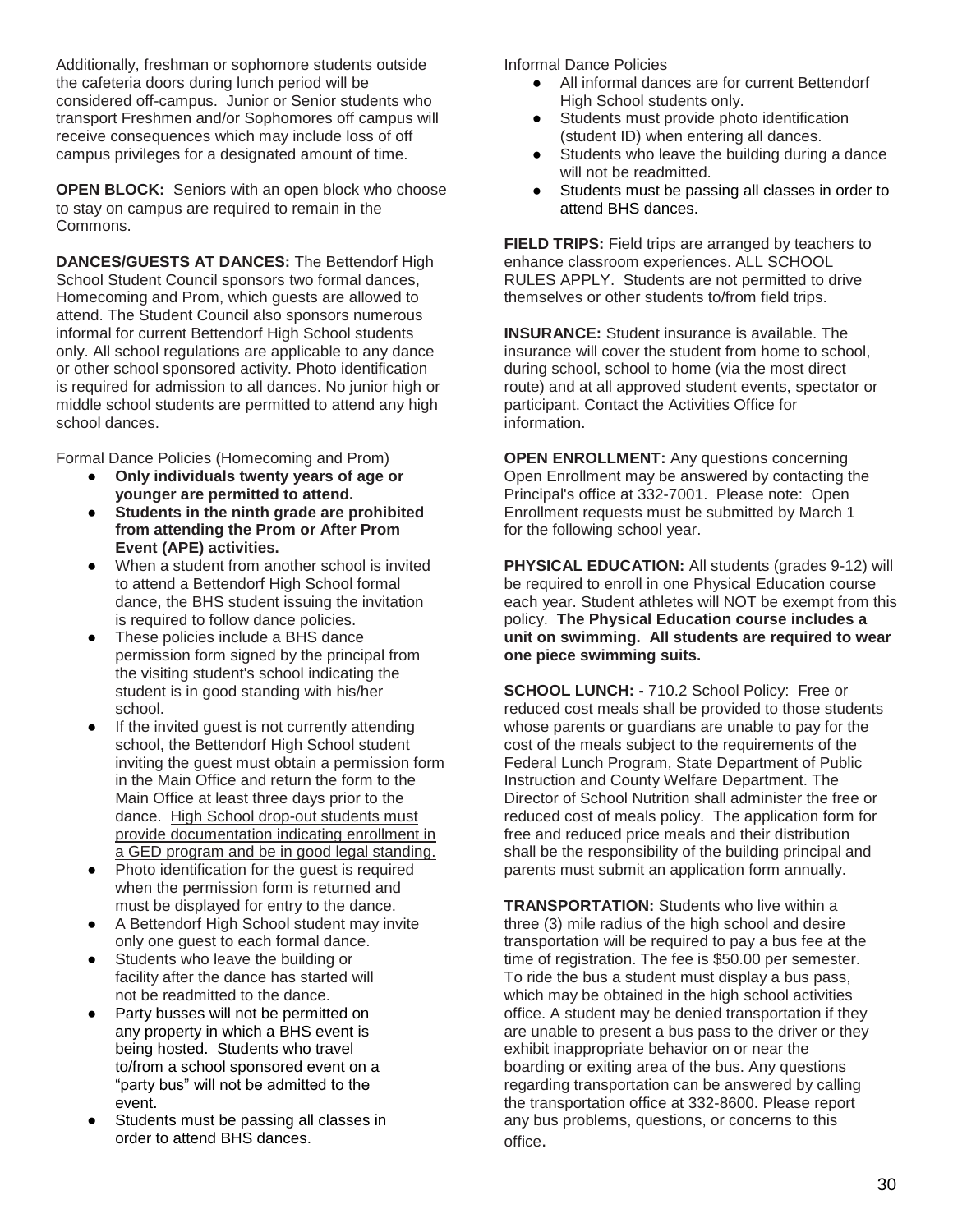Additionally, freshman or sophomore students outside the cafeteria doors during lunch period will be considered off-campus. Junior or Senior students who transport Freshmen and/or Sophomores off campus will receive consequences which may include loss of off campus privileges for a designated amount of time.

**OPEN BLOCK:** Seniors with an open block who choose to stay on campus are required to remain in the Commons.

**DANCES/GUESTS AT DANCES:** The Bettendorf High School Student Council sponsors two formal dances, Homecoming and Prom, which guests are allowed to attend. The Student Council also sponsors numerous informal for current Bettendorf High School students only. All school regulations are applicable to any dance or other school sponsored activity. Photo identification is required for admission to all dances. No junior high or middle school students are permitted to attend any high school dances.

Formal Dance Policies (Homecoming and Prom)

- **Only individuals twenty years of age or younger are permitted to attend.**
- **Students in the ninth grade are prohibited from attending the Prom or After Prom Event (APE) activities.**
- When a student from another school is invited to attend a Bettendorf High School formal dance, the BHS student issuing the invitation is required to follow dance policies.
- These policies include a BHS dance permission form signed by the principal from the visiting student's school indicating the student is in good standing with his/her school.
- If the invited guest is not currently attending school, the Bettendorf High School student inviting the guest must obtain a permission form in the Main Office and return the form to the Main Office at least three days prior to the dance. High School drop-out students must provide documentation indicating enrollment in a GED program and be in good legal standing.
- Photo identification for the guest is required when the permission form is returned and must be displayed for entry to the dance.
- A Bettendorf High School student may invite only one guest to each formal dance.
- Students who leave the building or facility after the dance has started will not be readmitted to the dance.
- Party busses will not be permitted on any property in which a BHS event is being hosted. Students who travel to/from a school sponsored event on a "party bus" will not be admitted to the event.
- Students must be passing all classes in order to attend BHS dances.

Informal Dance Policies

- All informal dances are for current Bettendorf High School students only.
- Students must provide photo identification (student ID) when entering all dances.
- Students who leave the building during a dance will not be readmitted.
- Students must be passing all classes in order to attend BHS dances.

**FIELD TRIPS:** Field trips are arranged by teachers to enhance classroom experiences. ALL SCHOOL RULES APPLY. Students are not permitted to drive themselves or other students to/from field trips.

**INSURANCE:** Student insurance is available. The insurance will cover the student from home to school, during school, school to home (via the most direct route) and at all approved student events, spectator or participant. Contact the Activities Office for information.

**OPEN ENROLLMENT:** Any questions concerning Open Enrollment may be answered by contacting the Principal's office at 332-7001. Please note: Open Enrollment requests must be submitted by March 1 for the following school year.

**PHYSICAL EDUCATION:** All students (grades 9-12) will be required to enroll in one Physical Education course each year. Student athletes will NOT be exempt from this policy. **The Physical Education course includes a unit on swimming. All students are required to wear one piece swimming suits.**

**SCHOOL LUNCH: -** 710.2 School Policy: Free or reduced cost meals shall be provided to those students whose parents or guardians are unable to pay for the cost of the meals subject to the requirements of the Federal Lunch Program, State Department of Public Instruction and County Welfare Department. The Director of School Nutrition shall administer the free or reduced cost of meals policy. The application form for free and reduced price meals and their distribution shall be the responsibility of the building principal and parents must submit an application form annually.

**TRANSPORTATION:** Students who live within a three (3) mile radius of the high school and desire transportation will be required to pay a bus fee at the time of registration. The fee is $50.00 per semester. To ride the bus a student must display a bus pass, which may be obtained in the high school activities office. A student may be denied transportation if they are unable to present a bus pass to the driver or they exhibit inappropriate behavior on or near the boarding or exiting area of the bus. Any questions regarding transportation can be answered by calling the transportation office at 332-8600. Please report any bus problems, questions, or concerns to this office.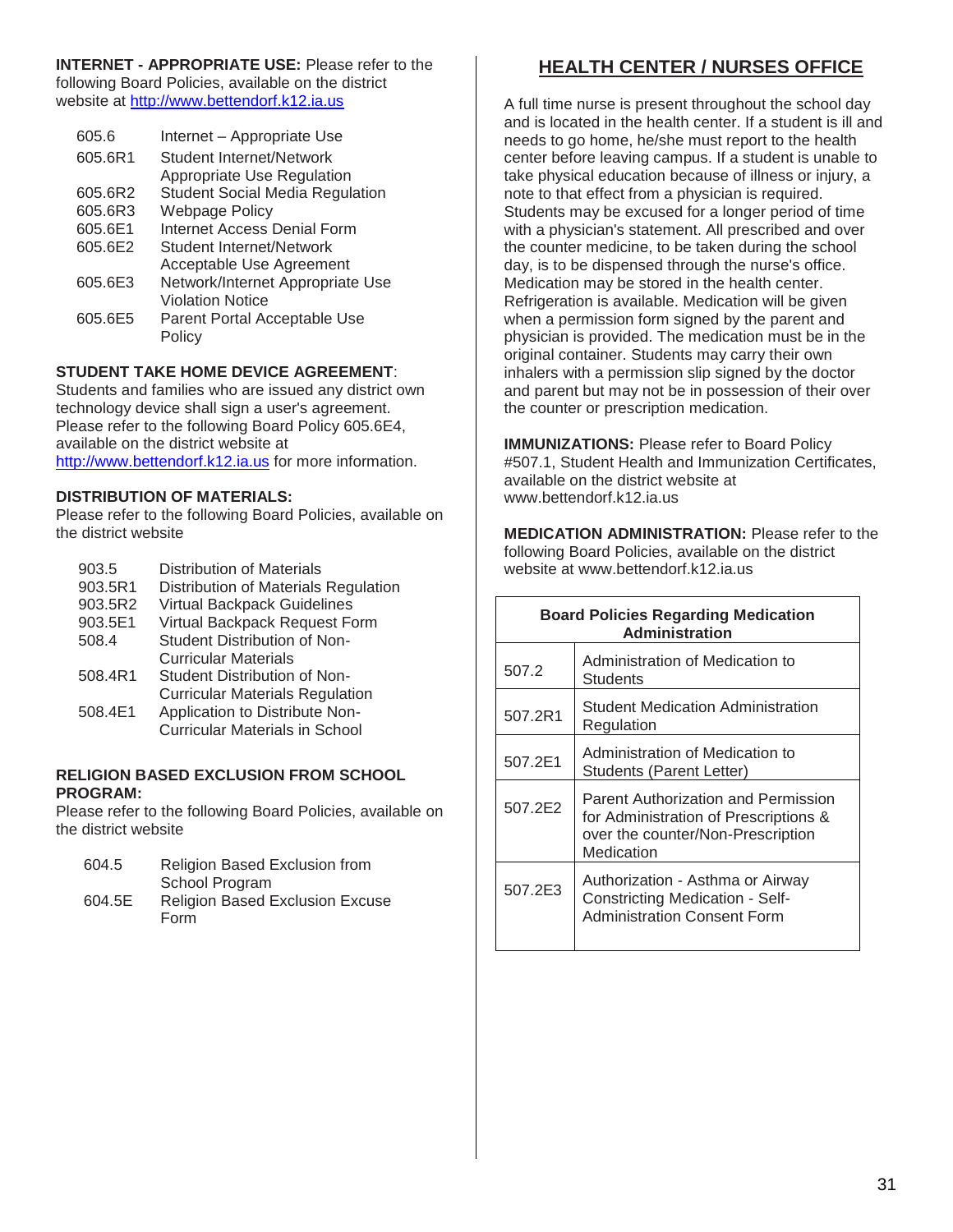**INTERNET - APPROPRIATE USE:** Please refer to the following Board Policies, available on the district website at http://www.bettendorf.k12.ia.us

| | |
|---|---|
| 605.6 | Internet – Appropriate Use |
| 605.6R1 | Student Internet/Network Appropriate Use Regulation |
| 605.6R2 | Student Social Media Regulation |
| 605.6R3 | Webpage Policy |
| 605.6E1 | Internet Access Denial Form |
| 605.6E2 | Student Internet/Network Acceptable Use Agreement |
| 605.6E3 | Network/Internet Appropriate Use Violation Notice |
| 605.6E5 | Parent Portal Acceptable Use Policy |

**STUDENT TAKE HOME DEVICE AGREEMENT**: Students and families who are issued any district own technology device shall sign a user's agreement. Please refer to the following Board Policy 605.6E4, available on the district website at http://www.bettendorf.k12.ia.us for more information.

**DISTRIBUTION OF MATERIALS:**
Please refer to the following Board Policies, available on the district website

| | |
|---|---|
| 903.5 | Distribution of Materials |
| 903.5R1 | Distribution of Materials Regulation |
| 903.5R2 | Virtual Backpack Guidelines |
| 903.5E1 | Virtual Backpack Request Form |
| 508.4 | Student Distribution of Non-Curricular Materials |
| 508.4R1 | Student Distribution of Non-Curricular Materials Regulation |
| 508.4E1 | Application to Distribute Non-Curricular Materials in School |

**RELIGION BASED EXCLUSION FROM SCHOOL PROGRAM:**
Please refer to the following Board Policies, available on the district website

| | |
|---|---|
| 604.5 | Religion Based Exclusion from School Program |
| 604.5E | Religion Based Exclusion Excuse Form |

## HEALTH CENTER / NURSES OFFICE

A full time nurse is present throughout the school day and is located in the health center. If a student is ill and needs to go home, he/she must report to the health center before leaving campus. If a student is unable to take physical education because of illness or injury, a note to that effect from a physician is required. Students may be excused for a longer period of time with a physician's statement. All prescribed and over the counter medicine, to be taken during the school day, is to be dispensed through the nurse's office. Medication may be stored in the health center. Refrigeration is available. Medication will be given when a permission form signed by the parent and physician is provided. The medication must be in the original container. Students may carry their own inhalers with a permission slip signed by the doctor and parent but may not be in possession of their over the counter or prescription medication.

**IMMUNIZATIONS:** Please refer to Board Policy #507.1, Student Health and Immunization Certificates, available on the district website at www.bettendorf.k12.ia.us

**MEDICATION ADMINISTRATION:** Please refer to the following Board Policies, available on the district website at www.bettendorf.k12.ia.us

| Board Policies Regarding Medication Administration | |
|---|---|
| 507.2 | Administration of Medication to Students |
| 507.2R1 | Student Medication Administration Regulation |
| 507.2E1 | Administration of Medication to Students (Parent Letter) |
| 507.2E2 | Parent Authorization and Permission for Administration of Prescriptions & over the counter/Non-Prescription Medication |
| 507.2E3 | Authorization - Asthma or Airway Constricting Medication - Self-Administration Consent Form |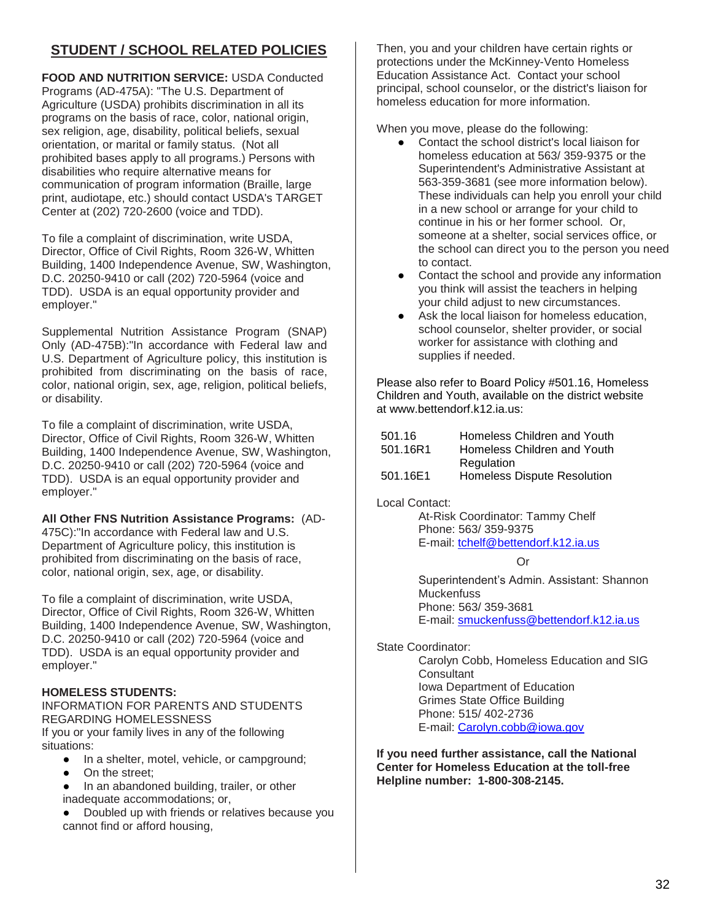## STUDENT / SCHOOL RELATED POLICIES

**FOOD AND NUTRITION SERVICE:** USDA Conducted Programs (AD-475A): "The U.S. Department of Agriculture (USDA) prohibits discrimination in all its programs on the basis of race, color, national origin, sex religion, age, disability, political beliefs, sexual orientation, or marital or family status. (Not all prohibited bases apply to all programs.) Persons with disabilities who require alternative means for communication of program information (Braille, large print, audiotape, etc.) should contact USDA's TARGET Center at (202) 720-2600 (voice and TDD).

To file a complaint of discrimination, write USDA, Director, Office of Civil Rights, Room 326-W, Whitten Building, 1400 Independence Avenue, SW, Washington, D.C. 20250-9410 or call (202) 720-5964 (voice and TDD). USDA is an equal opportunity provider and employer."

Supplemental Nutrition Assistance Program (SNAP) Only (AD-475B):"In accordance with Federal law and U.S. Department of Agriculture policy, this institution is prohibited from discriminating on the basis of race, color, national origin, sex, age, religion, political beliefs, or disability.

To file a complaint of discrimination, write USDA, Director, Office of Civil Rights, Room 326-W, Whitten Building, 1400 Independence Avenue, SW, Washington, D.C. 20250-9410 or call (202) 720-5964 (voice and TDD). USDA is an equal opportunity provider and employer."

**All Other FNS Nutrition Assistance Programs:** (AD-475C):"In accordance with Federal law and U.S. Department of Agriculture policy, this institution is prohibited from discriminating on the basis of race, color, national origin, sex, age, or disability.

To file a complaint of discrimination, write USDA, Director, Office of Civil Rights, Room 326-W, Whitten Building, 1400 Independence Avenue, SW, Washington, D.C. 20250-9410 or call (202) 720-5964 (voice and TDD). USDA is an equal opportunity provider and employer."

**HOMELESS STUDENTS:**

INFORMATION FOR PARENTS AND STUDENTS REGARDING HOMELESSNESS

If you or your family lives in any of the following situations:

- In a shelter, motel, vehicle, or campground;
- On the street;
- In an abandoned building, trailer, or other inadequate accommodations; or,
- Doubled up with friends or relatives because you cannot find or afford housing,

Then, you and your children have certain rights or protections under the McKinney-Vento Homeless Education Assistance Act. Contact your school principal, school counselor, or the district's liaison for homeless education for more information.

When you move, please do the following:

- Contact the school district's local liaison for homeless education at 563/ 359-9375 or the Superintendent's Administrative Assistant at 563-359-3681 (see more information below). These individuals can help you enroll your child in a new school or arrange for your child to continue in his or her former school. Or, someone at a shelter, social services office, or the school can direct you to the person you need to contact.
- Contact the school and provide any information you think will assist the teachers in helping your child adjust to new circumstances.
- Ask the local liaison for homeless education, school counselor, shelter provider, or social worker for assistance with clothing and supplies if needed.

Please also refer to Board Policy #501.16, Homeless Children and Youth, available on the district website at www.bettendorf.k12.ia.us:

| | |
|---|---|
| 501.16 | Homeless Children and Youth |
| 501.16R1 | Homeless Children and Youth Regulation |
| 501.16E1 | Homeless Dispute Resolution |

Local Contact:

At-Risk Coordinator: Tammy Chelf
Phone: 563/ 359-9375
E-mail: tchelf@bettendorf.k12.ia.us

Or

Superintendent's Admin. Assistant: Shannon Muckenfuss
Phone: 563/ 359-3681
E-mail: smuckenfuss@bettendorf.k12.ia.us

State Coordinator:

Carolyn Cobb, Homeless Education and SIG Consultant
Iowa Department of Education
Grimes State Office Building
Phone: 515/ 402-2736
E-mail: Carolyn.cobb@iowa.gov

**If you need further assistance, call the National Center for Homeless Education at the toll-free Helpline number: 1-800-308-2145.**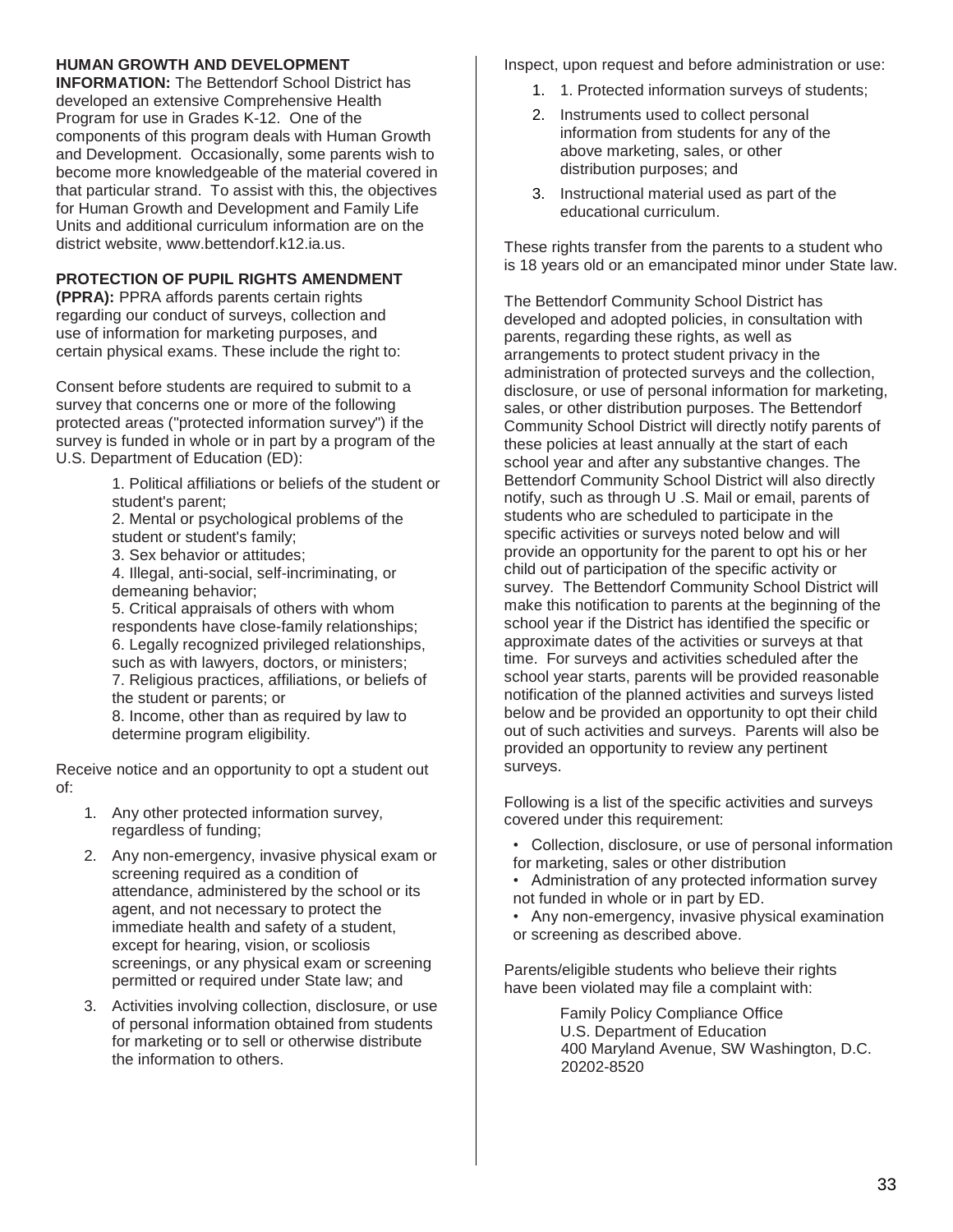**HUMAN GROWTH AND DEVELOPMENT INFORMATION:** The Bettendorf School District has developed an extensive Comprehensive Health Program for use in Grades K-12. One of the components of this program deals with Human Growth and Development. Occasionally, some parents wish to become more knowledgeable of the material covered in that particular strand. To assist with this, the objectives for Human Growth and Development and Family Life Units and additional curriculum information are on the district website, www.bettendorf.k12.ia.us.

**PROTECTION OF PUPIL RIGHTS AMENDMENT (PPRA):** PPRA affords parents certain rights regarding our conduct of surveys, collection and use of information for marketing purposes, and certain physical exams. These include the right to:

Consent before students are required to submit to a survey that concerns one or more of the following protected areas ("protected information survey") if the survey is funded in whole or in part by a program of the U.S. Department of Education (ED):

1. Political affiliations or beliefs of the student or student's parent;
2. Mental or psychological problems of the student or student's family;
3. Sex behavior or attitudes;
4. Illegal, anti-social, self-incriminating, or demeaning behavior;
5. Critical appraisals of others with whom respondents have close-family relationships;
6. Legally recognized privileged relationships, such as with lawyers, doctors, or ministers;
7. Religious practices, affiliations, or beliefs of the student or parents; or
8. Income, other than as required by law to determine program eligibility.

Receive notice and an opportunity to opt a student out of:

1. Any other protected information survey, regardless of funding;
2. Any non-emergency, invasive physical exam or screening required as a condition of attendance, administered by the school or its agent, and not necessary to protect the immediate health and safety of a student, except for hearing, vision, or scoliosis screenings, or any physical exam or screening permitted or required under State law; and
3. Activities involving collection, disclosure, or use of personal information obtained from students for marketing or to sell or otherwise distribute the information to others.

Inspect, upon request and before administration or use:

1. 1. Protected information surveys of students;
2. Instruments used to collect personal information from students for any of the above marketing, sales, or other distribution purposes; and
3. Instructional material used as part of the educational curriculum.

These rights transfer from the parents to a student who is 18 years old or an emancipated minor under State law.

The Bettendorf Community School District has developed and adopted policies, in consultation with parents, regarding these rights, as well as arrangements to protect student privacy in the administration of protected surveys and the collection, disclosure, or use of personal information for marketing, sales, or other distribution purposes. The Bettendorf Community School District will directly notify parents of these policies at least annually at the start of each school year and after any substantive changes. The Bettendorf Community School District will also directly notify, such as through U .S. Mail or email, parents of students who are scheduled to participate in the specific activities or surveys noted below and will provide an opportunity for the parent to opt his or her child out of participation of the specific activity or survey. The Bettendorf Community School District will make this notification to parents at the beginning of the school year if the District has identified the specific or approximate dates of the activities or surveys at that time. For surveys and activities scheduled after the school year starts, parents will be provided reasonable notification of the planned activities and surveys listed below and be provided an opportunity to opt their child out of such activities and surveys. Parents will also be provided an opportunity to review any pertinent surveys.

Following is a list of the specific activities and surveys covered under this requirement:

- Collection, disclosure, or use of personal information for marketing, sales or other distribution
- Administration of any protected information survey not funded in whole or in part by ED.
- Any non-emergency, invasive physical examination or screening as described above.

Parents/eligible students who believe their rights have been violated may file a complaint with:

Family Policy Compliance Office
U.S. Department of Education
400 Maryland Avenue, SW Washington, D.C. 20202-8520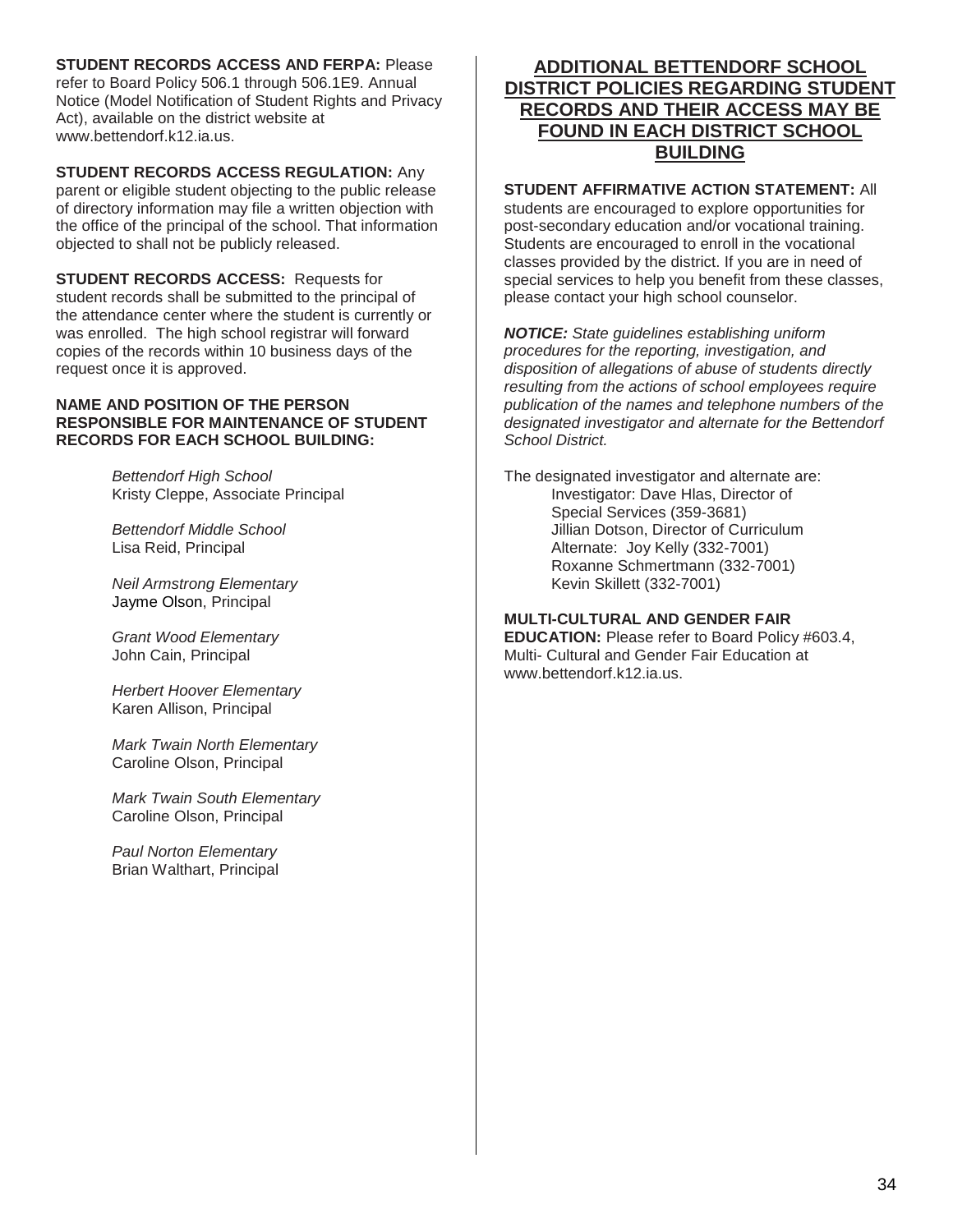**STUDENT RECORDS ACCESS AND FERPA:** Please refer to Board Policy 506.1 through 506.1E9. Annual Notice (Model Notification of Student Rights and Privacy Act), available on the district website at www.bettendorf.k12.ia.us.

**STUDENT RECORDS ACCESS REGULATION:** Any parent or eligible student objecting to the public release of directory information may file a written objection with the office of the principal of the school. That information objected to shall not be publicly released.

**STUDENT RECORDS ACCESS:** Requests for student records shall be submitted to the principal of the attendance center where the student is currently or was enrolled. The high school registrar will forward copies of the records within 10 business days of the request once it is approved.

**NAME AND POSITION OF THE PERSON RESPONSIBLE FOR MAINTENANCE OF STUDENT RECORDS FOR EACH SCHOOL BUILDING:**

*Bettendorf High School*
Kristy Cleppe, Associate Principal

*Bettendorf Middle School*
Lisa Reid, Principal

*Neil Armstrong Elementary*
Jayme Olson, Principal

*Grant Wood Elementary*
John Cain, Principal

*Herbert Hoover Elementary*
Karen Allison, Principal

*Mark Twain North Elementary*
Caroline Olson, Principal

*Mark Twain South Elementary*
Caroline Olson, Principal

*Paul Norton Elementary*
Brian Walthart, Principal

## ADDITIONAL BETTENDORF SCHOOL DISTRICT POLICIES REGARDING STUDENT RECORDS AND THEIR ACCESS MAY BE FOUND IN EACH DISTRICT SCHOOL BUILDING

**STUDENT AFFIRMATIVE ACTION STATEMENT:** All students are encouraged to explore opportunities for post-secondary education and/or vocational training. Students are encouraged to enroll in the vocational classes provided by the district. If you are in need of special services to help you benefit from these classes, please contact your high school counselor.

***NOTICE:*** *State guidelines establishing uniform procedures for the reporting, investigation, and disposition of allegations of abuse of students directly resulting from the actions of school employees require publication of the names and telephone numbers of the designated investigator and alternate for the Bettendorf School District.*

The designated investigator and alternate are:
Investigator: Dave Hlas, Director of Special Services (359-3681)
Jillian Dotson, Director of Curriculum
Alternate: Joy Kelly (332-7001)
Roxanne Schmertmann (332-7001)
Kevin Skillett (332-7001)

**MULTI-CULTURAL AND GENDER FAIR EDUCATION:** Please refer to Board Policy #603.4, Multi- Cultural and Gender Fair Education at www.bettendorf.k12.ia.us.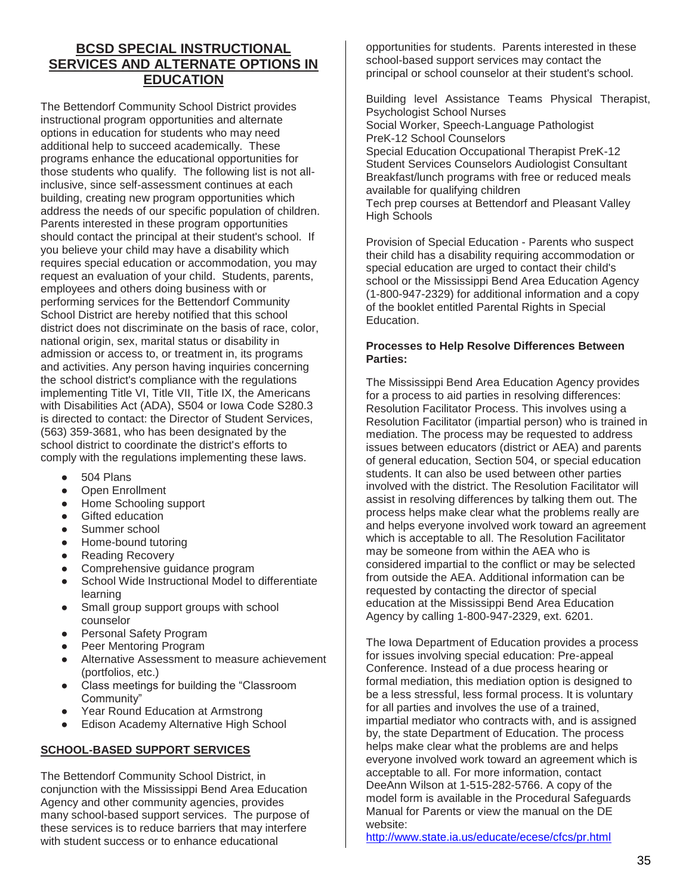## BCSD SPECIAL INSTRUCTIONAL SERVICES AND ALTERNATE OPTIONS IN EDUCATION

The Bettendorf Community School District provides instructional program opportunities and alternate options in education for students who may need additional help to succeed academically. These programs enhance the educational opportunities for those students who qualify. The following list is not all-inclusive, since self-assessment continues at each building, creating new program opportunities which address the needs of our specific population of children. Parents interested in these program opportunities should contact the principal at their student's school. If you believe your child may have a disability which requires special education or accommodation, you may request an evaluation of your child. Students, parents, employees and others doing business with or performing services for the Bettendorf Community School District are hereby notified that this school district does not discriminate on the basis of race, color, national origin, sex, marital status or disability in admission or access to, or treatment in, its programs and activities. Any person having inquiries concerning the school district's compliance with the regulations implementing Title VI, Title VII, Title IX, the Americans with Disabilities Act (ADA), S504 or Iowa Code S280.3 is directed to contact: the Director of Student Services, (563) 359-3681, who has been designated by the school district to coordinate the district's efforts to comply with the regulations implementing these laws.

- 504 Plans
- Open Enrollment
- Home Schooling support
- Gifted education
- Summer school
- Home-bound tutoring
- Reading Recovery
- Comprehensive guidance program
- School Wide Instructional Model to differentiate learning
- Small group support groups with school counselor
- Personal Safety Program
- Peer Mentoring Program
- Alternative Assessment to measure achievement (portfolios, etc.)
- Class meetings for building the "Classroom Community"
- Year Round Education at Armstrong
- Edison Academy Alternative High School

### SCHOOL-BASED SUPPORT SERVICES

The Bettendorf Community School District, in conjunction with the Mississippi Bend Area Education Agency and other community agencies, provides many school-based support services. The purpose of these services is to reduce barriers that may interfere with student success or to enhance educational opportunities for students. Parents interested in these school-based support services may contact the principal or school counselor at their student's school.

Building level Assistance Teams Physical Therapist, Psychologist School Nurses
Social Worker, Speech-Language Pathologist
PreK-12 School Counselors
Special Education Occupational Therapist PreK-12
Student Services Counselors Audiologist Consultant
Breakfast/lunch programs with free or reduced meals available for qualifying children
Tech prep courses at Bettendorf and Pleasant Valley High Schools

Provision of Special Education - Parents who suspect their child has a disability requiring accommodation or special education are urged to contact their child's school or the Mississippi Bend Area Education Agency (1-800-947-2329) for additional information and a copy of the booklet entitled Parental Rights in Special Education.

**Processes to Help Resolve Differences Between Parties:**

The Mississippi Bend Area Education Agency provides for a process to aid parties in resolving differences: Resolution Facilitator Process. This involves using a Resolution Facilitator (impartial person) who is trained in mediation. The process may be requested to address issues between educators (district or AEA) and parents of general education, Section 504, or special education students. It can also be used between other parties involved with the district. The Resolution Facilitator will assist in resolving differences by talking them out. The process helps make clear what the problems really are and helps everyone involved work toward an agreement which is acceptable to all. The Resolution Facilitator may be someone from within the AEA who is considered impartial to the conflict or may be selected from outside the AEA. Additional information can be requested by contacting the director of special education at the Mississippi Bend Area Education Agency by calling 1-800-947-2329, ext. 6201.

The Iowa Department of Education provides a process for issues involving special education: Pre-appeal Conference. Instead of a due process hearing or formal mediation, this mediation option is designed to be a less stressful, less formal process. It is voluntary for all parties and involves the use of a trained, impartial mediator who contracts with, and is assigned by, the state Department of Education. The process helps make clear what the problems are and helps everyone involved work toward an agreement which is acceptable to all. For more information, contact DeeAnn Wilson at 1-515-282-5766. A copy of the model form is available in the Procedural Safeguards Manual for Parents or view the manual on the DE website:
http://www.state.ia.us/educate/ecese/cfcs/pr.html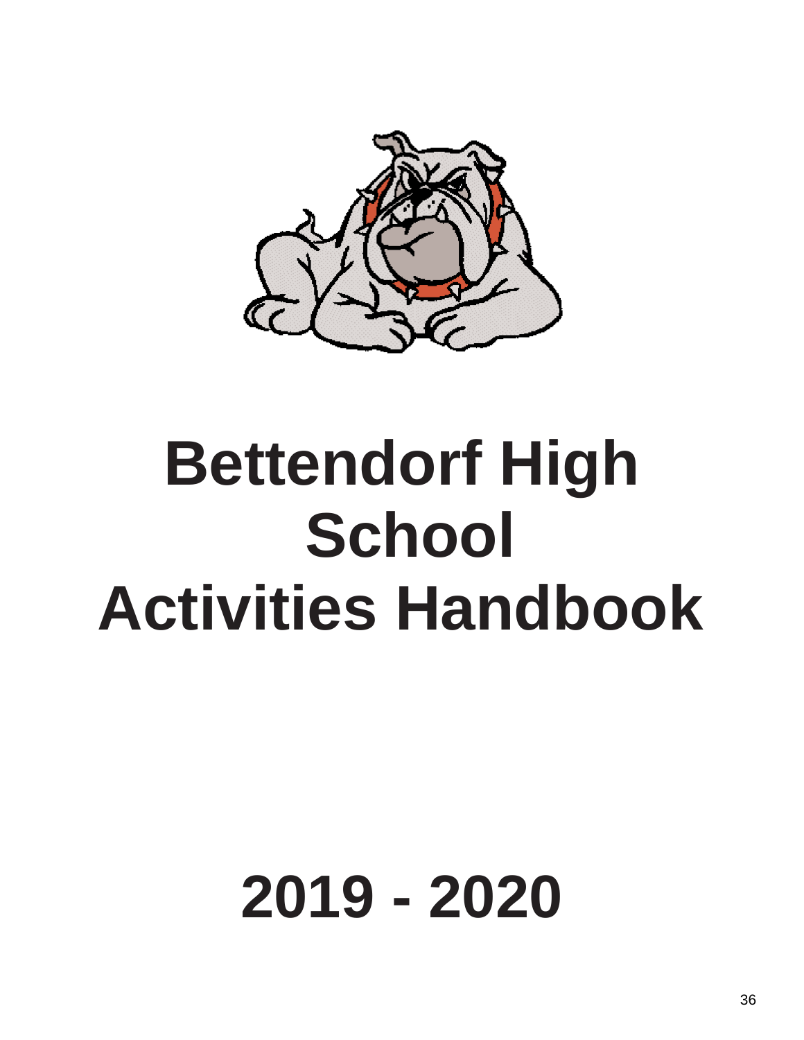# Bettendorf High School Activities Handbook

# 2019 - 2020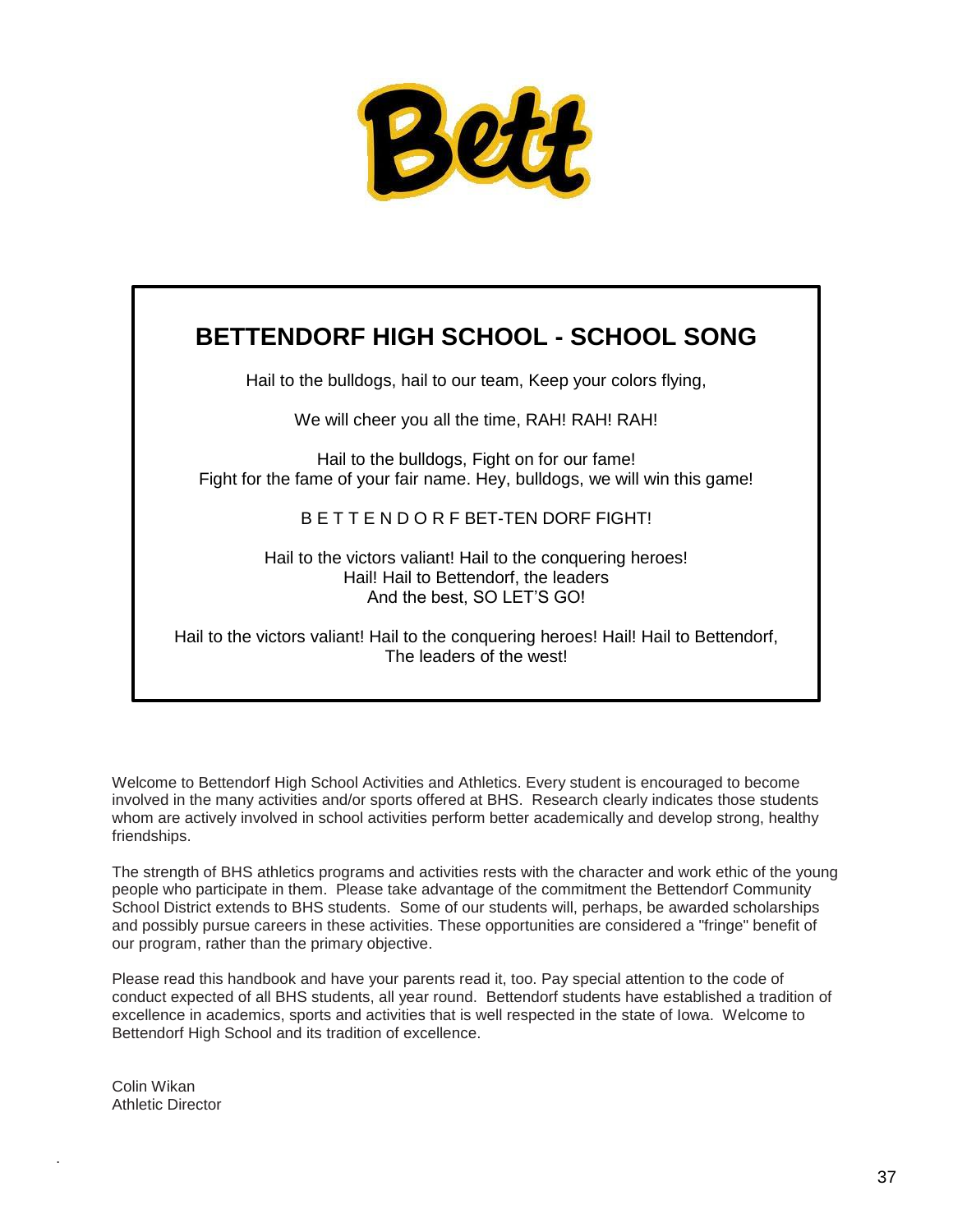Bett

## BETTENDORF HIGH SCHOOL - SCHOOL SONG

Hail to the bulldogs, hail to our team, Keep your colors flying,

We will cheer you all the time, RAH! RAH! RAH!

Hail to the bulldogs, Fight on for our fame!
Fight for the fame of your fair name. Hey, bulldogs, we will win this game!

B E T T E N D O R F BET-TEN DORF FIGHT!

Hail to the victors valiant! Hail to the conquering heroes!
Hail! Hail to Bettendorf, the leaders
And the best, SO LET'S GO!

Hail to the victors valiant! Hail to the conquering heroes! Hail! Hail to Bettendorf,
The leaders of the west!

Welcome to Bettendorf High School Activities and Athletics. Every student is encouraged to become involved in the many activities and/or sports offered at BHS. Research clearly indicates those students whom are actively involved in school activities perform better academically and develop strong, healthy friendships.

The strength of BHS athletics programs and activities rests with the character and work ethic of the young people who participate in them. Please take advantage of the commitment the Bettendorf Community School District extends to BHS students. Some of our students will, perhaps, be awarded scholarships and possibly pursue careers in these activities. These opportunities are considered a "fringe" benefit of our program, rather than the primary objective.

Please read this handbook and have your parents read it, too. Pay special attention to the code of conduct expected of all BHS students, all year round. Bettendorf students have established a tradition of excellence in academics, sports and activities that is well respected in the state of Iowa. Welcome to Bettendorf High School and its tradition of excellence.

Colin Wikan
Athletic Director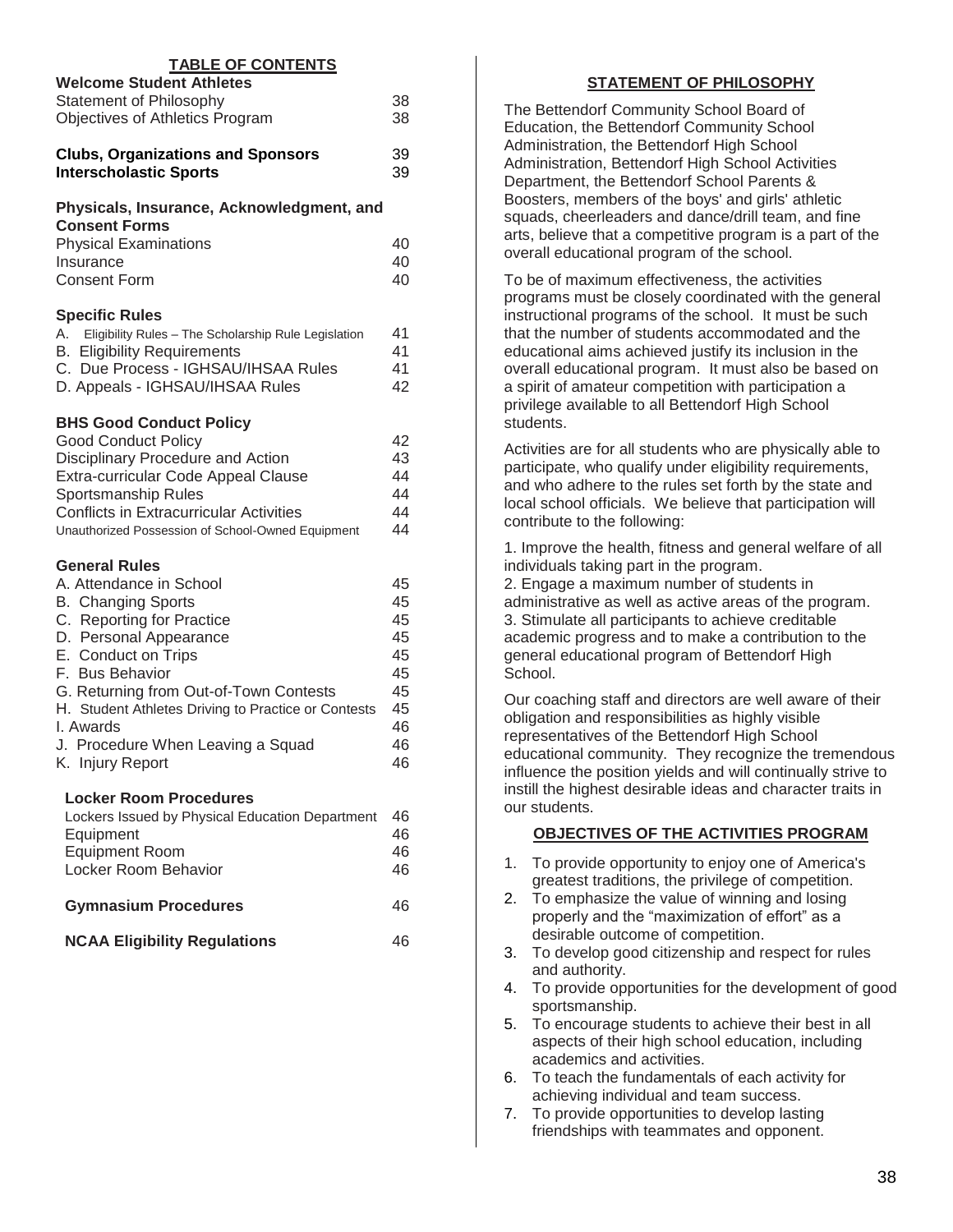## TABLE OF CONTENTS

| | |
|---|---|
| **Welcome Student Athletes** | |
| Statement of Philosophy | 38 |
| Objectives of Athletics Program | 38 |
| **Clubs, Organizations and Sponsors** | 39 |
| **Interscholastic Sports** | 39 |
| **Physicals, Insurance, Acknowledgment, and Consent Forms** | |
| Physical Examinations | 40 |
| Insurance | 40 |
| Consent Form | 40 |
| **Specific Rules** | |
| A. Eligibility Rules – The Scholarship Rule Legislation | 41 |
| B. Eligibility Requirements | 41 |
| C. Due Process - IGHSAU/IHSAA Rules | 41 |
| D. Appeals - IGHSAU/IHSAA Rules | 42 |
| **BHS Good Conduct Policy** | |
| Good Conduct Policy | 42 |
| Disciplinary Procedure and Action | 43 |
| Extra-curricular Code Appeal Clause | 44 |
| Sportsmanship Rules | 44 |
| Conflicts in Extracurricular Activities | 44 |
| Unauthorized Possession of School-Owned Equipment | 44 |
| **General Rules** | |
| A. Attendance in School | 45 |
| B. Changing Sports | 45 |
| C. Reporting for Practice | 45 |
| D. Personal Appearance | 45 |
| E. Conduct on Trips | 45 |
| F. Bus Behavior | 45 |
| G. Returning from Out-of-Town Contests | 45 |
| H. Student Athletes Driving to Practice or Contests | 45 |
| I. Awards | 46 |
| J. Procedure When Leaving a Squad | 46 |
| K. Injury Report | 46 |
| **Locker Room Procedures** | |
| Lockers Issued by Physical Education Department | 46 |
| Equipment | 46 |
| Equipment Room | 46 |
| Locker Room Behavior | 46 |
| **Gymnasium Procedures** | 46 |
| **NCAA Eligibility Regulations** | 46 |

## STATEMENT OF PHILOSOPHY

The Bettendorf Community School Board of Education, the Bettendorf Community School Administration, the Bettendorf High School Administration, Bettendorf High School Activities Department, the Bettendorf School Parents & Boosters, members of the boys' and girls' athletic squads, cheerleaders and dance/drill team, and fine arts, believe that a competitive program is a part of the overall educational program of the school.

To be of maximum effectiveness, the activities programs must be closely coordinated with the general instructional programs of the school. It must be such that the number of students accommodated and the educational aims achieved justify its inclusion in the overall educational program. It must also be based on a spirit of amateur competition with participation a privilege available to all Bettendorf High School students.

Activities are for all students who are physically able to participate, who qualify under eligibility requirements, and who adhere to the rules set forth by the state and local school officials. We believe that participation will contribute to the following:

1. Improve the health, fitness and general welfare of all individuals taking part in the program.
2. Engage a maximum number of students in administrative as well as active areas of the program.
3. Stimulate all participants to achieve creditable academic progress and to make a contribution to the general educational program of Bettendorf High School.

Our coaching staff and directors are well aware of their obligation and responsibilities as highly visible representatives of the Bettendorf High School educational community. They recognize the tremendous influence the position yields and will continually strive to instill the highest desirable ideas and character traits in our students.

## OBJECTIVES OF THE ACTIVITIES PROGRAM

1. To provide opportunity to enjoy one of America's greatest traditions, the privilege of competition.
2. To emphasize the value of winning and losing properly and the "maximization of effort" as a desirable outcome of competition.
3. To develop good citizenship and respect for rules and authority.
4. To provide opportunities for the development of good sportsmanship.
5. To encourage students to achieve their best in all aspects of their high school education, including academics and activities.
6. To teach the fundamentals of each activity for achieving individual and team success.
7. To provide opportunities to develop lasting friendships with teammates and opponent.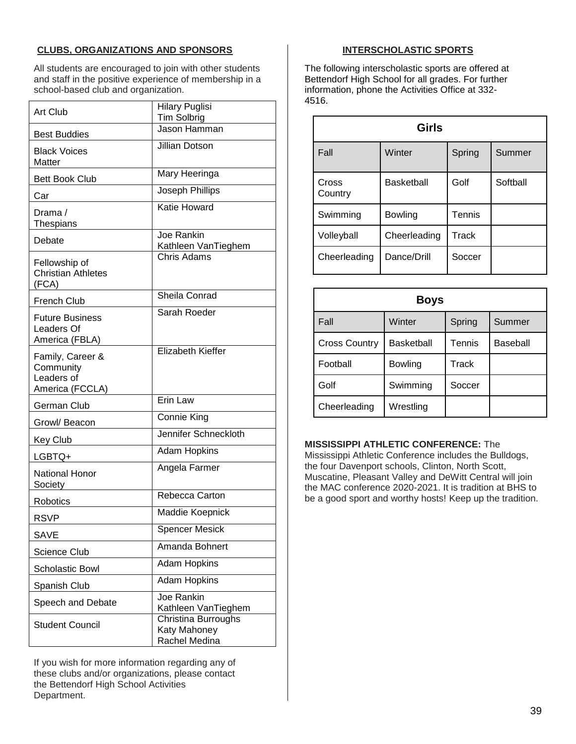## CLUBS, ORGANIZATIONS AND SPONSORS

All students are encouraged to join with other students and staff in the positive experience of membership in a school-based club and organization.

| Club/Organization | Sponsor |
|---|---|
| Art Club | Hilary Puglisi<br>Tim Solbrig |
| Best Buddies | Jason Hamman |
| Black Voices Matter | Jillian Dotson |
| Bett Book Club | Mary Heeringa |
| Car | Joseph Phillips |
| Drama / Thespians | Katie Howard |
| Debate | Joe Rankin<br>Kathleen VanTieghem |
| Fellowship of Christian Athletes (FCA) | Chris Adams |
| French Club | Sheila Conrad |
| Future Business Leaders Of America (FBLA) | Sarah Roeder |
| Family, Career & Community Leaders of America (FCCLA) | Elizabeth Kieffer |
| German Club | Erin Law |
| Growl/ Beacon | Connie King |
| Key Club | Jennifer Schneckloth |
| LGBTQ+ | Adam Hopkins |
| National Honor Society | Angela Farmer |
| Robotics | Rebecca Carton |
| RSVP | Maddie Koepnick |
| SAVE | Spencer Mesick |
| Science Club | Amanda Bohnert |
| Scholastic Bowl | Adam Hopkins |
| Spanish Club | Adam Hopkins |
| Speech and Debate | Joe Rankin<br>Kathleen VanTieghem |
| Student Council | Christina Burroughs<br>Katy Mahoney<br>Rachel Medina |

If you wish for more information regarding any of these clubs and/or organizations, please contact the Bettendorf High School Activities Department.

## INTERSCHOLASTIC SPORTS

The following interscholastic sports are offered at Bettendorf High School for all grades. For further information, phone the Activities Office at 332-4516.

| Girls | | | |
|---|---|---|---|
| Fall | Winter | Spring | Summer |
| Cross Country | Basketball | Golf | Softball |
| Swimming | Bowling | Tennis | |
| Volleyball | Cheerleading | Track | |
| Cheerleading | Dance/Drill | Soccer | |

| Boys | | | |
|---|---|---|---|
| Fall | Winter | Spring | Summer |
| Cross Country | Basketball | Tennis | Baseball |
| Football | Bowling | Track | |
| Golf | Swimming | Soccer | |
| Cheerleading | Wrestling | | |

**MISSISSIPPI ATHLETIC CONFERENCE:** The Mississippi Athletic Conference includes the Bulldogs, the four Davenport schools, Clinton, North Scott, Muscatine, Pleasant Valley and DeWitt Central will join the MAC conference 2020-2021. It is tradition at BHS to be a good sport and worthy hosts! Keep up the tradition.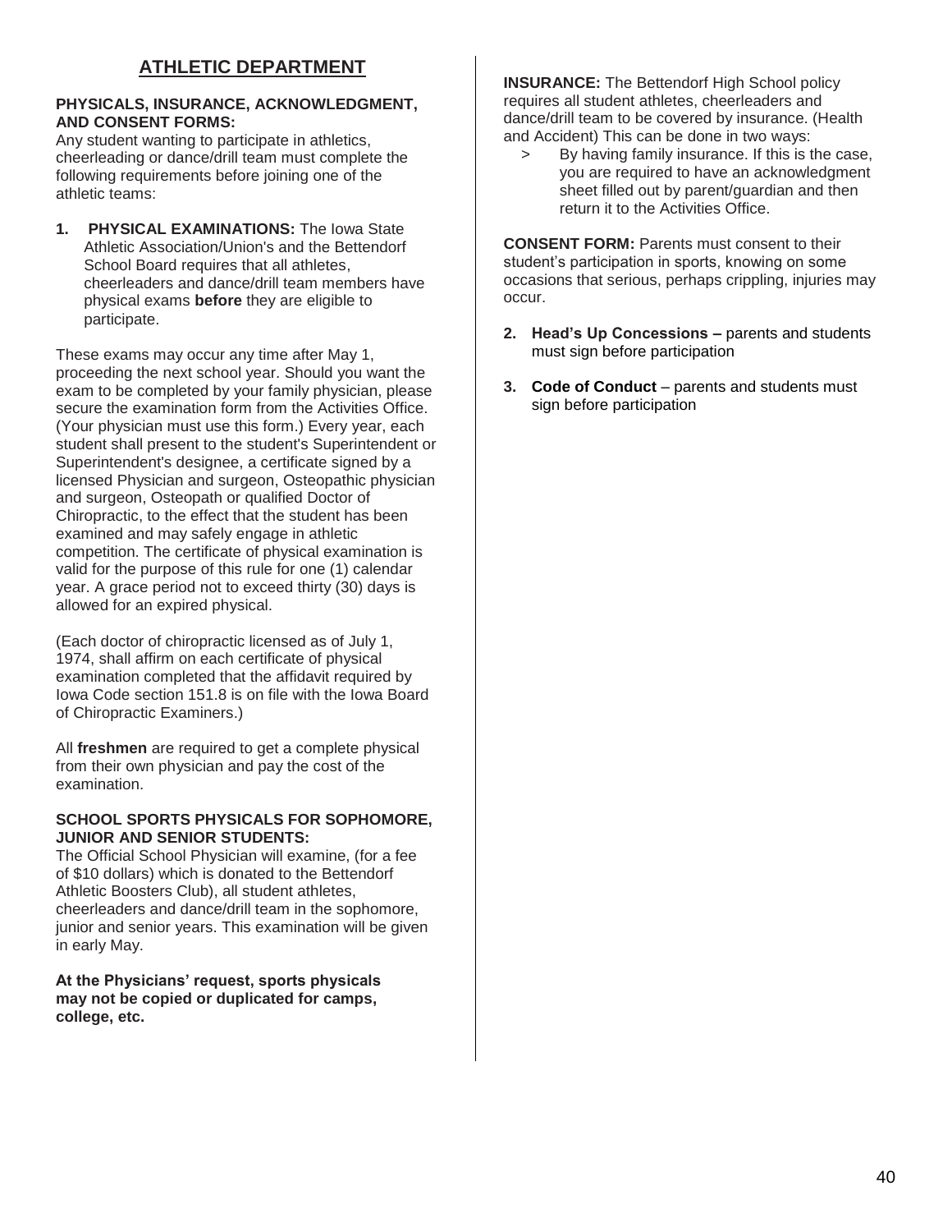## ATHLETIC DEPARTMENT

**PHYSICALS, INSURANCE, ACKNOWLEDGMENT, AND CONSENT FORMS:**
Any student wanting to participate in athletics, cheerleading or dance/drill team must complete the following requirements before joining one of the athletic teams:

1. **PHYSICAL EXAMINATIONS:** The Iowa State Athletic Association/Union's and the Bettendorf School Board requires that all athletes, cheerleaders and dance/drill team members have physical exams **before** they are eligible to participate.

These exams may occur any time after May 1, proceeding the next school year. Should you want the exam to be completed by your family physician, please secure the examination form from the Activities Office. (Your physician must use this form.) Every year, each student shall present to the student's Superintendent or Superintendent's designee, a certificate signed by a licensed Physician and surgeon, Osteopathic physician and surgeon, Osteopath or qualified Doctor of Chiropractic, to the effect that the student has been examined and may safely engage in athletic competition. The certificate of physical examination is valid for the purpose of this rule for one (1) calendar year. A grace period not to exceed thirty (30) days is allowed for an expired physical.

(Each doctor of chiropractic licensed as of July 1, 1974, shall affirm on each certificate of physical examination completed that the affidavit required by Iowa Code section 151.8 is on file with the Iowa Board of Chiropractic Examiners.)

All **freshmen** are required to get a complete physical from their own physician and pay the cost of the examination.

**SCHOOL SPORTS PHYSICALS FOR SOPHOMORE, JUNIOR AND SENIOR STUDENTS:**
The Official School Physician will examine, (for a fee of $10 dollars) which is donated to the Bettendorf Athletic Boosters Club), all student athletes, cheerleaders and dance/drill team in the sophomore, junior and senior years. This examination will be given in early May.

**At the Physicians' request, sports physicals may not be copied or duplicated for camps, college, etc.**

**INSURANCE:** The Bettendorf High School policy requires all student athletes, cheerleaders and dance/drill team to be covered by insurance. (Health and Accident) This can be done in two ways:

> By having family insurance. If this is the case, you are required to have an acknowledgment sheet filled out by parent/guardian and then return it to the Activities Office.

**CONSENT FORM:** Parents must consent to their student's participation in sports, knowing on some occasions that serious, perhaps crippling, injuries may occur.

2. **Head's Up Concessions –** parents and students must sign before participation

3. **Code of Conduct** – parents and students must sign before participation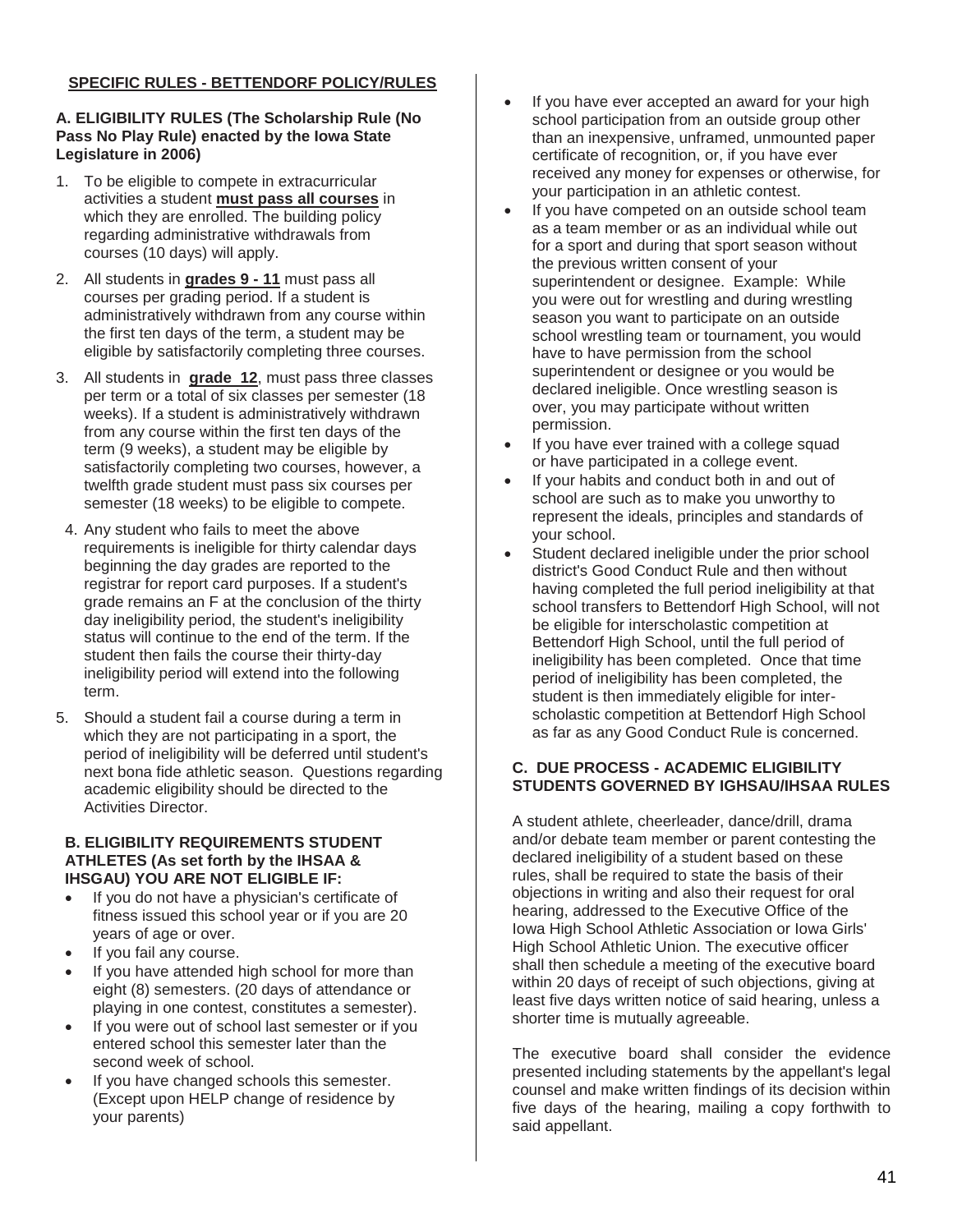## SPECIFIC RULES - BETTENDORF POLICY/RULES

### A. ELIGIBILITY RULES (The Scholarship Rule (No Pass No Play Rule) enacted by the Iowa State Legislature in 2006)

1. To be eligible to compete in extracurricular activities a student **must pass all courses** in which they are enrolled. The building policy regarding administrative withdrawals from courses (10 days) will apply.
2. All students in **grades 9 - 11** must pass all courses per grading period. If a student is administratively withdrawn from any course within the first ten days of the term, a student may be eligible by satisfactorily completing three courses.
3. All students in **grade 12**, must pass three classes per term or a total of six classes per semester (18 weeks). If a student is administratively withdrawn from any course within the first ten days of the term (9 weeks), a student may be eligible by satisfactorily completing two courses, however, a twelfth grade student must pass six courses per semester (18 weeks) to be eligible to compete.
4. Any student who fails to meet the above requirements is ineligible for thirty calendar days beginning the day grades are reported to the registrar for report card purposes. If a student's grade remains an F at the conclusion of the thirty day ineligibility period, the student's ineligibility status will continue to the end of the term. If the student then fails the course their thirty-day ineligibility period will extend into the following term.
5. Should a student fail a course during a term in which they are not participating in a sport, the period of ineligibility will be deferred until student's next bona fide athletic season. Questions regarding academic eligibility should be directed to the Activities Director.

### B. ELIGIBILITY REQUIREMENTS STUDENT ATHLETES (As set forth by the IHSAA & IHSGAU) YOU ARE NOT ELIGIBLE IF:

- If you do not have a physician's certificate of fitness issued this school year or if you are 20 years of age or over.
- If you fail any course.
- If you have attended high school for more than eight (8) semesters. (20 days of attendance or playing in one contest, constitutes a semester).
- If you were out of school last semester or if you entered school this semester later than the second week of school.
- If you have changed schools this semester. (Except upon HELP change of residence by your parents)
- If you have ever accepted an award for your high school participation from an outside group other than an inexpensive, unframed, unmounted paper certificate of recognition, or, if you have ever received any money for expenses or otherwise, for your participation in an athletic contest.
- If you have competed on an outside school team as a team member or as an individual while out for a sport and during that sport season without the previous written consent of your superintendent or designee. Example: While you were out for wrestling and during wrestling season you want to participate on an outside school wrestling team or tournament, you would have to have permission from the school superintendent or designee or you would be declared ineligible. Once wrestling season is over, you may participate without written permission.
- If you have ever trained with a college squad or have participated in a college event.
- If your habits and conduct both in and out of school are such as to make you unworthy to represent the ideals, principles and standards of your school.
- Student declared ineligible under the prior school district's Good Conduct Rule and then without having completed the full period ineligibility at that school transfers to Bettendorf High School, will not be eligible for interscholastic competition at Bettendorf High School, until the full period of ineligibility has been completed. Once that time period of ineligibility has been completed, the student is then immediately eligible for inter-scholastic competition at Bettendorf High School as far as any Good Conduct Rule is concerned.

### C. DUE PROCESS - ACADEMIC ELIGIBILITY STUDENTS GOVERNED BY IGHSAU/IHSAA RULES

A student athlete, cheerleader, dance/drill, drama and/or debate team member or parent contesting the declared ineligibility of a student based on these rules, shall be required to state the basis of their objections in writing and also their request for oral hearing, addressed to the Executive Office of the Iowa High School Athletic Association or Iowa Girls' High School Athletic Union. The executive officer shall then schedule a meeting of the executive board within 20 days of receipt of such objections, giving at least five days written notice of said hearing, unless a shorter time is mutually agreeable.

The executive board shall consider the evidence presented including statements by the appellant's legal counsel and make written findings of its decision within five days of the hearing, mailing a copy forthwith to said appellant.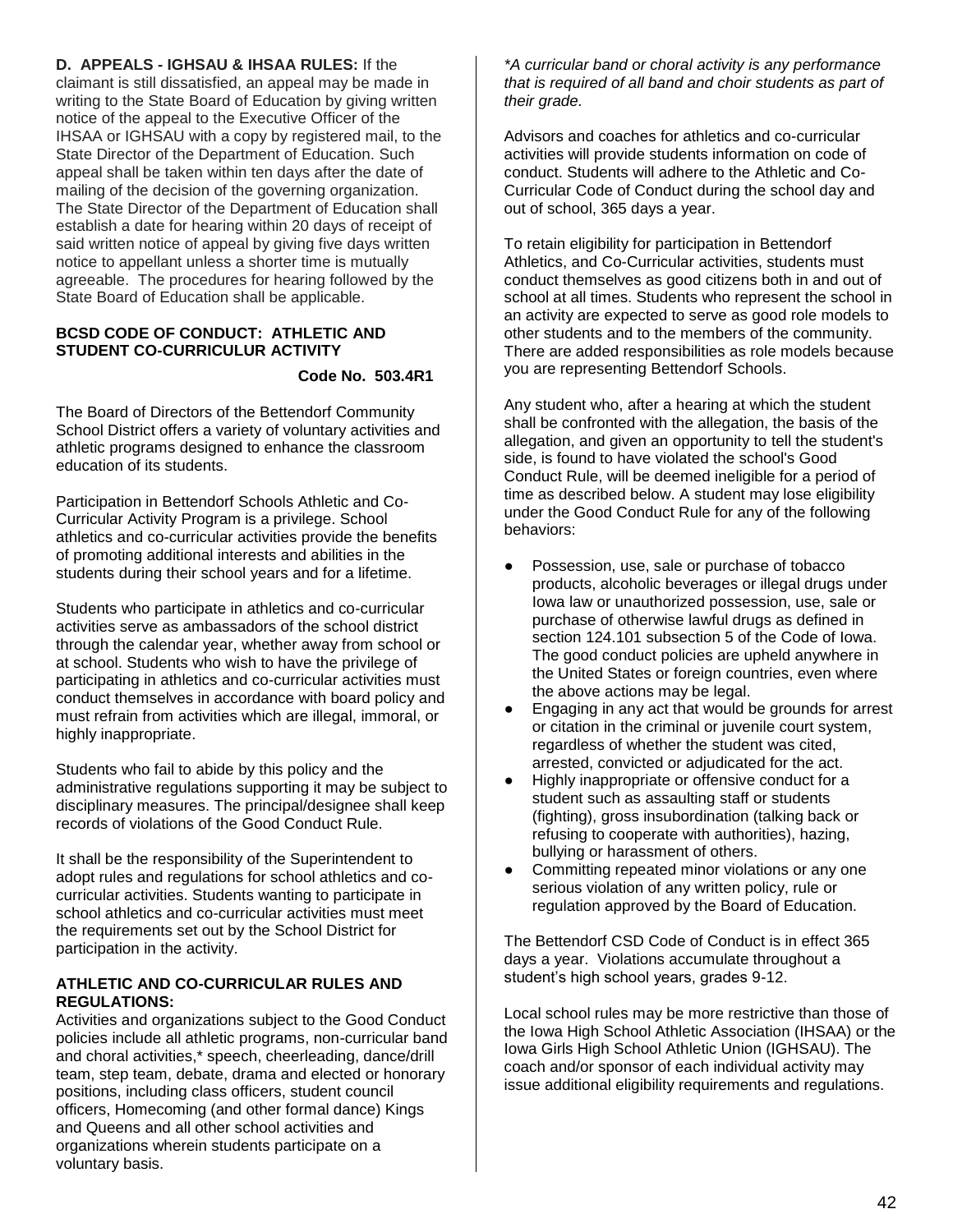**D. APPEALS - IGHSAU & IHSAA RULES:** If the claimant is still dissatisfied, an appeal may be made in writing to the State Board of Education by giving written notice of the appeal to the Executive Officer of the IHSAA or IGHSAU with a copy by registered mail, to the State Director of the Department of Education. Such appeal shall be taken within ten days after the date of mailing of the decision of the governing organization. The State Director of the Department of Education shall establish a date for hearing within 20 days of receipt of said written notice of appeal by giving five days written notice to appellant unless a shorter time is mutually agreeable. The procedures for hearing followed by the State Board of Education shall be applicable.

## BCSD CODE OF CONDUCT: ATHLETIC AND STUDENT CO-CURRICULUR ACTIVITY

**Code No. 503.4R1**

The Board of Directors of the Bettendorf Community School District offers a variety of voluntary activities and athletic programs designed to enhance the classroom education of its students.

Participation in Bettendorf Schools Athletic and Co-Curricular Activity Program is a privilege. School athletics and co-curricular activities provide the benefits of promoting additional interests and abilities in the students during their school years and for a lifetime.

Students who participate in athletics and co-curricular activities serve as ambassadors of the school district through the calendar year, whether away from school or at school. Students who wish to have the privilege of participating in athletics and co-curricular activities must conduct themselves in accordance with board policy and must refrain from activities which are illegal, immoral, or highly inappropriate.

Students who fail to abide by this policy and the administrative regulations supporting it may be subject to disciplinary measures. The principal/designee shall keep records of violations of the Good Conduct Rule.

It shall be the responsibility of the Superintendent to adopt rules and regulations for school athletics and co-curricular activities. Students wanting to participate in school athletics and co-curricular activities must meet the requirements set out by the School District for participation in the activity.

### ATHLETIC AND CO-CURRICULAR RULES AND REGULATIONS:

Activities and organizations subject to the Good Conduct policies include all athletic programs, non-curricular band and choral activities,* speech, cheerleading, dance/drill team, step team, debate, drama and elected or honorary positions, including class officers, student council officers, Homecoming (and other formal dance) Kings and Queens and all other school activities and organizations wherein students participate on a voluntary basis.

*\*A curricular band or choral activity is any performance that is required of all band and choir students as part of their grade.*

Advisors and coaches for athletics and co-curricular activities will provide students information on code of conduct. Students will adhere to the Athletic and Co-Curricular Code of Conduct during the school day and out of school, 365 days a year.

To retain eligibility for participation in Bettendorf Athletics, and Co-Curricular activities, students must conduct themselves as good citizens both in and out of school at all times. Students who represent the school in an activity are expected to serve as good role models to other students and to the members of the community. There are added responsibilities as role models because you are representing Bettendorf Schools.

Any student who, after a hearing at which the student shall be confronted with the allegation, the basis of the allegation, and given an opportunity to tell the student's side, is found to have violated the school's Good Conduct Rule, will be deemed ineligible for a period of time as described below. A student may lose eligibility under the Good Conduct Rule for any of the following behaviors:

- Possession, use, sale or purchase of tobacco products, alcoholic beverages or illegal drugs under Iowa law or unauthorized possession, use, sale or purchase of otherwise lawful drugs as defined in section 124.101 subsection 5 of the Code of Iowa. The good conduct policies are upheld anywhere in the United States or foreign countries, even where the above actions may be legal.
- Engaging in any act that would be grounds for arrest or citation in the criminal or juvenile court system, regardless of whether the student was cited, arrested, convicted or adjudicated for the act.
- Highly inappropriate or offensive conduct for a student such as assaulting staff or students (fighting), gross insubordination (talking back or refusing to cooperate with authorities), hazing, bullying or harassment of others.
- Committing repeated minor violations or any one serious violation of any written policy, rule or regulation approved by the Board of Education.

The Bettendorf CSD Code of Conduct is in effect 365 days a year. Violations accumulate throughout a student's high school years, grades 9-12.

Local school rules may be more restrictive than those of the Iowa High School Athletic Association (IHSAA) or the Iowa Girls High School Athletic Union (IGHSAU). The coach and/or sponsor of each individual activity may issue additional eligibility requirements and regulations.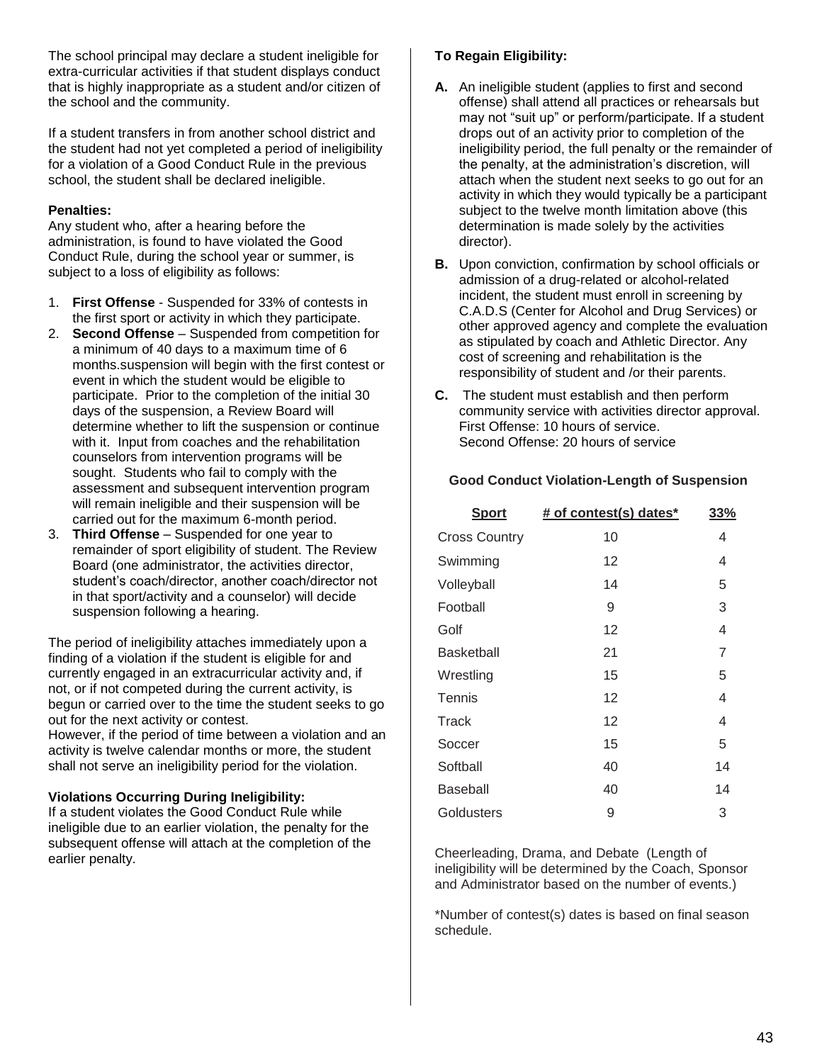The school principal may declare a student ineligible for extra-curricular activities if that student displays conduct that is highly inappropriate as a student and/or citizen of the school and the community.

If a student transfers in from another school district and the student had not yet completed a period of ineligibility for a violation of a Good Conduct Rule in the previous school, the student shall be declared ineligible.

**Penalties:**
Any student who, after a hearing before the administration, is found to have violated the Good Conduct Rule, during the school year or summer, is subject to a loss of eligibility as follows:

1. **First Offense** - Suspended for 33% of contests in the first sport or activity in which they participate.
2. **Second Offense** – Suspended from competition for a minimum of 40 days to a maximum time of 6 months.suspension will begin with the first contest or event in which the student would be eligible to participate. Prior to the completion of the initial 30 days of the suspension, a Review Board will determine whether to lift the suspension or continue with it. Input from coaches and the rehabilitation counselors from intervention programs will be sought. Students who fail to comply with the assessment and subsequent intervention program will remain ineligible and their suspension will be carried out for the maximum 6-month period.
3. **Third Offense** – Suspended for one year to remainder of sport eligibility of student. The Review Board (one administrator, the activities director, student's coach/director, another coach/director not in that sport/activity and a counselor) will decide suspension following a hearing.

The period of ineligibility attaches immediately upon a finding of a violation if the student is eligible for and currently engaged in an extracurricular activity and, if not, or if not competed during the current activity, is begun or carried over to the time the student seeks to go out for the next activity or contest.
However, if the period of time between a violation and an activity is twelve calendar months or more, the student shall not serve an ineligibility period for the violation.

**Violations Occurring During Ineligibility:**
If a student violates the Good Conduct Rule while ineligible due to an earlier violation, the penalty for the subsequent offense will attach at the completion of the earlier penalty.

**To Regain Eligibility:**

**A.** An ineligible student (applies to first and second offense) shall attend all practices or rehearsals but may not "suit up" or perform/participate. If a student drops out of an activity prior to completion of the ineligibility period, the full penalty or the remainder of the penalty, at the administration's discretion, will attach when the student next seeks to go out for an activity in which they would typically be a participant subject to the twelve month limitation above (this determination is made solely by the activities director).

**B.** Upon conviction, confirmation by school officials or admission of a drug-related or alcohol-related incident, the student must enroll in screening by C.A.D.S (Center for Alcohol and Drug Services) or other approved agency and complete the evaluation as stipulated by coach and Athletic Director. Any cost of screening and rehabilitation is the responsibility of student and /or their parents.

**C.** The student must establish and then perform community service with activities director approval.
First Offense: 10 hours of service.
Second Offense: 20 hours of service

**Good Conduct Violation-Length of Suspension**

| Sport | # of contest(s) dates* | 33% |
|---|---|---|
| Cross Country | 10 | 4 |
| Swimming | 12 | 4 |
| Volleyball | 14 | 5 |
| Football | 9 | 3 |
| Golf | 12 | 4 |
| Basketball | 21 | 7 |
| Wrestling | 15 | 5 |
| Tennis | 12 | 4 |
| Track | 12 | 4 |
| Soccer | 15 | 5 |
| Softball | 40 | 14 |
| Baseball | 40 | 14 |
| Goldusters | 9 | 3 |

Cheerleading, Drama, and Debate (Length of ineligibility will be determined by the Coach, Sponsor and Administrator based on the number of events.)

*Number of contest(s) dates is based on final season schedule.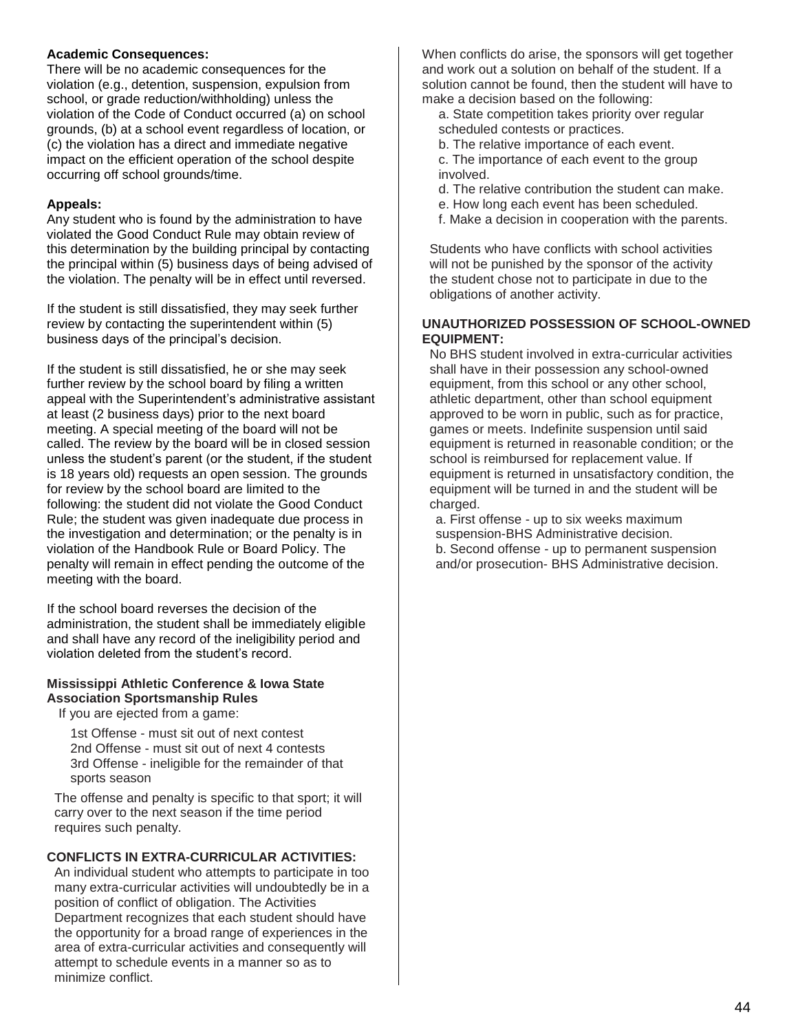**Academic Consequences:**

There will be no academic consequences for the violation (e.g., detention, suspension, expulsion from school, or grade reduction/withholding) unless the violation of the Code of Conduct occurred (a) on school grounds, (b) at a school event regardless of location, or (c) the violation has a direct and immediate negative impact on the efficient operation of the school despite occurring off school grounds/time.

**Appeals:**

Any student who is found by the administration to have violated the Good Conduct Rule may obtain review of this determination by the building principal by contacting the principal within (5) business days of being advised of the violation. The penalty will be in effect until reversed.

If the student is still dissatisfied, they may seek further review by contacting the superintendent within (5) business days of the principal's decision.

If the student is still dissatisfied, he or she may seek further review by the school board by filing a written appeal with the Superintendent's administrative assistant at least (2 business days) prior to the next board meeting. A special meeting of the board will not be called. The review by the board will be in closed session unless the student's parent (or the student, if the student is 18 years old) requests an open session. The grounds for review by the school board are limited to the following: the student did not violate the Good Conduct Rule; the student was given inadequate due process in the investigation and determination; or the penalty is in violation of the Handbook Rule or Board Policy. The penalty will remain in effect pending the outcome of the meeting with the board.

If the school board reverses the decision of the administration, the student shall be immediately eligible and shall have any record of the ineligibility period and violation deleted from the student's record.

**Mississippi Athletic Conference & Iowa State Association Sportsmanship Rules**

If you are ejected from a game:

1st Offense - must sit out of next contest
2nd Offense - must sit out of next 4 contests
3rd Offense - ineligible for the remainder of that sports season

The offense and penalty is specific to that sport; it will carry over to the next season if the time period requires such penalty.

**CONFLICTS IN EXTRA-CURRICULAR ACTIVITIES:**

An individual student who attempts to participate in too many extra-curricular activities will undoubtedly be in a position of conflict of obligation. The Activities Department recognizes that each student should have the opportunity for a broad range of experiences in the area of extra-curricular activities and consequently will attempt to schedule events in a manner so as to minimize conflict.

When conflicts do arise, the sponsors will get together and work out a solution on behalf of the student. If a solution cannot be found, then the student will have to make a decision based on the following:

a. State competition takes priority over regular scheduled contests or practices.
b. The relative importance of each event.
c. The importance of each event to the group involved.
d. The relative contribution the student can make.
e. How long each event has been scheduled.
f. Make a decision in cooperation with the parents.

Students who have conflicts with school activities will not be punished by the sponsor of the activity the student chose not to participate in due to the obligations of another activity.

**UNAUTHORIZED POSSESSION OF SCHOOL-OWNED EQUIPMENT:**

No BHS student involved in extra-curricular activities shall have in their possession any school-owned equipment, from this school or any other school, athletic department, other than school equipment approved to be worn in public, such as for practice, games or meets. Indefinite suspension until said equipment is returned in reasonable condition; or the school is reimbursed for replacement value. If equipment is returned in unsatisfactory condition, the equipment will be turned in and the student will be charged.

a. First offense - up to six weeks maximum suspension-BHS Administrative decision.
b. Second offense - up to permanent suspension and/or prosecution- BHS Administrative decision.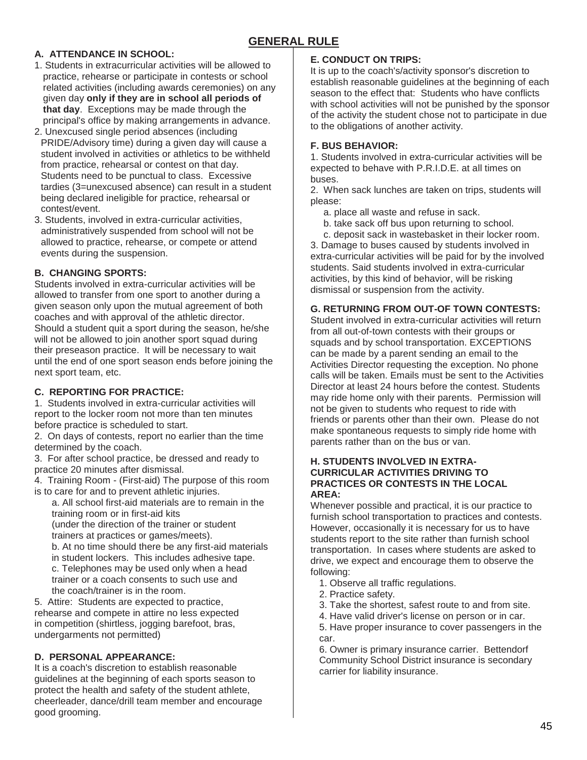# GENERAL RULE

### A. ATTENDANCE IN SCHOOL:

1. Students in extracurricular activities will be allowed to practice, rehearse or participate in contests or school related activities (including awards ceremonies) on any given day **only if they are in school all periods of that day**. Exceptions may be made through the principal's office by making arrangements in advance.
2. Unexcused single period absences (including PRIDE/Advisory time) during a given day will cause a student involved in activities or athletics to be withheld from practice, rehearsal or contest on that day. Students need to be punctual to class. Excessive tardies (3=unexcused absence) can result in a student being declared ineligible for practice, rehearsal or contest/event.
3. Students, involved in extra-curricular activities, administratively suspended from school will not be allowed to practice, rehearse, or compete or attend events during the suspension.

### B. CHANGING SPORTS:

Students involved in extra-curricular activities will be allowed to transfer from one sport to another during a given season only upon the mutual agreement of both coaches and with approval of the athletic director. Should a student quit a sport during the season, he/she will not be allowed to join another sport squad during their preseason practice. It will be necessary to wait until the end of one sport season ends before joining the next sport team, etc.

### C. REPORTING FOR PRACTICE:

1. Students involved in extra-curricular activities will report to the locker room not more than ten minutes before practice is scheduled to start.
2. On days of contests, report no earlier than the time determined by the coach.
3. For after school practice, be dressed and ready to practice 20 minutes after dismissal.
4. Training Room - (First-aid) The purpose of this room is to care for and to prevent athletic injuries.
   a. All school first-aid materials are to remain in the training room or in first-aid kits (under the direction of the trainer or student trainers at practices or games/meets).
   b. At no time should there be any first-aid materials in student lockers. This includes adhesive tape.
   c. Telephones may be used only when a head trainer or a coach consents to such use and the coach/trainer is in the room.
5. Attire: Students are expected to practice, rehearse and compete in attire no less expected in competition (shirtless, jogging barefoot, bras, undergarments not permitted)

### D. PERSONAL APPEARANCE:

It is a coach's discretion to establish reasonable guidelines at the beginning of each sports season to protect the health and safety of the student athlete, cheerleader, dance/drill team member and encourage good grooming.

### E. CONDUCT ON TRIPS:

It is up to the coach's/activity sponsor's discretion to establish reasonable guidelines at the beginning of each season to the effect that: Students who have conflicts with school activities will not be punished by the sponsor of the activity the student chose not to participate in due to the obligations of another activity.

### F. BUS BEHAVIOR:

1. Students involved in extra-curricular activities will be expected to behave with P.R.I.D.E. at all times on buses.
2. When sack lunches are taken on trips, students will please:
   a. place all waste and refuse in sack.
   b. take sack off bus upon returning to school.
   c. deposit sack in wastebasket in their locker room.
3. Damage to buses caused by students involved in extra-curricular activities will be paid for by the involved students. Said students involved in extra-curricular activities, by this kind of behavior, will be risking dismissal or suspension from the activity.

### G. RETURNING FROM OUT-OF TOWN CONTESTS:

Student involved in extra-curricular activities will return from all out-of-town contests with their groups or squads and by school transportation. EXCEPTIONS can be made by a parent sending an email to the Activities Director requesting the exception. No phone calls will be taken. Emails must be sent to the Activities Director at least 24 hours before the contest. Students may ride home only with their parents. Permission will not be given to students who request to ride with friends or parents other than their own. Please do not make spontaneous requests to simply ride home with parents rather than on the bus or van.

### H. STUDENTS INVOLVED IN EXTRA-CURRICULAR ACTIVITIES DRIVING TO PRACTICES OR CONTESTS IN THE LOCAL AREA:

Whenever possible and practical, it is our practice to furnish school transportation to practices and contests. However, occasionally it is necessary for us to have students report to the site rather than furnish school transportation. In cases where students are asked to drive, we expect and encourage them to observe the following:

1. Observe all traffic regulations.
2. Practice safety.
3. Take the shortest, safest route to and from site.
4. Have valid driver's license on person or in car.
5. Have proper insurance to cover passengers in the car.
6. Owner is primary insurance carrier. Bettendorf Community School District insurance is secondary carrier for liability insurance.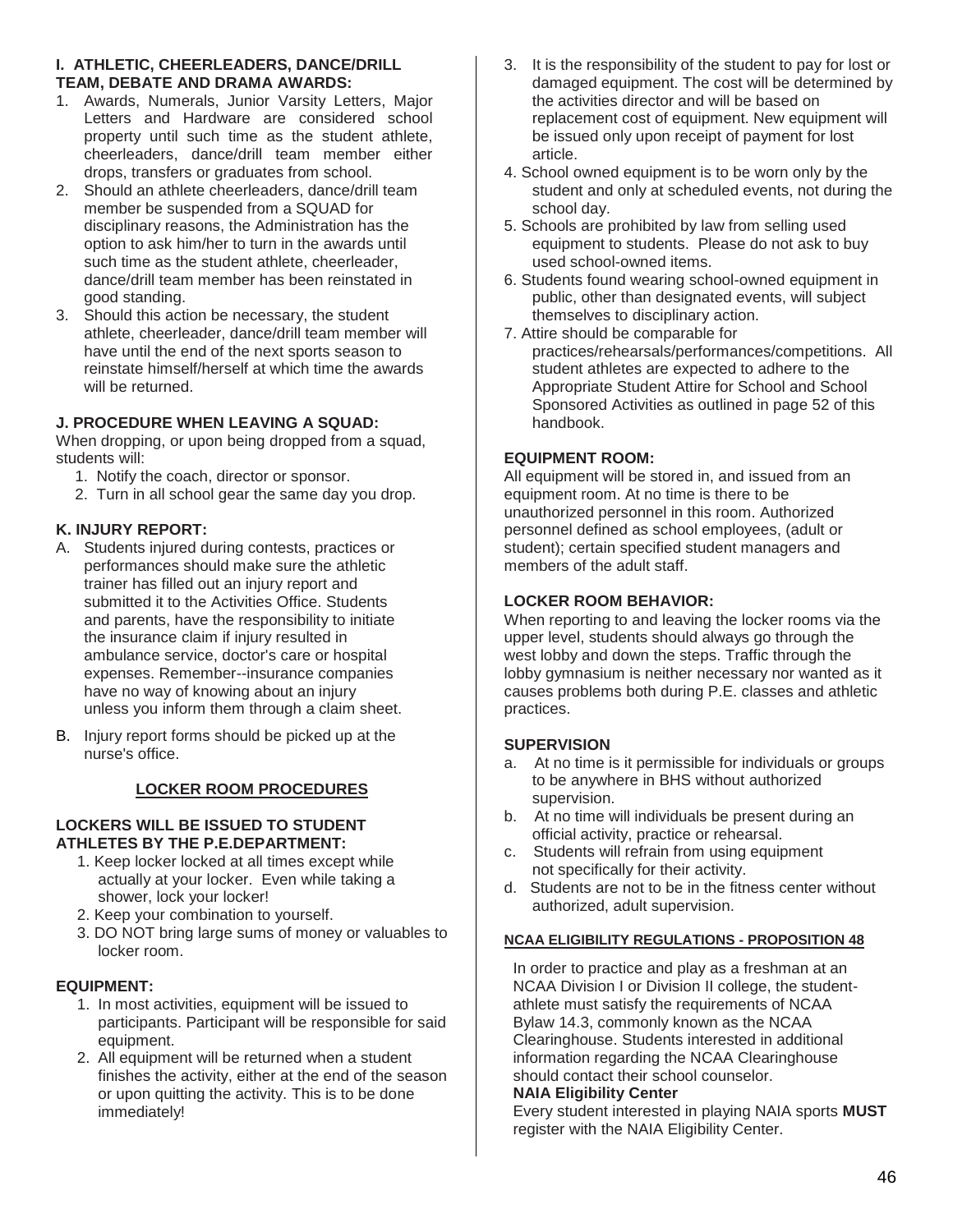### I. ATHLETIC, CHEERLEADERS, DANCE/DRILL TEAM, DEBATE AND DRAMA AWARDS:

1. Awards, Numerals, Junior Varsity Letters, Major Letters and Hardware are considered school property until such time as the student athlete, cheerleaders, dance/drill team member either drops, transfers or graduates from school.
2. Should an athlete cheerleaders, dance/drill team member be suspended from a SQUAD for disciplinary reasons, the Administration has the option to ask him/her to turn in the awards until such time as the student athlete, cheerleader, dance/drill team member has been reinstated in good standing.
3. Should this action be necessary, the student athlete, cheerleader, dance/drill team member will have until the end of the next sports season to reinstate himself/herself at which time the awards will be returned.

### J. PROCEDURE WHEN LEAVING A SQUAD:

When dropping, or upon being dropped from a squad, students will:

1. Notify the coach, director or sponsor.
2. Turn in all school gear the same day you drop.

### K. INJURY REPORT:

A. Students injured during contests, practices or performances should make sure the athletic trainer has filled out an injury report and submitted it to the Activities Office. Students and parents, have the responsibility to initiate the insurance claim if injury resulted in ambulance service, doctor's care or hospital expenses. Remember--insurance companies have no way of knowing about an injury unless you inform them through a claim sheet.

B. Injury report forms should be picked up at the nurse's office.

## LOCKER ROOM PROCEDURES

### LOCKERS WILL BE ISSUED TO STUDENT ATHLETES BY THE P.E.DEPARTMENT:

1. Keep locker locked at all times except while actually at your locker. Even while taking a shower, lock your locker!
2. Keep your combination to yourself.
3. DO NOT bring large sums of money or valuables to locker room.

### EQUIPMENT:

1. In most activities, equipment will be issued to participants. Participant will be responsible for said equipment.
2. All equipment will be returned when a student finishes the activity, either at the end of the season or upon quitting the activity. This is to be done immediately!
3. It is the responsibility of the student to pay for lost or damaged equipment. The cost will be determined by the activities director and will be based on replacement cost of equipment. New equipment will be issued only upon receipt of payment for lost article.
4. School owned equipment is to be worn only by the student and only at scheduled events, not during the school day.
5. Schools are prohibited by law from selling used equipment to students. Please do not ask to buy used school-owned items.
6. Students found wearing school-owned equipment in public, other than designated events, will subject themselves to disciplinary action.
7. Attire should be comparable for practices/rehearsals/performances/competitions. All student athletes are expected to adhere to the Appropriate Student Attire for School and School Sponsored Activities as outlined in page 52 of this handbook.

### EQUIPMENT ROOM:

All equipment will be stored in, and issued from an equipment room. At no time is there to be unauthorized personnel in this room. Authorized personnel defined as school employees, (adult or student); certain specified student managers and members of the adult staff.

### LOCKER ROOM BEHAVIOR:

When reporting to and leaving the locker rooms via the upper level, students should always go through the west lobby and down the steps. Traffic through the lobby gymnasium is neither necessary nor wanted as it causes problems both during P.E. classes and athletic practices.

### SUPERVISION

a. At no time is it permissible for individuals or groups to be anywhere in BHS without authorized supervision.
b. At no time will individuals be present during an official activity, practice or rehearsal.
c. Students will refrain from using equipment not specifically for their activity.
d. Students are not to be in the fitness center without authorized, adult supervision.

### NCAA ELIGIBILITY REGULATIONS - PROPOSITION 48

In order to practice and play as a freshman at an NCAA Division I or Division II college, the student-athlete must satisfy the requirements of NCAA Bylaw 14.3, commonly known as the NCAA Clearinghouse. Students interested in additional information regarding the NCAA Clearinghouse should contact their school counselor.

**NAIA Eligibility Center**

Every student interested in playing NAIA sports **MUST** register with the NAIA Eligibility Center.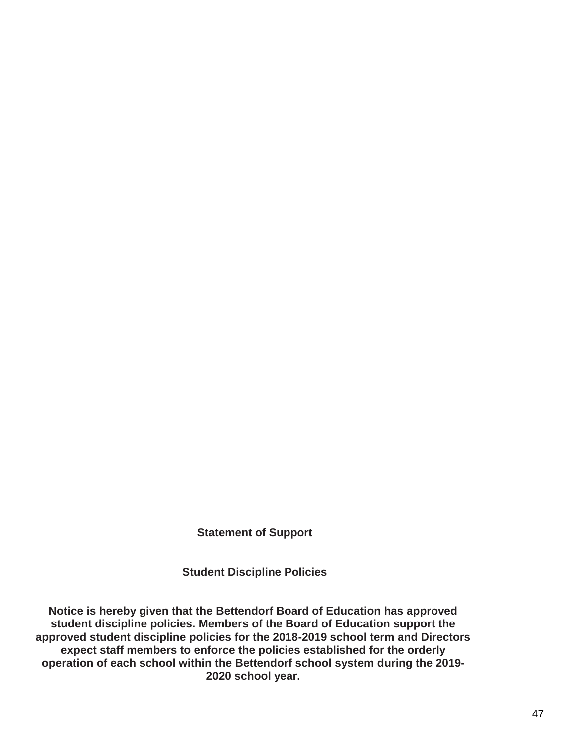**Statement of Support**

**Student Discipline Policies**

**Notice is hereby given that the Bettendorf Board of Education has approved student discipline policies. Members of the Board of Education support the approved student discipline policies for the 2018-2019 school term and Directors expect staff members to enforce the policies established for the orderly operation of each school within the Bettendorf school system during the 2019-2020 school year.**